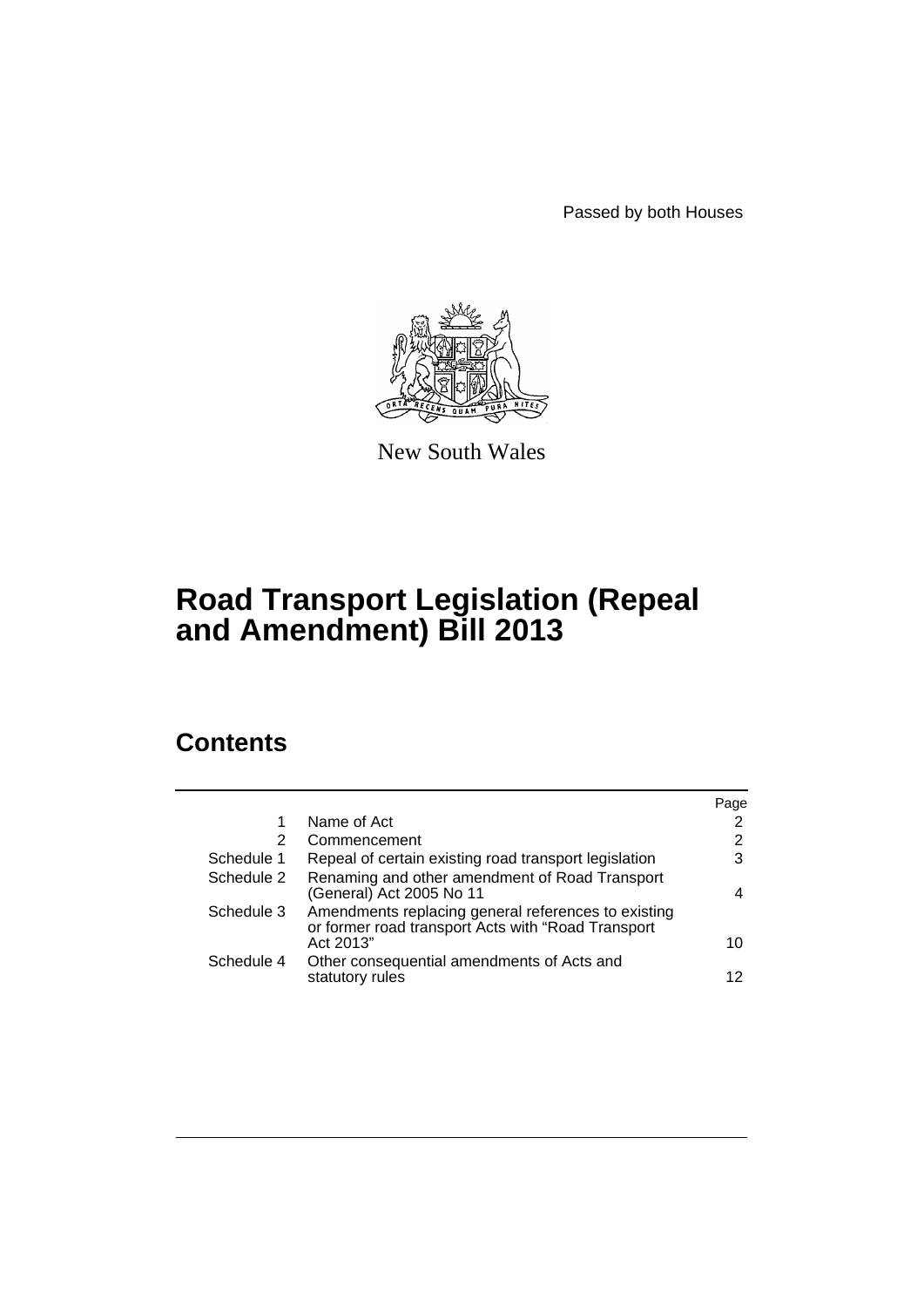Passed by both Houses

New South Wales

# Road Transport Legislation (Repeal and Amendment) Bill 2013

## Contents

| | | Page |
|---|---|---|
| 1 | Name of Act | 2 |
| 2 | Commencement | 2 |
| Schedule 1 | Repeal of certain existing road transport legislation | 3 |
| Schedule 2 | Renaming and other amendment of Road Transport (General) Act 2005 No 11 | 4 |
| Schedule 3 | Amendments replacing general references to existing or former road transport Acts with "Road Transport Act 2013" | 10 |
| Schedule 4 | Other consequential amendments of Acts and statutory rules | 12 |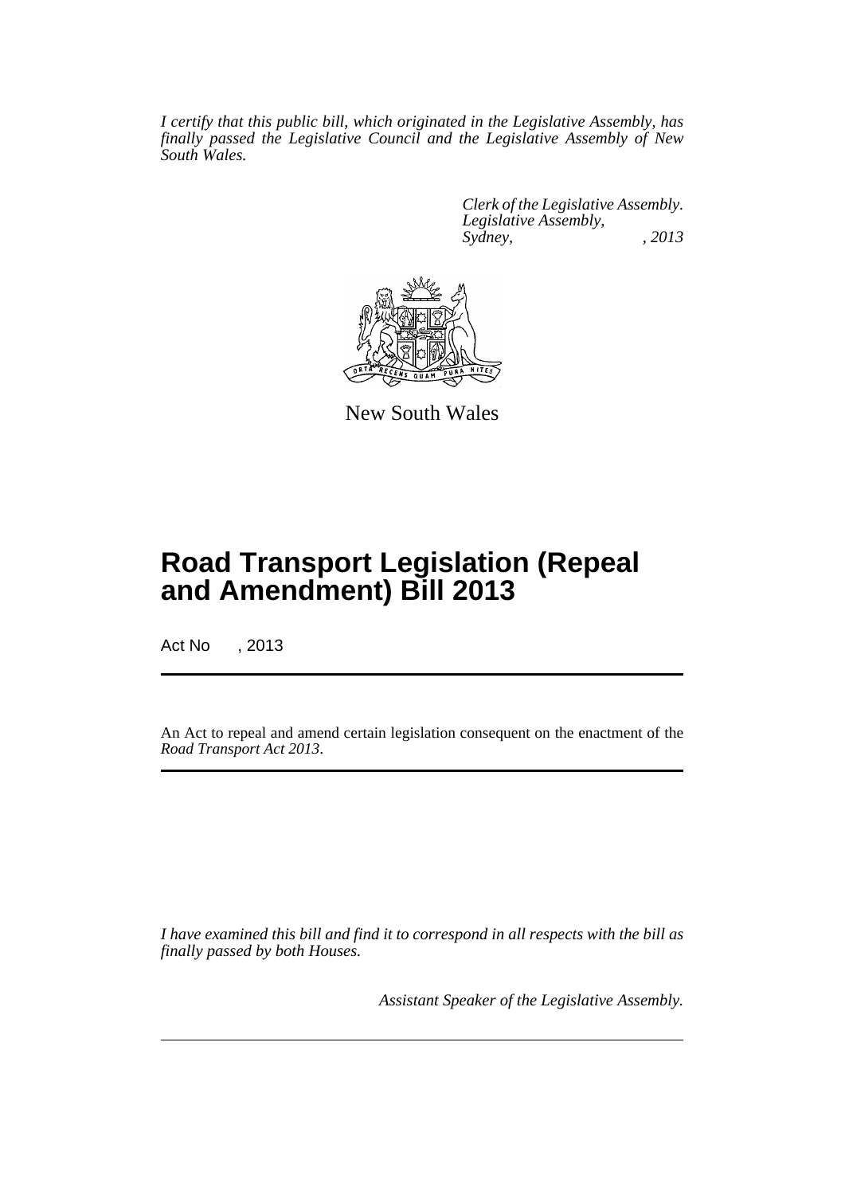*I certify that this public bill, which originated in the Legislative Assembly, has finally passed the Legislative Council and the Legislative Assembly of New South Wales.*

*Clerk of the Legislative Assembly.*
*Legislative Assembly,*
*Sydney, , 2013*

New South Wales

# Road Transport Legislation (Repeal and Amendment) Bill 2013

Act No , 2013

An Act to repeal and amend certain legislation consequent on the enactment of the *Road Transport Act 2013*.

*I have examined this bill and find it to correspond in all respects with the bill as finally passed by both Houses.*

*Assistant Speaker of the Legislative Assembly.*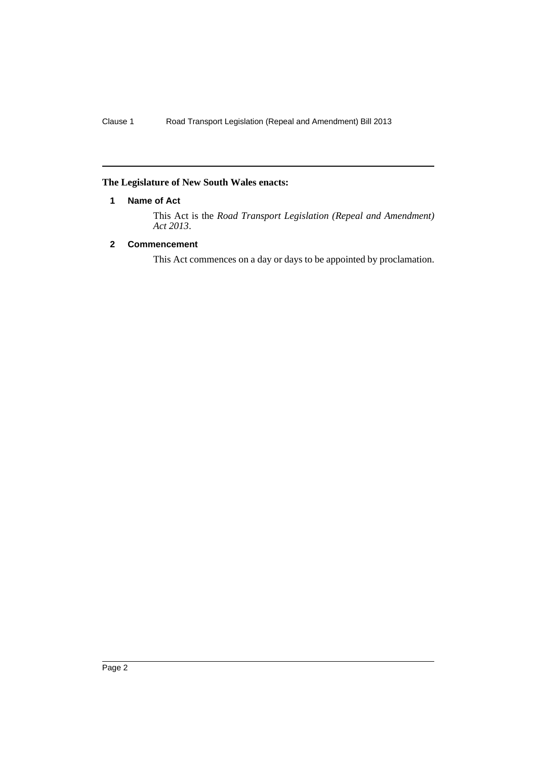**The Legislature of New South Wales enacts:**

## 1 Name of Act

This Act is the *Road Transport Legislation (Repeal and Amendment) Act 2013*.

## 2 Commencement

This Act commences on a day or days to be appointed by proclamation.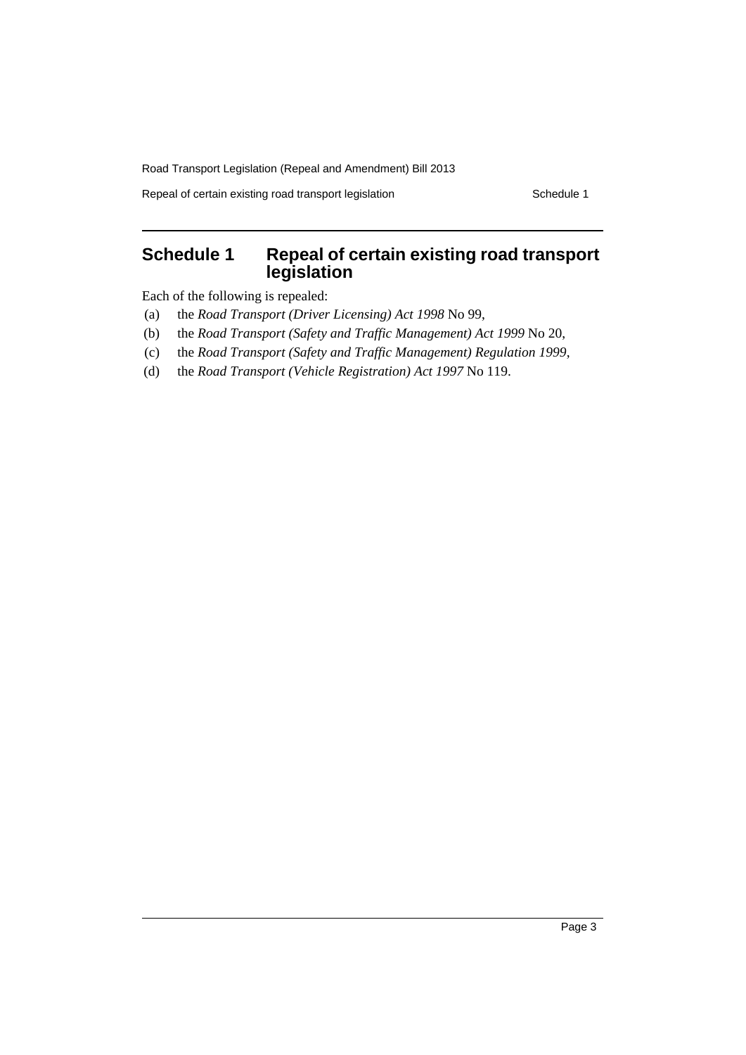## Schedule 1 Repeal of certain existing road transport legislation

Each of the following is repealed:

(a) the *Road Transport (Driver Licensing) Act 1998* No 99,

(b) the *Road Transport (Safety and Traffic Management) Act 1999* No 20,

(c) the *Road Transport (Safety and Traffic Management) Regulation 1999*,

(d) the *Road Transport (Vehicle Registration) Act 1997* No 119.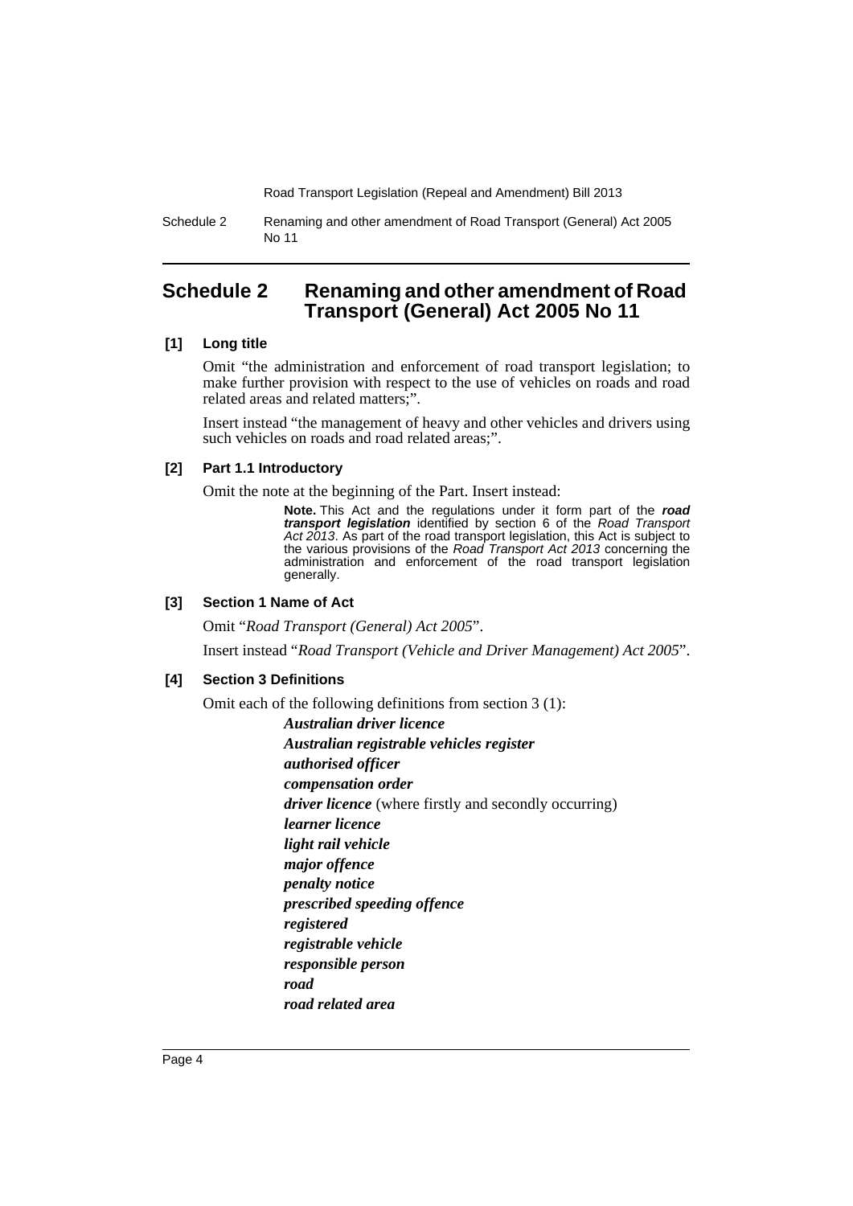# Schedule 2 Renaming and other amendment of Road Transport (General) Act 2005 No 11

### [1] Long title

Omit "the administration and enforcement of road transport legislation; to make further provision with respect to the use of vehicles on roads and road related areas and related matters;".

Insert instead "the management of heavy and other vehicles and drivers using such vehicles on roads and road related areas;".

### [2] Part 1.1 Introductory

Omit the note at the beginning of the Part. Insert instead:

> **Note.** This Act and the regulations under it form part of the ***road transport legislation*** identified by section 6 of the *Road Transport Act 2013*. As part of the road transport legislation, this Act is subject to the various provisions of the *Road Transport Act 2013* concerning the administration and enforcement of the road transport legislation generally.

### [3] Section 1 Name of Act

Omit "*Road Transport (General) Act 2005*".

Insert instead "*Road Transport (Vehicle and Driver Management) Act 2005*".

### [4] Section 3 Definitions

Omit each of the following definitions from section 3 (1):

***Australian driver licence***

***Australian registrable vehicles register***

***authorised officer***

***compensation order***

***driver licence*** (where firstly and secondly occurring)

***learner licence***

***light rail vehicle***

***major offence***

***penalty notice***

***prescribed speeding offence***

***registered***

***registrable vehicle***

***responsible person***

***road***

***road related area***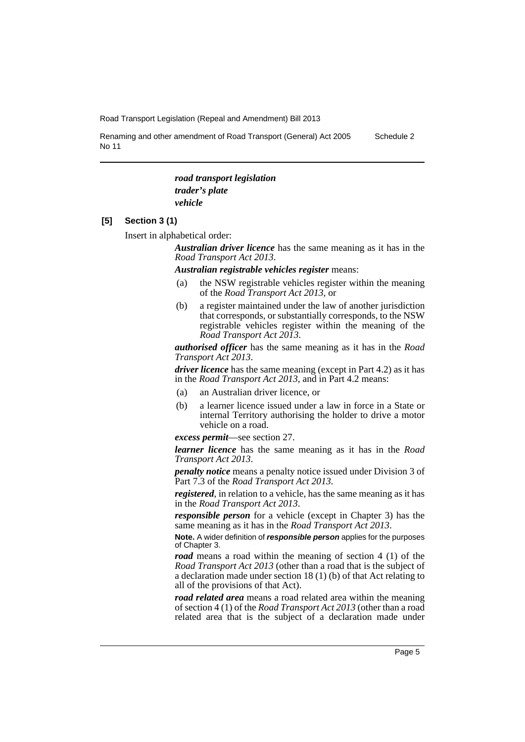***road transport legislation***
***trader's plate***
***vehicle***

**[5] Section 3 (1)**

Insert in alphabetical order:

***Australian driver licence*** has the same meaning as it has in the *Road Transport Act 2013*.

***Australian registrable vehicles register*** means:

- (a) the NSW registrable vehicles register within the meaning of the *Road Transport Act 2013*, or
- (b) a register maintained under the law of another jurisdiction that corresponds, or substantially corresponds, to the NSW registrable vehicles register within the meaning of the *Road Transport Act 2013*.

***authorised officer*** has the same meaning as it has in the *Road Transport Act 2013*.

***driver licence*** has the same meaning (except in Part 4.2) as it has in the *Road Transport Act 2013*, and in Part 4.2 means:

- (a) an Australian driver licence, or
- (b) a learner licence issued under a law in force in a State or internal Territory authorising the holder to drive a motor vehicle on a road.

***excess permit***—see section 27.

***learner licence*** has the same meaning as it has in the *Road Transport Act 2013*.

***penalty notice*** means a penalty notice issued under Division 3 of Part 7.3 of the *Road Transport Act 2013*.

***registered***, in relation to a vehicle, has the same meaning as it has in the *Road Transport Act 2013*.

***responsible person*** for a vehicle (except in Chapter 3) has the same meaning as it has in the *Road Transport Act 2013*.

**Note.** A wider definition of ***responsible person*** applies for the purposes of Chapter 3.

***road*** means a road within the meaning of section 4 (1) of the *Road Transport Act 2013* (other than a road that is the subject of a declaration made under section 18 (1) (b) of that Act relating to all of the provisions of that Act).

***road related area*** means a road related area within the meaning of section 4 (1) of the *Road Transport Act 2013* (other than a road related area that is the subject of a declaration made under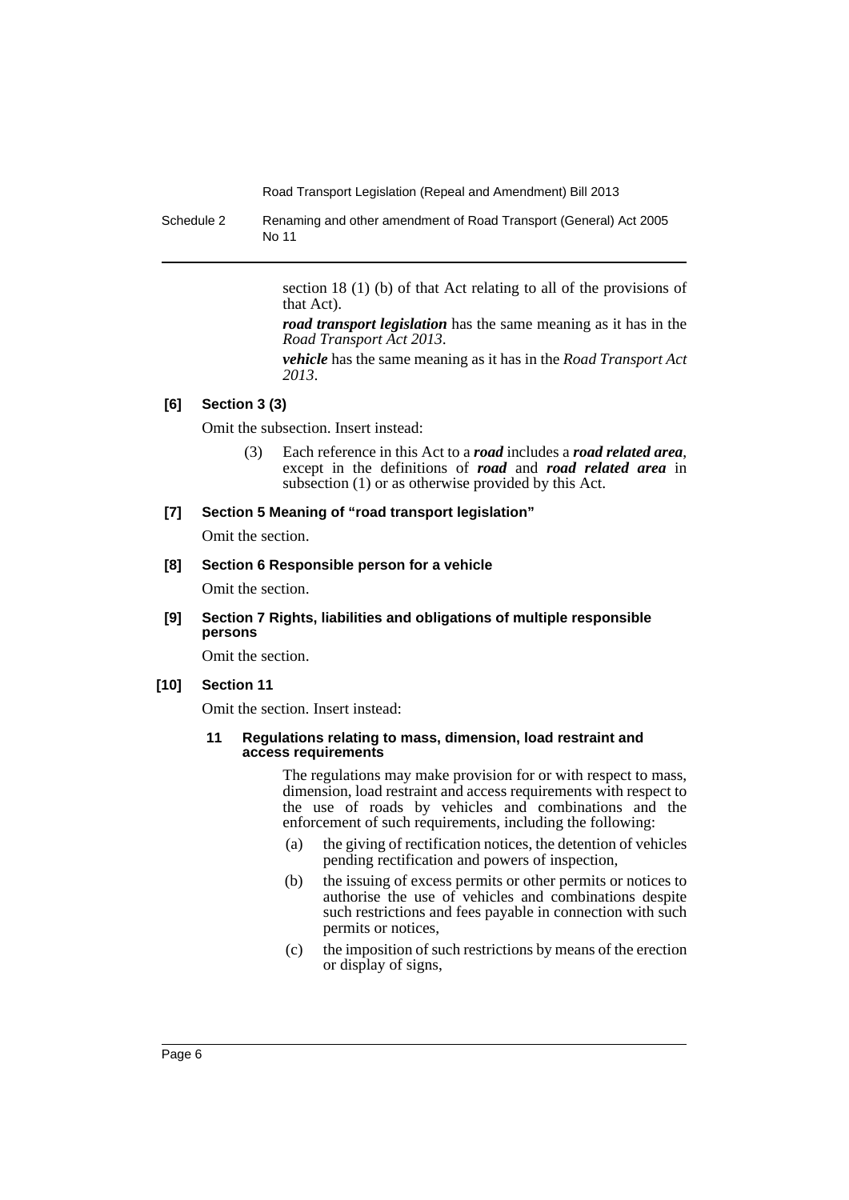section 18 (1) (b) of that Act relating to all of the provisions of that Act).

***road transport legislation*** has the same meaning as it has in the *Road Transport Act 2013*.

***vehicle*** has the same meaning as it has in the *Road Transport Act 2013*.

**[6] Section 3 (3)**

Omit the subsection. Insert instead:

(3) Each reference in this Act to a ***road*** includes a ***road related area***, except in the definitions of ***road*** and ***road related area*** in subsection (1) or as otherwise provided by this Act.

**[7] Section 5 Meaning of "road transport legislation"**

Omit the section.

**[8] Section 6 Responsible person for a vehicle**

Omit the section.

**[9] Section 7 Rights, liabilities and obligations of multiple responsible persons**

Omit the section.

**[10] Section 11**

Omit the section. Insert instead:

**11 Regulations relating to mass, dimension, load restraint and access requirements**

The regulations may make provision for or with respect to mass, dimension, load restraint and access requirements with respect to the use of roads by vehicles and combinations and the enforcement of such requirements, including the following:

(a) the giving of rectification notices, the detention of vehicles pending rectification and powers of inspection,

(b) the issuing of excess permits or other permits or notices to authorise the use of vehicles and combinations despite such restrictions and fees payable in connection with such permits or notices,

(c) the imposition of such restrictions by means of the erection or display of signs,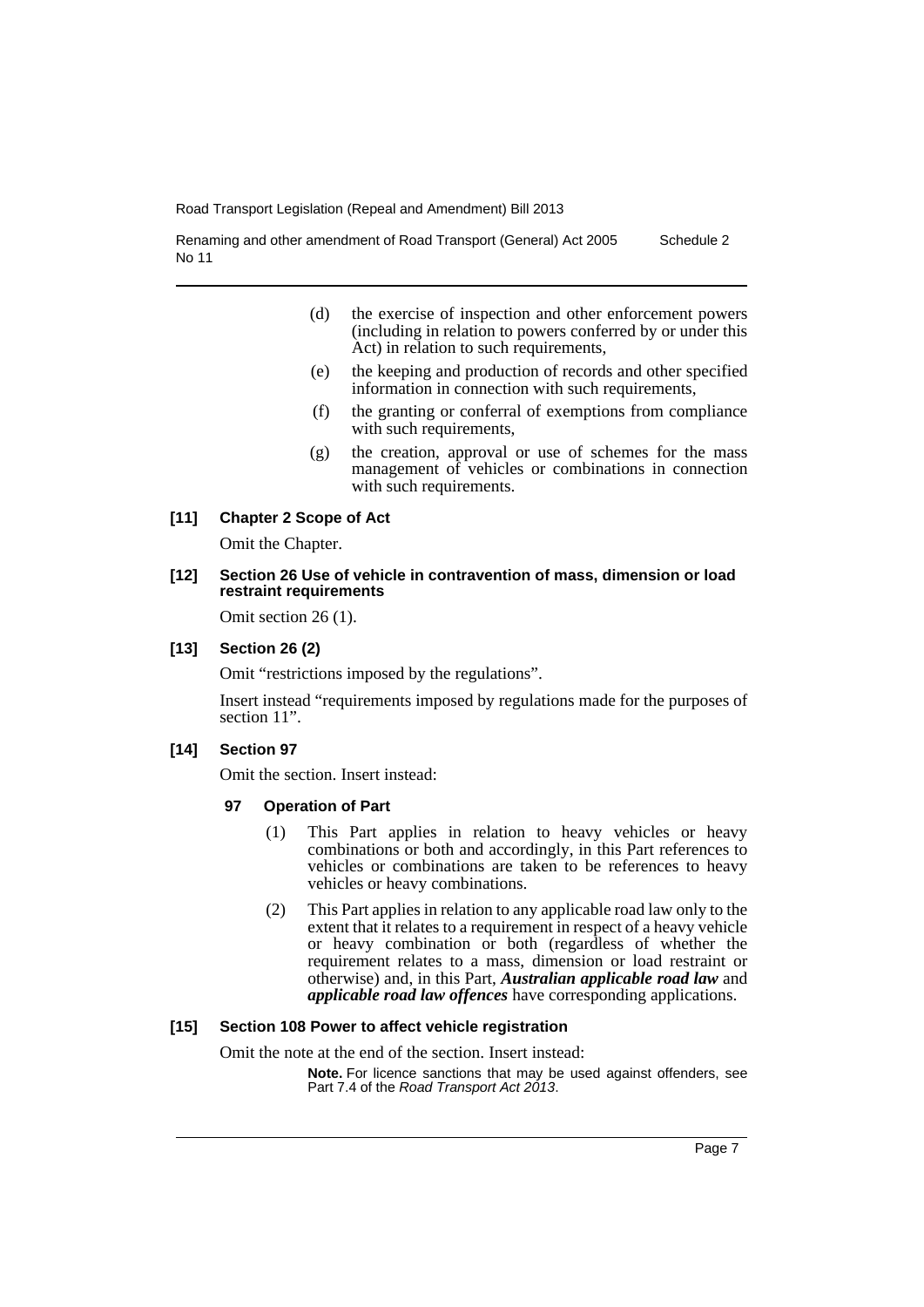(d) the exercise of inspection and other enforcement powers (including in relation to powers conferred by or under this Act) in relation to such requirements,

(e) the keeping and production of records and other specified information in connection with such requirements,

(f) the granting or conferral of exemptions from compliance with such requirements,

(g) the creation, approval or use of schemes for the mass management of vehicles or combinations in connection with such requirements.

**[11] Chapter 2 Scope of Act**

Omit the Chapter.

**[12] Section 26 Use of vehicle in contravention of mass, dimension or load restraint requirements**

Omit section 26 (1).

**[13] Section 26 (2)**

Omit "restrictions imposed by the regulations".

Insert instead "requirements imposed by regulations made for the purposes of section 11".

**[14] Section 97**

Omit the section. Insert instead:

**97 Operation of Part**

(1) This Part applies in relation to heavy vehicles or heavy combinations or both and accordingly, in this Part references to vehicles or combinations are taken to be references to heavy vehicles or heavy combinations.

(2) This Part applies in relation to any applicable road law only to the extent that it relates to a requirement in respect of a heavy vehicle or heavy combination or both (regardless of whether the requirement relates to a mass, dimension or load restraint or otherwise) and, in this Part, ***Australian applicable road law*** and ***applicable road law offences*** have corresponding applications.

**[15] Section 108 Power to affect vehicle registration**

Omit the note at the end of the section. Insert instead:

**Note.** For licence sanctions that may be used against offenders, see Part 7.4 of the *Road Transport Act 2013*.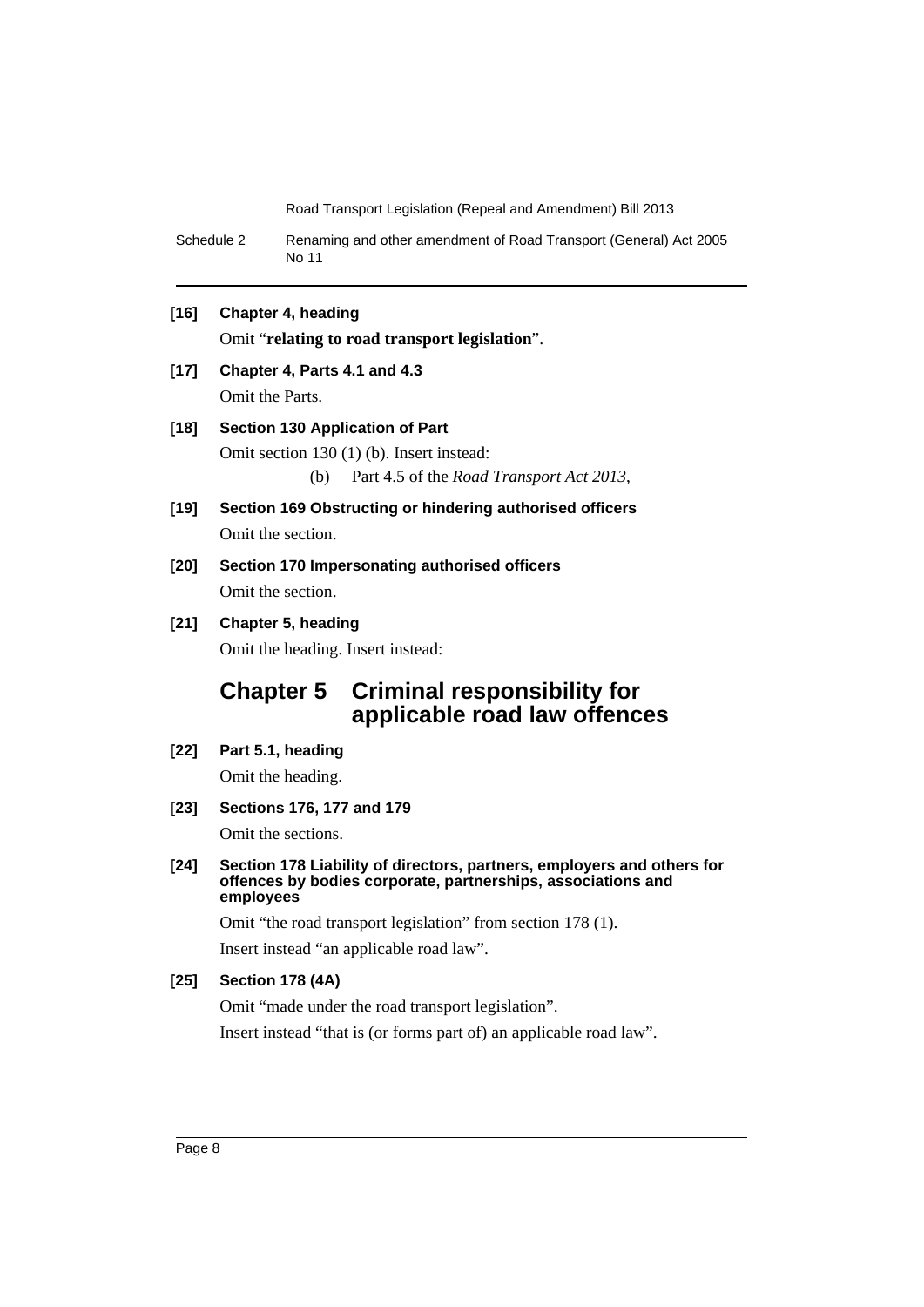**[16] Chapter 4, heading**

Omit "**relating to road transport legislation**".

**[17] Chapter 4, Parts 4.1 and 4.3**

Omit the Parts.

**[18] Section 130 Application of Part**

Omit section 130 (1) (b). Insert instead:

(b) Part 4.5 of the *Road Transport Act 2013*,

**[19] Section 169 Obstructing or hindering authorised officers**

Omit the section.

**[20] Section 170 Impersonating authorised officers**

Omit the section.

**[21] Chapter 5, heading**

Omit the heading. Insert instead:

# Chapter 5 Criminal responsibility for applicable road law offences

**[22] Part 5.1, heading**

Omit the heading.

**[23] Sections 176, 177 and 179**

Omit the sections.

**[24] Section 178 Liability of directors, partners, employers and others for offences by bodies corporate, partnerships, associations and employees**

Omit "the road transport legislation" from section 178 (1).

Insert instead "an applicable road law".

**[25] Section 178 (4A)**

Omit "made under the road transport legislation".

Insert instead "that is (or forms part of) an applicable road law".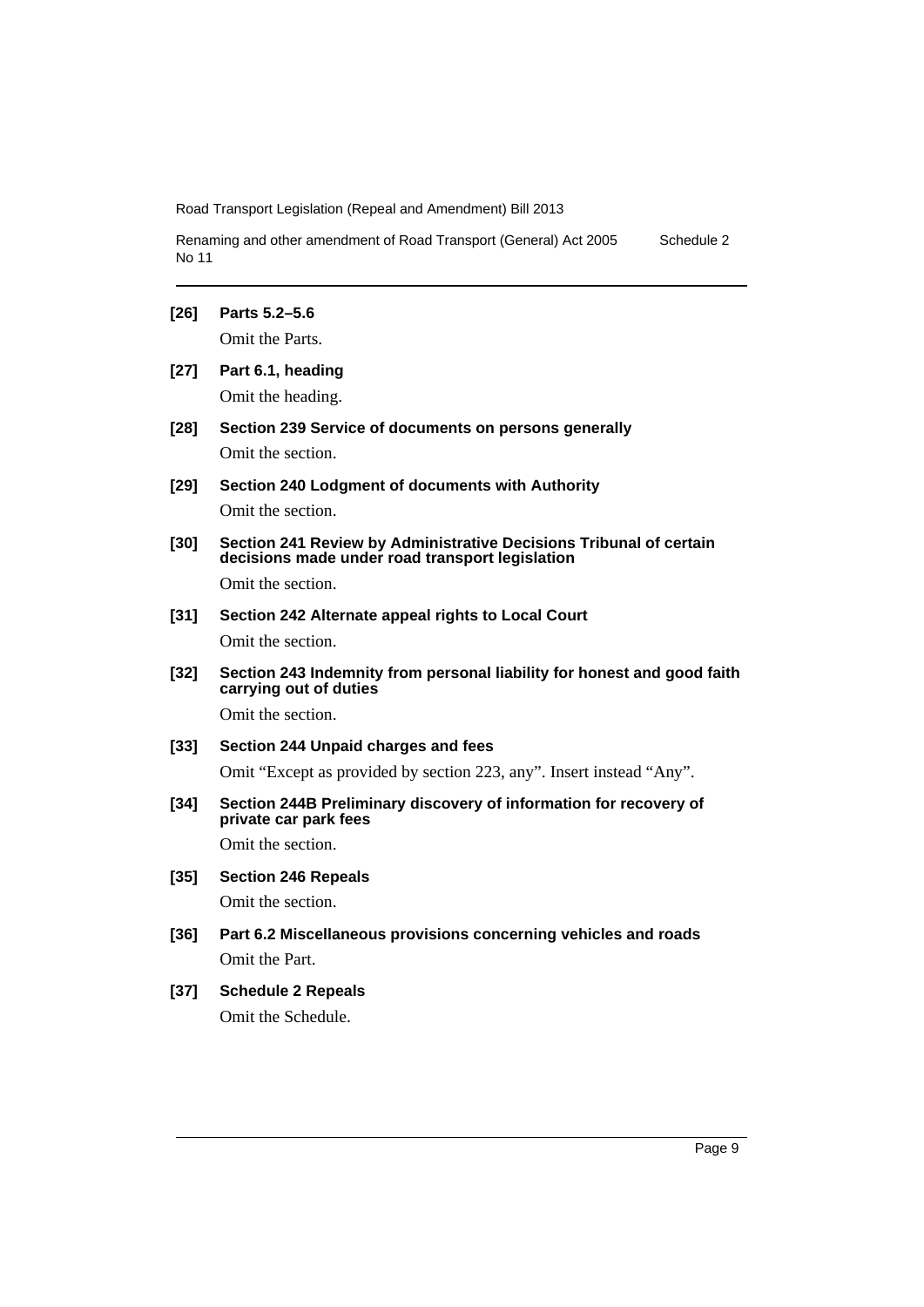**[26] Parts 5.2–5.6**

Omit the Parts.

**[27] Part 6.1, heading**

Omit the heading.

**[28] Section 239 Service of documents on persons generally**

Omit the section.

**[29] Section 240 Lodgment of documents with Authority**

Omit the section.

**[30] Section 241 Review by Administrative Decisions Tribunal of certain decisions made under road transport legislation**

Omit the section.

**[31] Section 242 Alternate appeal rights to Local Court**

Omit the section.

**[32] Section 243 Indemnity from personal liability for honest and good faith carrying out of duties**

Omit the section.

**[33] Section 244 Unpaid charges and fees**

Omit "Except as provided by section 223, any". Insert instead "Any".

**[34] Section 244B Preliminary discovery of information for recovery of private car park fees**

Omit the section.

**[35] Section 246 Repeals**

Omit the section.

**[36] Part 6.2 Miscellaneous provisions concerning vehicles and roads**

Omit the Part.

**[37] Schedule 2 Repeals**

Omit the Schedule.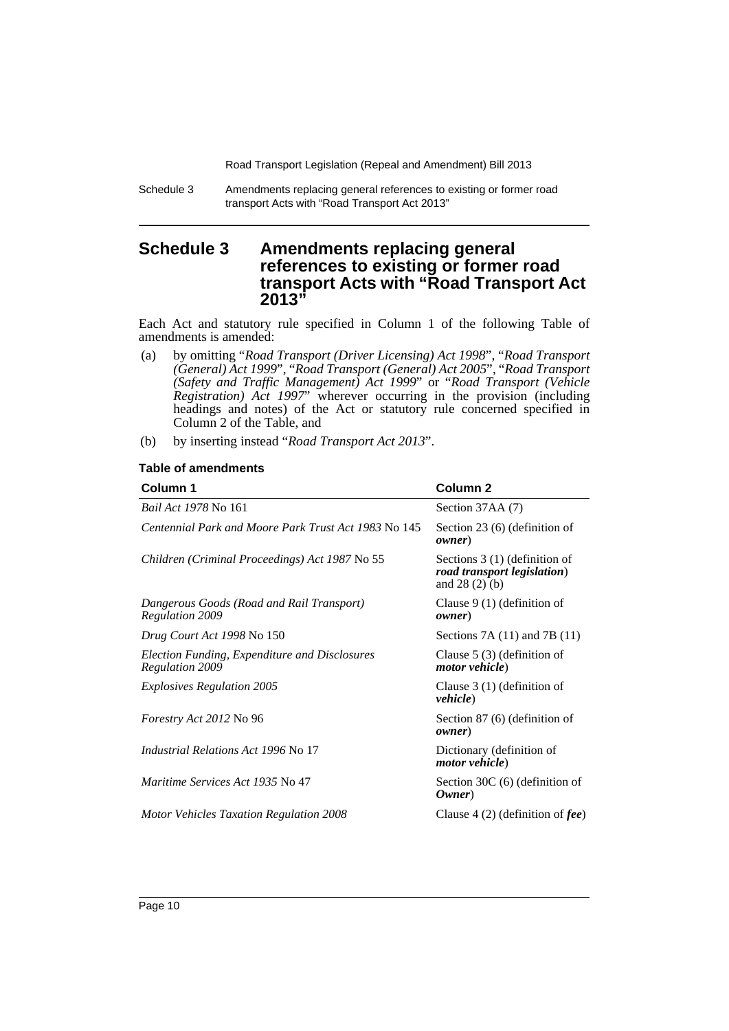# Schedule 3 Amendments replacing general references to existing or former road transport Acts with "Road Transport Act 2013"

Each Act and statutory rule specified in Column 1 of the following Table of amendments is amended:

(a) by omitting "*Road Transport (Driver Licensing) Act 1998*", "*Road Transport (General) Act 1999*", "*Road Transport (General) Act 2005*", "*Road Transport (Safety and Traffic Management) Act 1999*" or "*Road Transport (Vehicle Registration) Act 1997*" wherever occurring in the provision (including headings and notes) of the Act or statutory rule concerned specified in Column 2 of the Table, and

(b) by inserting instead "*Road Transport Act 2013*".

**Table of amendments**

| Column 1 | Column 2 |
|---|---|
| *Bail Act 1978* No 161 | Section 37AA (7) |
| *Centennial Park and Moore Park Trust Act 1983* No 145 | Section 23 (6) (definition of ***owner***) |
| *Children (Criminal Proceedings) Act 1987* No 55 | Sections 3 (1) (definition of ***road transport legislation***) and 28 (2) (b) |
| *Dangerous Goods (Road and Rail Transport) Regulation 2009* | Clause 9 (1) (definition of ***owner***) |
| *Drug Court Act 1998* No 150 | Sections 7A (11) and 7B (11) |
| *Election Funding, Expenditure and Disclosures Regulation 2009* | Clause 5 (3) (definition of ***motor vehicle***) |
| *Explosives Regulation 2005* | Clause 3 (1) (definition of ***vehicle***) |
| *Forestry Act 2012* No 96 | Section 87 (6) (definition of ***owner***) |
| *Industrial Relations Act 1996* No 17 | Dictionary (definition of ***motor vehicle***) |
| *Maritime Services Act 1935* No 47 | Section 30C (6) (definition of ***Owner***) |
| *Motor Vehicles Taxation Regulation 2008* | Clause 4 (2) (definition of ***fee***) |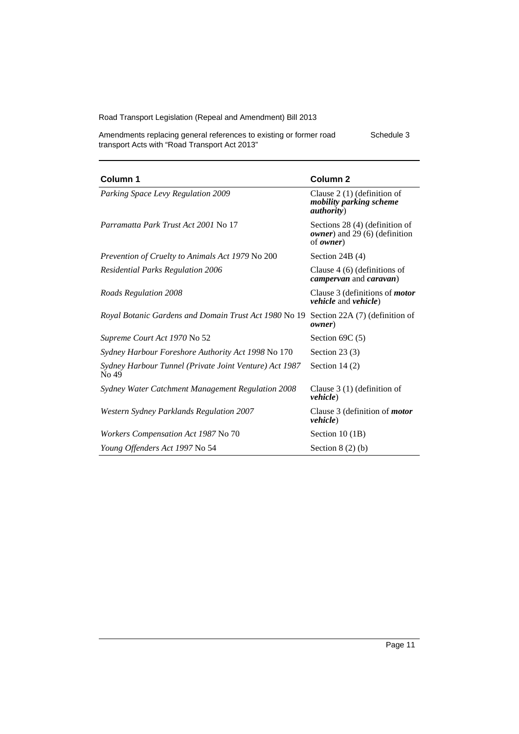| Column 1 | Column 2 |
| --- | --- |
| *Parking Space Levy Regulation 2009* | Clause 2 (1) (definition of ***mobility parking scheme authority***) |
| *Parramatta Park Trust Act 2001* No 17 | Sections 28 (4) (definition of ***owner***) and 29 (6) (definition of ***owner***) |
| *Prevention of Cruelty to Animals Act 1979* No 200 | Section 24B (4) |
| *Residential Parks Regulation 2006* | Clause 4 (6) (definitions of ***campervan*** and ***caravan***) |
| *Roads Regulation 2008* | Clause 3 (definitions of ***motor vehicle*** and ***vehicle***) |
| *Royal Botanic Gardens and Domain Trust Act 1980* No 19 | Section 22A (7) (definition of ***owner***) |
| *Supreme Court Act 1970* No 52 | Section 69C (5) |
| *Sydney Harbour Foreshore Authority Act 1998* No 170 | Section 23 (3) |
| *Sydney Harbour Tunnel (Private Joint Venture) Act 1987* No 49 | Section 14 (2) |
| *Sydney Water Catchment Management Regulation 2008* | Clause 3 (1) (definition of ***vehicle***) |
| *Western Sydney Parklands Regulation 2007* | Clause 3 (definition of ***motor vehicle***) |
| *Workers Compensation Act 1987* No 70 | Section 10 (1B) |
| *Young Offenders Act 1997* No 54 | Section 8 (2) (b) |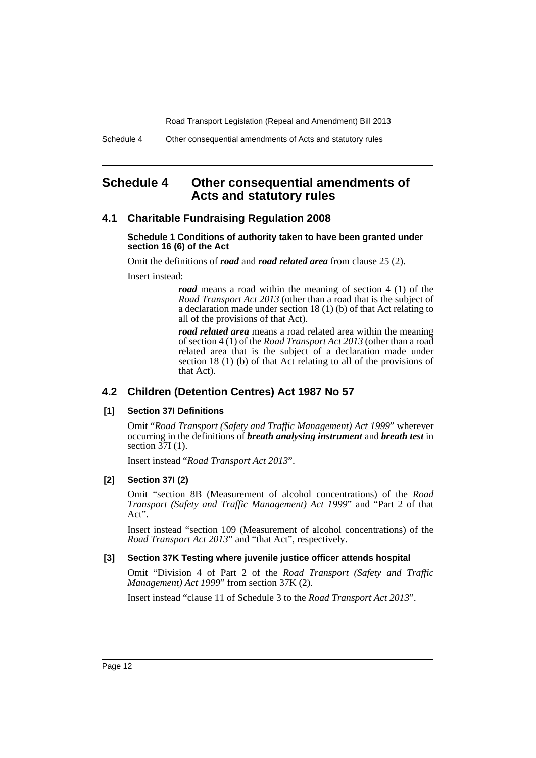# Schedule 4 Other consequential amendments of Acts and statutory rules

## 4.1 Charitable Fundraising Regulation 2008

**Schedule 1 Conditions of authority taken to have been granted under section 16 (6) of the Act**

Omit the definitions of ***road*** and ***road related area*** from clause 25 (2).

Insert instead:

> ***road*** means a road within the meaning of section 4 (1) of the *Road Transport Act 2013* (other than a road that is the subject of a declaration made under section 18 (1) (b) of that Act relating to all of the provisions of that Act).
>
> ***road related area*** means a road related area within the meaning of section 4 (1) of the *Road Transport Act 2013* (other than a road related area that is the subject of a declaration made under section 18 (1) (b) of that Act relating to all of the provisions of that Act).

## 4.2 Children (Detention Centres) Act 1987 No 57

### [1] Section 37I Definitions

Omit "*Road Transport (Safety and Traffic Management) Act 1999*" wherever occurring in the definitions of ***breath analysing instrument*** and ***breath test*** in section 37I (1).

Insert instead "*Road Transport Act 2013*".

### [2] Section 37I (2)

Omit "section 8B (Measurement of alcohol concentrations) of the *Road Transport (Safety and Traffic Management) Act 1999*" and "Part 2 of that Act".

Insert instead "section 109 (Measurement of alcohol concentrations) of the *Road Transport Act 2013*" and "that Act", respectively.

### [3] Section 37K Testing where juvenile justice officer attends hospital

Omit "Division 4 of Part 2 of the *Road Transport (Safety and Traffic Management) Act 1999*" from section 37K (2).

Insert instead "clause 11 of Schedule 3 to the *Road Transport Act 2013*".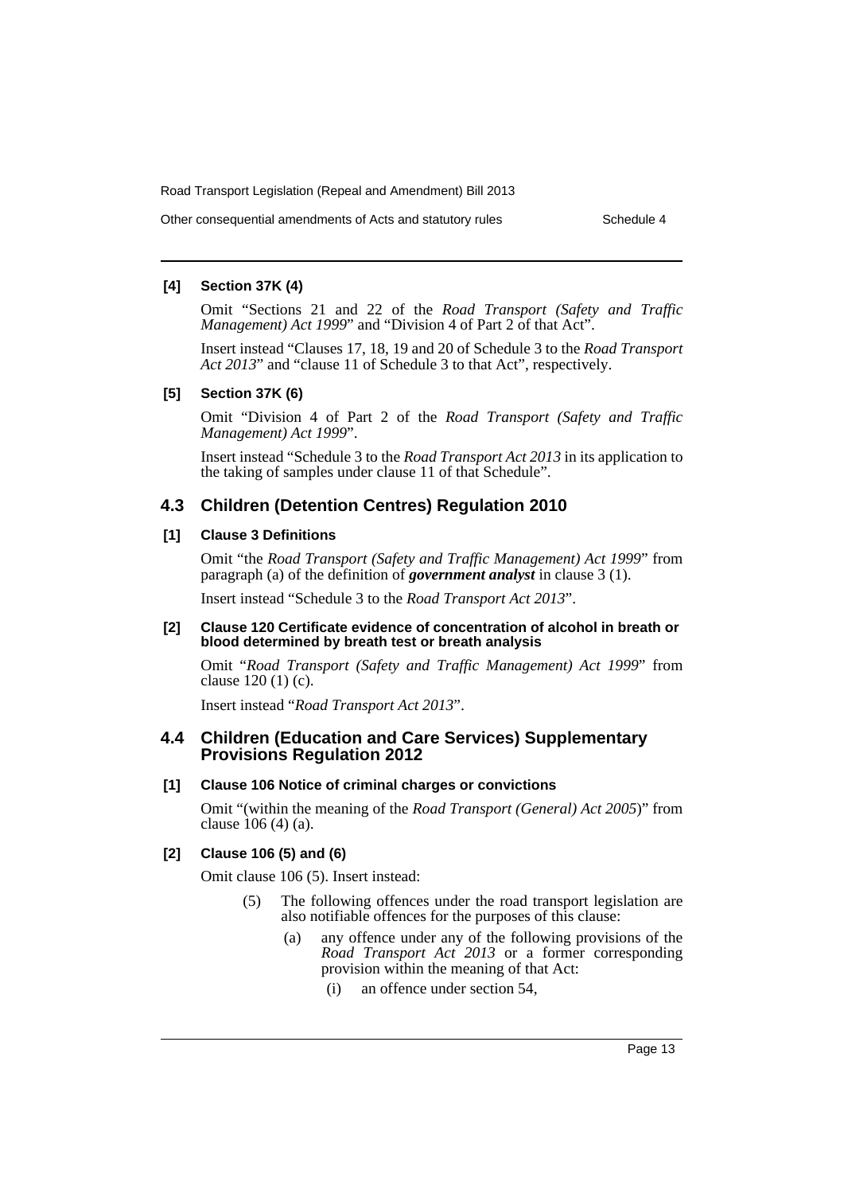**[4] Section 37K (4)**

Omit "Sections 21 and 22 of the *Road Transport (Safety and Traffic Management) Act 1999*" and "Division 4 of Part 2 of that Act".

Insert instead "Clauses 17, 18, 19 and 20 of Schedule 3 to the *Road Transport Act 2013*" and "clause 11 of Schedule 3 to that Act", respectively.

**[5] Section 37K (6)**

Omit "Division 4 of Part 2 of the *Road Transport (Safety and Traffic Management) Act 1999*".

Insert instead "Schedule 3 to the *Road Transport Act 2013* in its application to the taking of samples under clause 11 of that Schedule".

## 4.3 Children (Detention Centres) Regulation 2010

**[1] Clause 3 Definitions**

Omit "the *Road Transport (Safety and Traffic Management) Act 1999*" from paragraph (a) of the definition of ***government analyst*** in clause 3 (1).

Insert instead "Schedule 3 to the *Road Transport Act 2013*".

**[2] Clause 120 Certificate evidence of concentration of alcohol in breath or blood determined by breath test or breath analysis**

Omit "*Road Transport (Safety and Traffic Management) Act 1999*" from clause 120 (1) (c).

Insert instead "*Road Transport Act 2013*".

## 4.4 Children (Education and Care Services) Supplementary Provisions Regulation 2012

**[1] Clause 106 Notice of criminal charges or convictions**

Omit "(within the meaning of the *Road Transport (General) Act 2005*)" from clause 106 (4) (a).

**[2] Clause 106 (5) and (6)**

Omit clause 106 (5). Insert instead:

(5) The following offences under the road transport legislation are also notifiable offences for the purposes of this clause:

(a) any offence under any of the following provisions of the *Road Transport Act 2013* or a former corresponding provision within the meaning of that Act:

(i) an offence under section 54,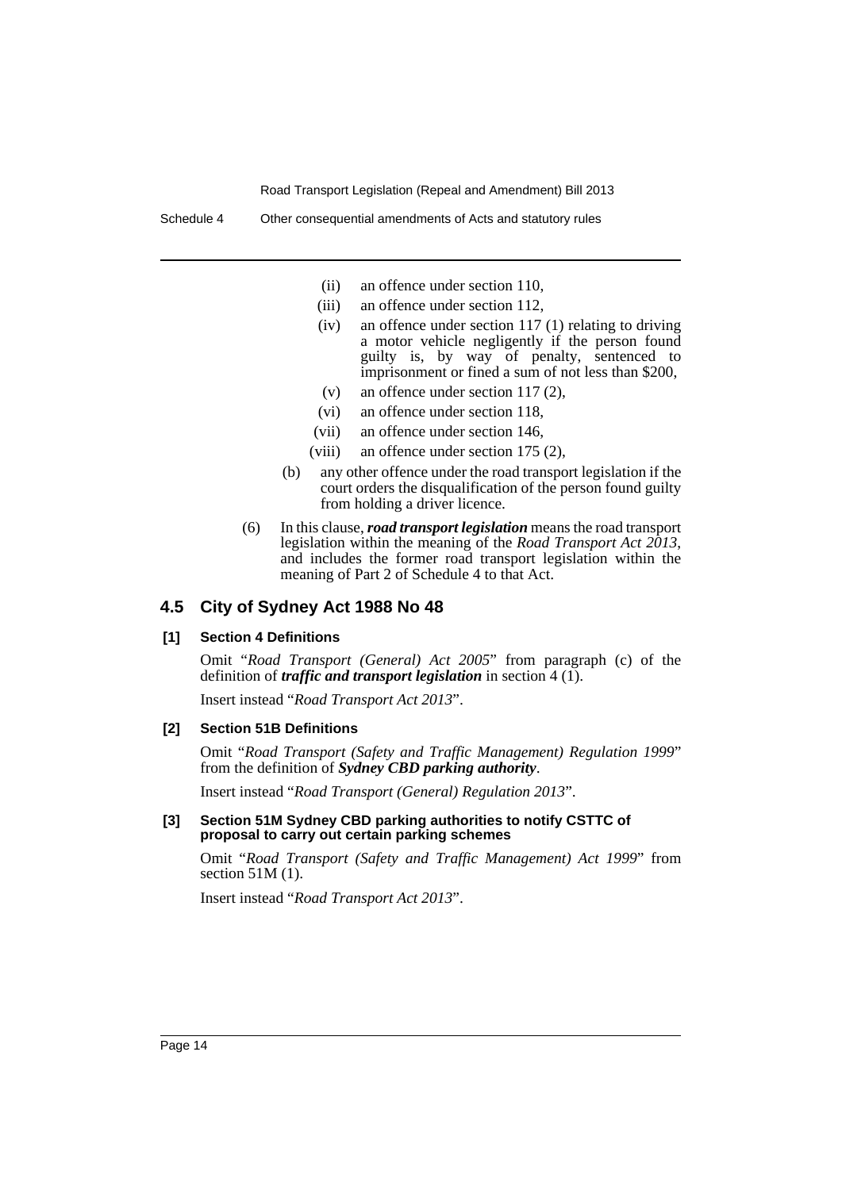(ii) an offence under section 110,

(iii) an offence under section 112,

(iv) an offence under section 117 (1) relating to driving a motor vehicle negligently if the person found guilty is, by way of penalty, sentenced to imprisonment or fined a sum of not less than $200,

(v) an offence under section 117 (2),

(vi) an offence under section 118,

(vii) an offence under section 146,

(viii) an offence under section 175 (2),

(b) any other offence under the road transport legislation if the court orders the disqualification of the person found guilty from holding a driver licence.

(6) In this clause, ***road transport legislation*** means the road transport legislation within the meaning of the *Road Transport Act 2013*, and includes the former road transport legislation within the meaning of Part 2 of Schedule 4 to that Act.

## 4.5 City of Sydney Act 1988 No 48

### [1] Section 4 Definitions

Omit "*Road Transport (General) Act 2005*" from paragraph (c) of the definition of ***traffic and transport legislation*** in section 4 (1).

Insert instead "*Road Transport Act 2013*".

### [2] Section 51B Definitions

Omit "*Road Transport (Safety and Traffic Management) Regulation 1999*" from the definition of ***Sydney CBD parking authority***.

Insert instead "*Road Transport (General) Regulation 2013*".

### [3] Section 51M Sydney CBD parking authorities to notify CSTTC of proposal to carry out certain parking schemes

Omit "*Road Transport (Safety and Traffic Management) Act 1999*" from section 51M (1).

Insert instead "*Road Transport Act 2013*".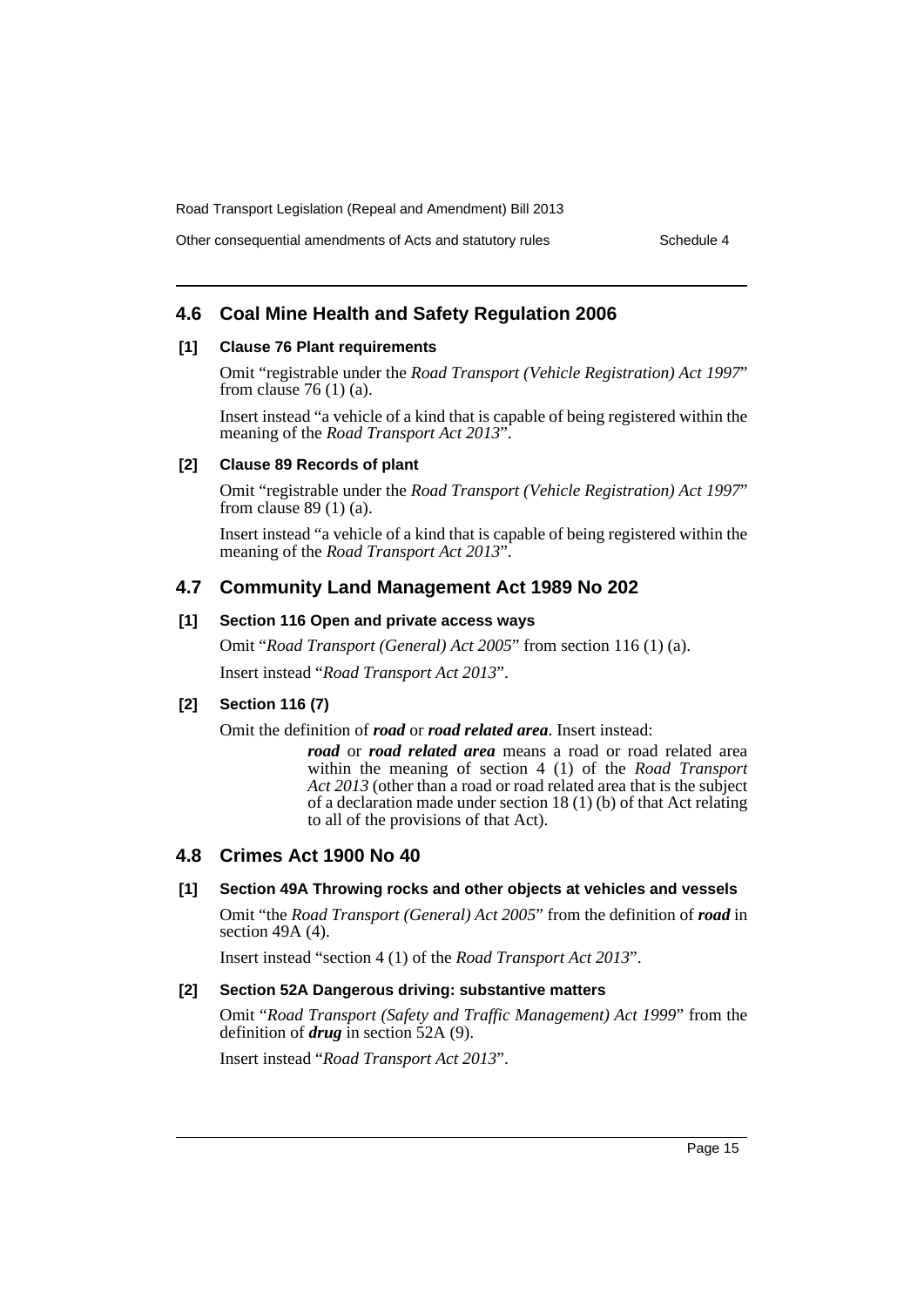## 4.6 Coal Mine Health and Safety Regulation 2006

### [1] Clause 76 Plant requirements

Omit "registrable under the *Road Transport (Vehicle Registration) Act 1997*" from clause 76 (1) (a).

Insert instead "a vehicle of a kind that is capable of being registered within the meaning of the *Road Transport Act 2013*".

### [2] Clause 89 Records of plant

Omit "registrable under the *Road Transport (Vehicle Registration) Act 1997*" from clause 89 (1) (a).

Insert instead "a vehicle of a kind that is capable of being registered within the meaning of the *Road Transport Act 2013*".

## 4.7 Community Land Management Act 1989 No 202

### [1] Section 116 Open and private access ways

Omit "*Road Transport (General) Act 2005*" from section 116 (1) (a).

Insert instead "*Road Transport Act 2013*".

### [2] Section 116 (7)

Omit the definition of ***road*** or ***road related area***. Insert instead:

> ***road*** or ***road related area*** means a road or road related area within the meaning of section 4 (1) of the *Road Transport Act 2013* (other than a road or road related area that is the subject of a declaration made under section 18 (1) (b) of that Act relating to all of the provisions of that Act).

## 4.8 Crimes Act 1900 No 40

### [1] Section 49A Throwing rocks and other objects at vehicles and vessels

Omit "the *Road Transport (General) Act 2005*" from the definition of ***road*** in section 49A (4).

Insert instead "section 4 (1) of the *Road Transport Act 2013*".

### [2] Section 52A Dangerous driving: substantive matters

Omit "*Road Transport (Safety and Traffic Management) Act 1999*" from the definition of ***drug*** in section 52A (9).

Insert instead "*Road Transport Act 2013*".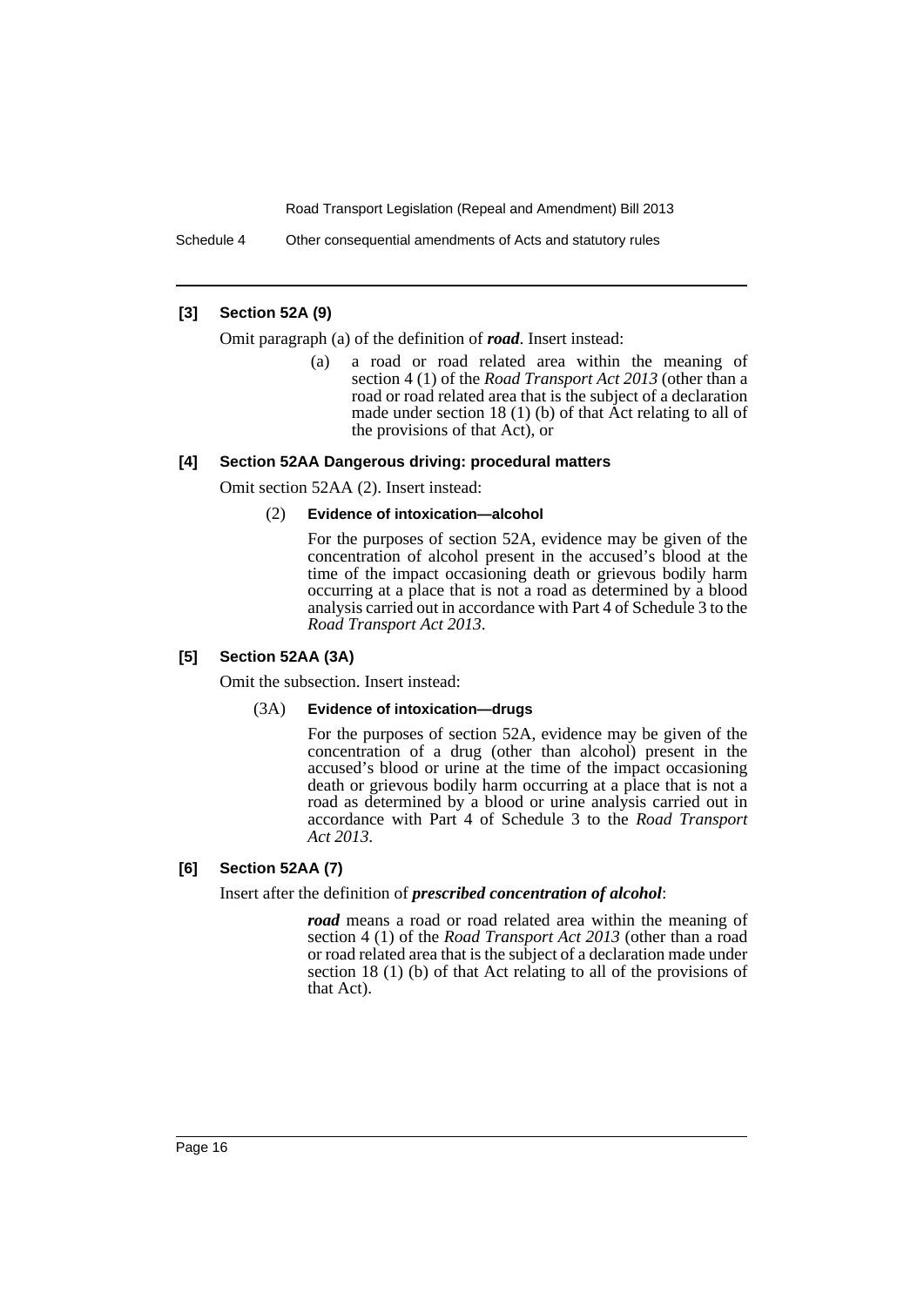**[3] Section 52A (9)**

Omit paragraph (a) of the definition of ***road***. Insert instead:

> (a) a road or road related area within the meaning of section 4 (1) of the *Road Transport Act 2013* (other than a road or road related area that is the subject of a declaration made under section 18 (1) (b) of that Act relating to all of the provisions of that Act), or

**[4] Section 52AA Dangerous driving: procedural matters**

Omit section 52AA (2). Insert instead:

> (2) **Evidence of intoxication—alcohol**
>
> For the purposes of section 52A, evidence may be given of the concentration of alcohol present in the accused's blood at the time of the impact occasioning death or grievous bodily harm occurring at a place that is not a road as determined by a blood analysis carried out in accordance with Part 4 of Schedule 3 to the *Road Transport Act 2013*.

**[5] Section 52AA (3A)**

Omit the subsection. Insert instead:

> (3A) **Evidence of intoxication—drugs**
>
> For the purposes of section 52A, evidence may be given of the concentration of a drug (other than alcohol) present in the accused's blood or urine at the time of the impact occasioning death or grievous bodily harm occurring at a place that is not a road as determined by a blood or urine analysis carried out in accordance with Part 4 of Schedule 3 to the *Road Transport Act 2013*.

**[6] Section 52AA (7)**

Insert after the definition of ***prescribed concentration of alcohol***:

> ***road*** means a road or road related area within the meaning of section 4 (1) of the *Road Transport Act 2013* (other than a road or road related area that is the subject of a declaration made under section 18 (1) (b) of that Act relating to all of the provisions of that Act).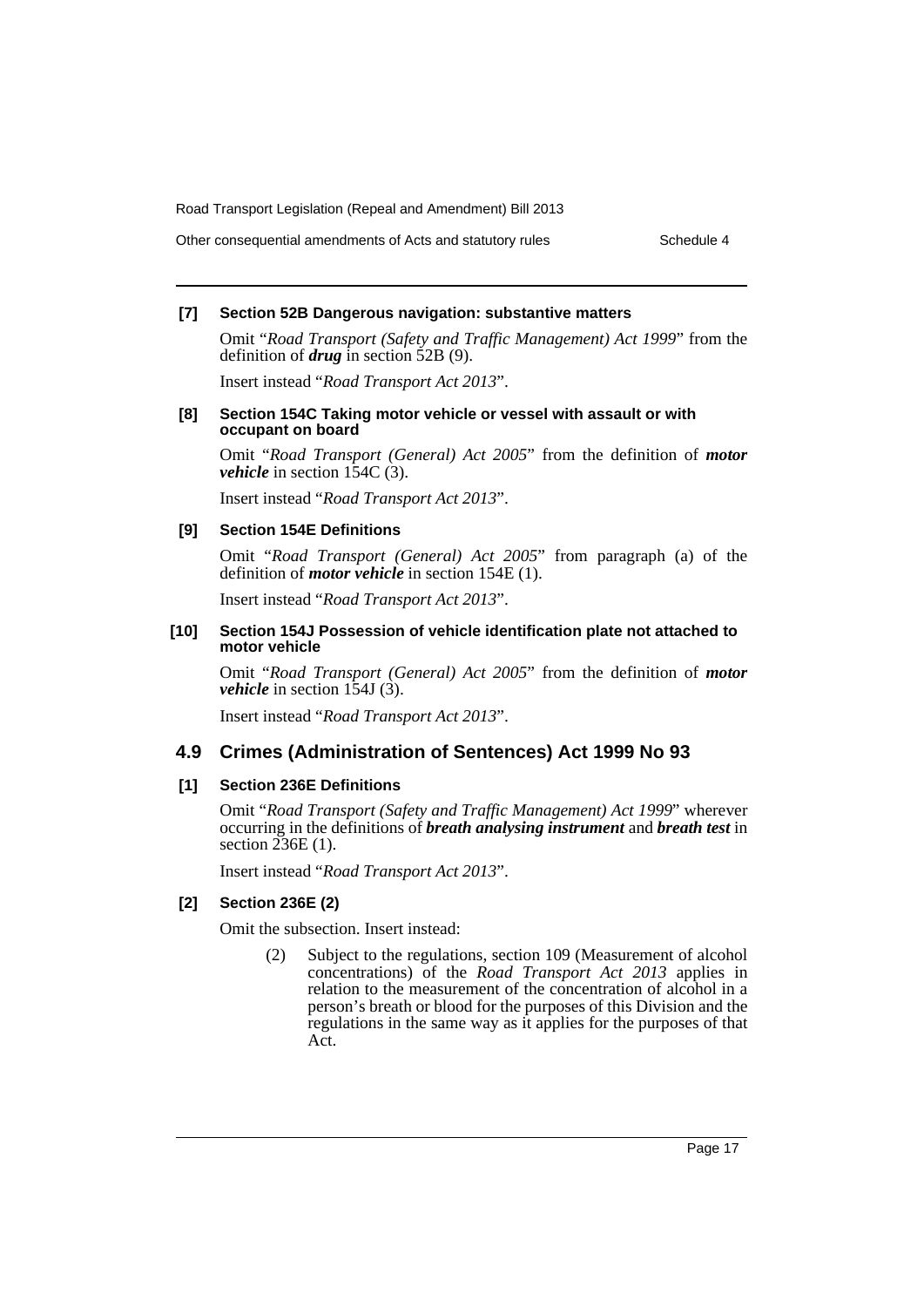**[7] Section 52B Dangerous navigation: substantive matters**

Omit "*Road Transport (Safety and Traffic Management) Act 1999*" from the definition of ***drug*** in section 52B (9).

Insert instead "*Road Transport Act 2013*".

**[8] Section 154C Taking motor vehicle or vessel with assault or with occupant on board**

Omit "*Road Transport (General) Act 2005*" from the definition of ***motor vehicle*** in section 154C (3).

Insert instead "*Road Transport Act 2013*".

**[9] Section 154E Definitions**

Omit "*Road Transport (General) Act 2005*" from paragraph (a) of the definition of ***motor vehicle*** in section 154E (1).

Insert instead "*Road Transport Act 2013*".

**[10] Section 154J Possession of vehicle identification plate not attached to motor vehicle**

Omit "*Road Transport (General) Act 2005*" from the definition of ***motor vehicle*** in section 154J (3).

Insert instead "*Road Transport Act 2013*".

## 4.9 Crimes (Administration of Sentences) Act 1999 No 93

**[1] Section 236E Definitions**

Omit "*Road Transport (Safety and Traffic Management) Act 1999*" wherever occurring in the definitions of ***breath analysing instrument*** and ***breath test*** in section 236E (1).

Insert instead "*Road Transport Act 2013*".

**[2] Section 236E (2)**

Omit the subsection. Insert instead:

> (2) Subject to the regulations, section 109 (Measurement of alcohol concentrations) of the *Road Transport Act 2013* applies in relation to the measurement of the concentration of alcohol in a person's breath or blood for the purposes of this Division and the regulations in the same way as it applies for the purposes of that Act.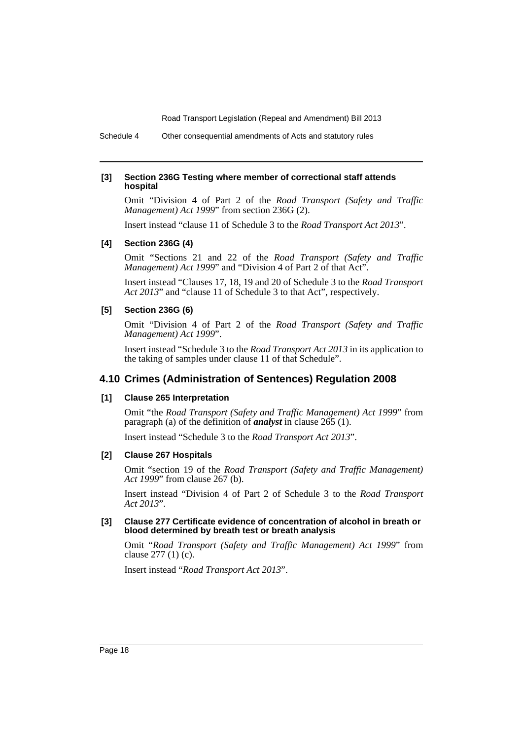**[3] Section 236G Testing where member of correctional staff attends hospital**

Omit "Division 4 of Part 2 of the *Road Transport (Safety and Traffic Management) Act 1999*" from section 236G (2).

Insert instead "clause 11 of Schedule 3 to the *Road Transport Act 2013*".

**[4] Section 236G (4)**

Omit "Sections 21 and 22 of the *Road Transport (Safety and Traffic Management) Act 1999*" and "Division 4 of Part 2 of that Act".

Insert instead "Clauses 17, 18, 19 and 20 of Schedule 3 to the *Road Transport Act 2013*" and "clause 11 of Schedule 3 to that Act", respectively.

**[5] Section 236G (6)**

Omit "Division 4 of Part 2 of the *Road Transport (Safety and Traffic Management) Act 1999*".

Insert instead "Schedule 3 to the *Road Transport Act 2013* in its application to the taking of samples under clause 11 of that Schedule".

## 4.10 Crimes (Administration of Sentences) Regulation 2008

**[1] Clause 265 Interpretation**

Omit "the *Road Transport (Safety and Traffic Management) Act 1999*" from paragraph (a) of the definition of ***analyst*** in clause 265 (1).

Insert instead "Schedule 3 to the *Road Transport Act 2013*".

**[2] Clause 267 Hospitals**

Omit "section 19 of the *Road Transport (Safety and Traffic Management) Act 1999*" from clause 267 (b).

Insert instead "Division 4 of Part 2 of Schedule 3 to the *Road Transport Act 2013*".

**[3] Clause 277 Certificate evidence of concentration of alcohol in breath or blood determined by breath test or breath analysis**

Omit "*Road Transport (Safety and Traffic Management) Act 1999*" from clause 277 (1) (c).

Insert instead "*Road Transport Act 2013*".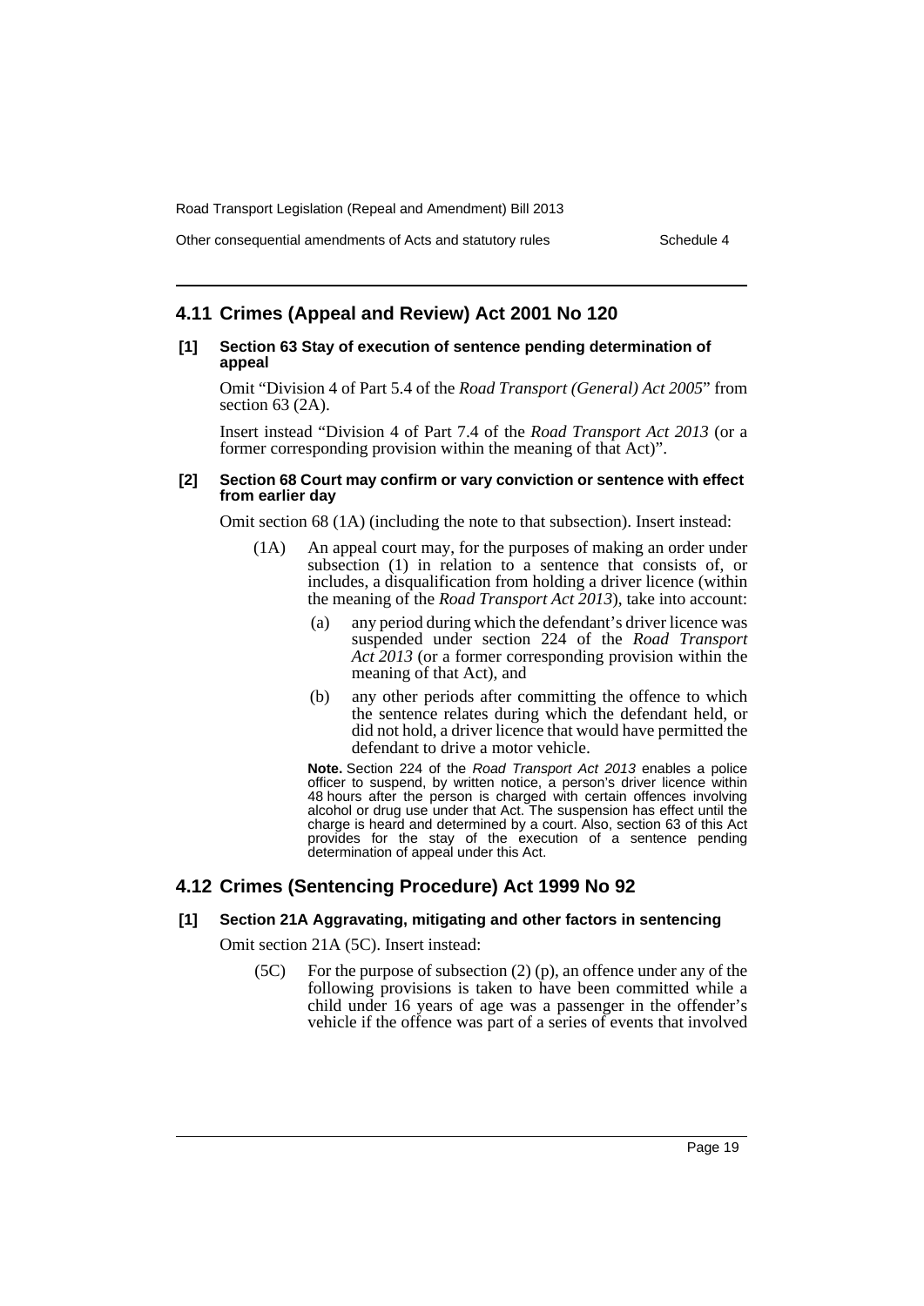## 4.11 Crimes (Appeal and Review) Act 2001 No 120

**[1] Section 63 Stay of execution of sentence pending determination of appeal**

Omit "Division 4 of Part 5.4 of the *Road Transport (General) Act 2005*" from section 63 (2A).

Insert instead "Division 4 of Part 7.4 of the *Road Transport Act 2013* (or a former corresponding provision within the meaning of that Act)".

**[2] Section 68 Court may confirm or vary conviction or sentence with effect from earlier day**

Omit section 68 (1A) (including the note to that subsection). Insert instead:

(1A) An appeal court may, for the purposes of making an order under subsection (1) in relation to a sentence that consists of, or includes, a disqualification from holding a driver licence (within the meaning of the *Road Transport Act 2013*), take into account:

(a) any period during which the defendant's driver licence was suspended under section 224 of the *Road Transport Act 2013* (or a former corresponding provision within the meaning of that Act), and

(b) any other periods after committing the offence to which the sentence relates during which the defendant held, or did not hold, a driver licence that would have permitted the defendant to drive a motor vehicle.

**Note.** Section 224 of the *Road Transport Act 2013* enables a police officer to suspend, by written notice, a person's driver licence within 48 hours after the person is charged with certain offences involving alcohol or drug use under that Act. The suspension has effect until the charge is heard and determined by a court. Also, section 63 of this Act provides for the stay of the execution of a sentence pending determination of appeal under this Act.

## 4.12 Crimes (Sentencing Procedure) Act 1999 No 92

**[1] Section 21A Aggravating, mitigating and other factors in sentencing**

Omit section 21A (5C). Insert instead:

(5C) For the purpose of subsection (2) (p), an offence under any of the following provisions is taken to have been committed while a child under 16 years of age was a passenger in the offender's vehicle if the offence was part of a series of events that involved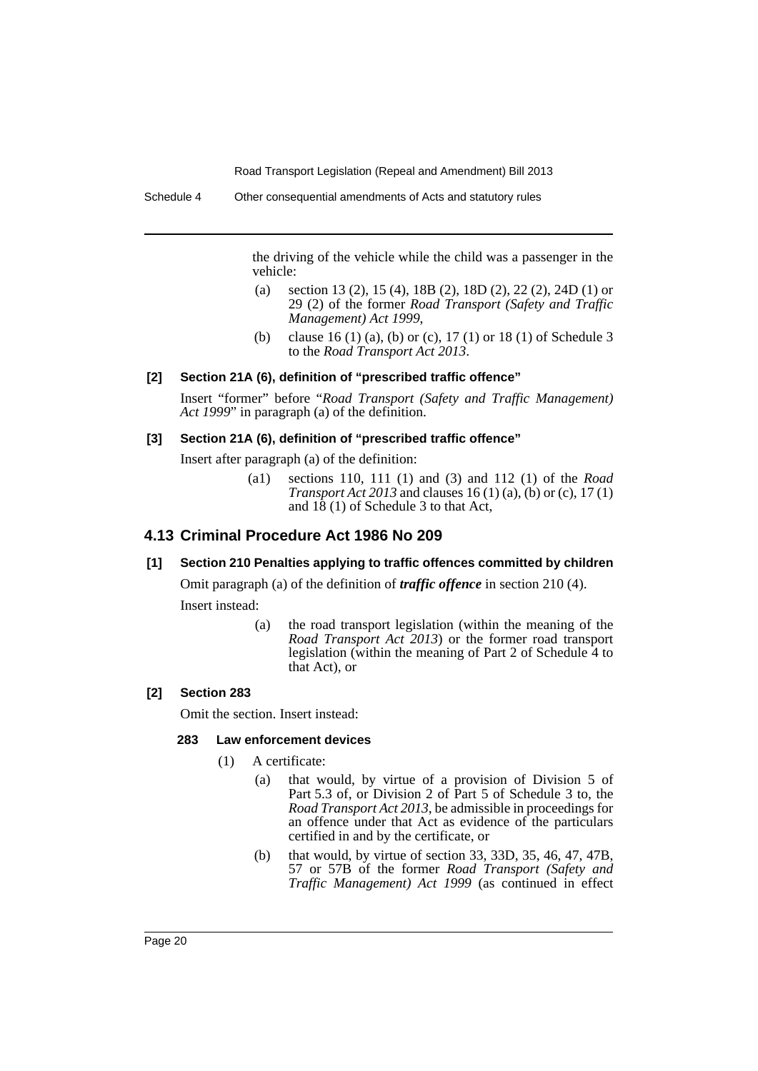the driving of the vehicle while the child was a passenger in the vehicle:

- (a) section 13 (2), 15 (4), 18B (2), 18D (2), 22 (2), 24D (1) or 29 (2) of the former *Road Transport (Safety and Traffic Management) Act 1999*,
- (b) clause 16 (1) (a), (b) or (c), 17 (1) or 18 (1) of Schedule 3 to the *Road Transport Act 2013*.

#### [2] Section 21A (6), definition of "prescribed traffic offence"

Insert "former" before "*Road Transport (Safety and Traffic Management) Act 1999*" in paragraph (a) of the definition.

#### [3] Section 21A (6), definition of "prescribed traffic offence"

Insert after paragraph (a) of the definition:

- (a1) sections 110, 111 (1) and (3) and 112 (1) of the *Road Transport Act 2013* and clauses 16 (1) (a), (b) or (c), 17 (1) and 18 (1) of Schedule 3 to that Act,

## 4.13 Criminal Procedure Act 1986 No 209

#### [1] Section 210 Penalties applying to traffic offences committed by children

Omit paragraph (a) of the definition of ***traffic offence*** in section 210 (4).

Insert instead:

- (a) the road transport legislation (within the meaning of the *Road Transport Act 2013*) or the former road transport legislation (within the meaning of Part 2 of Schedule 4 to that Act), or

#### [2] Section 283

Omit the section. Insert instead:

**283 Law enforcement devices**

(1) A certificate:

- (a) that would, by virtue of a provision of Division 5 of Part 5.3 of, or Division 2 of Part 5 of Schedule 3 to, the *Road Transport Act 2013*, be admissible in proceedings for an offence under that Act as evidence of the particulars certified in and by the certificate, or
- (b) that would, by virtue of section 33, 33D, 35, 46, 47, 47B, 57 or 57B of the former *Road Transport (Safety and Traffic Management) Act 1999* (as continued in effect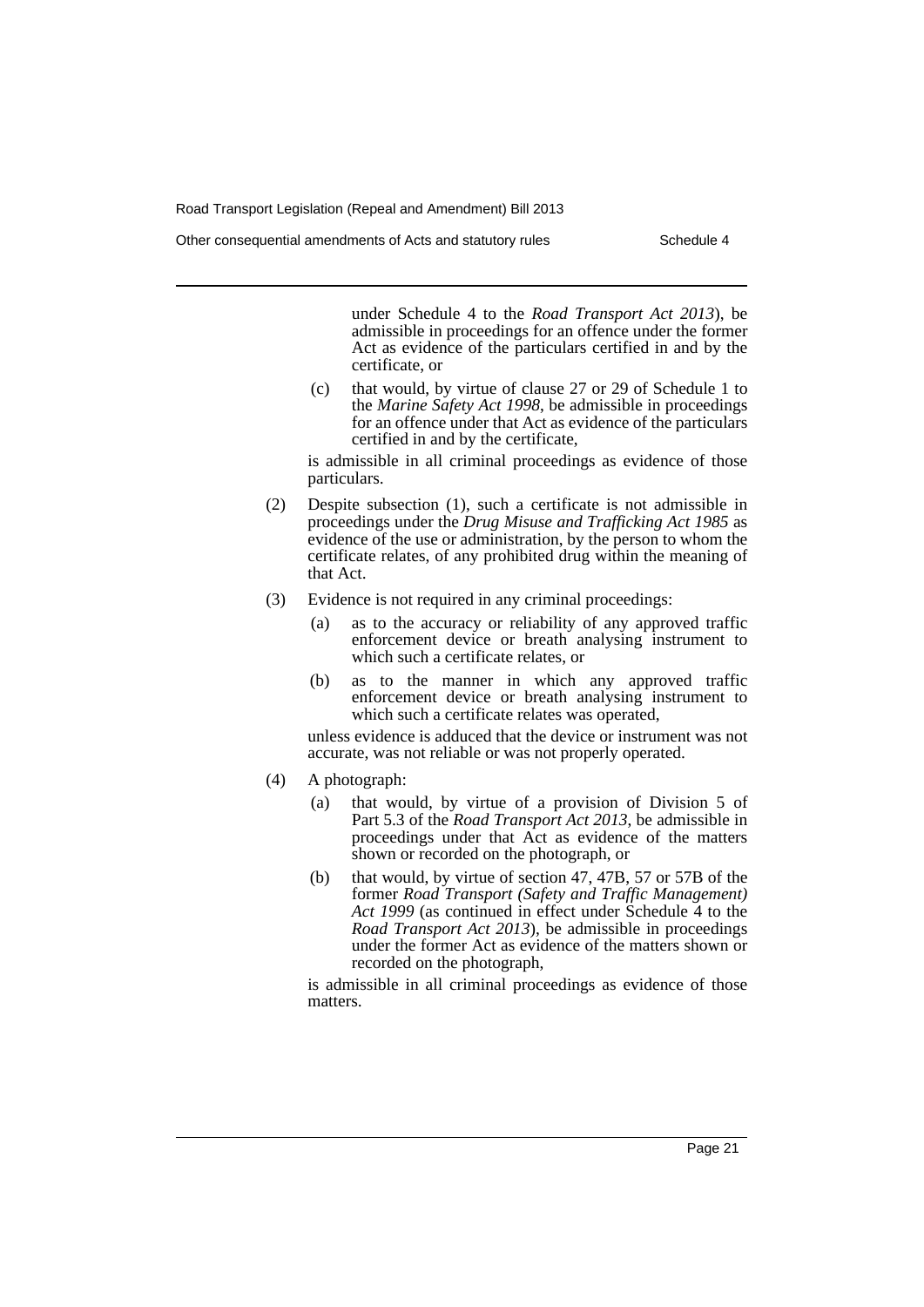under Schedule 4 to the *Road Transport Act 2013*), be admissible in proceedings for an offence under the former Act as evidence of the particulars certified in and by the certificate, or

(c) that would, by virtue of clause 27 or 29 of Schedule 1 to the *Marine Safety Act 1998*, be admissible in proceedings for an offence under that Act as evidence of the particulars certified in and by the certificate,

is admissible in all criminal proceedings as evidence of those particulars.

(2) Despite subsection (1), such a certificate is not admissible in proceedings under the *Drug Misuse and Trafficking Act 1985* as evidence of the use or administration, by the person to whom the certificate relates, of any prohibited drug within the meaning of that Act.

(3) Evidence is not required in any criminal proceedings:

(a) as to the accuracy or reliability of any approved traffic enforcement device or breath analysing instrument to which such a certificate relates, or

(b) as to the manner in which any approved traffic enforcement device or breath analysing instrument to which such a certificate relates was operated,

unless evidence is adduced that the device or instrument was not accurate, was not reliable or was not properly operated.

(4) A photograph:

(a) that would, by virtue of a provision of Division 5 of Part 5.3 of the *Road Transport Act 2013*, be admissible in proceedings under that Act as evidence of the matters shown or recorded on the photograph, or

(b) that would, by virtue of section 47, 47B, 57 or 57B of the former *Road Transport (Safety and Traffic Management) Act 1999* (as continued in effect under Schedule 4 to the *Road Transport Act 2013*), be admissible in proceedings under the former Act as evidence of the matters shown or recorded on the photograph,

is admissible in all criminal proceedings as evidence of those matters.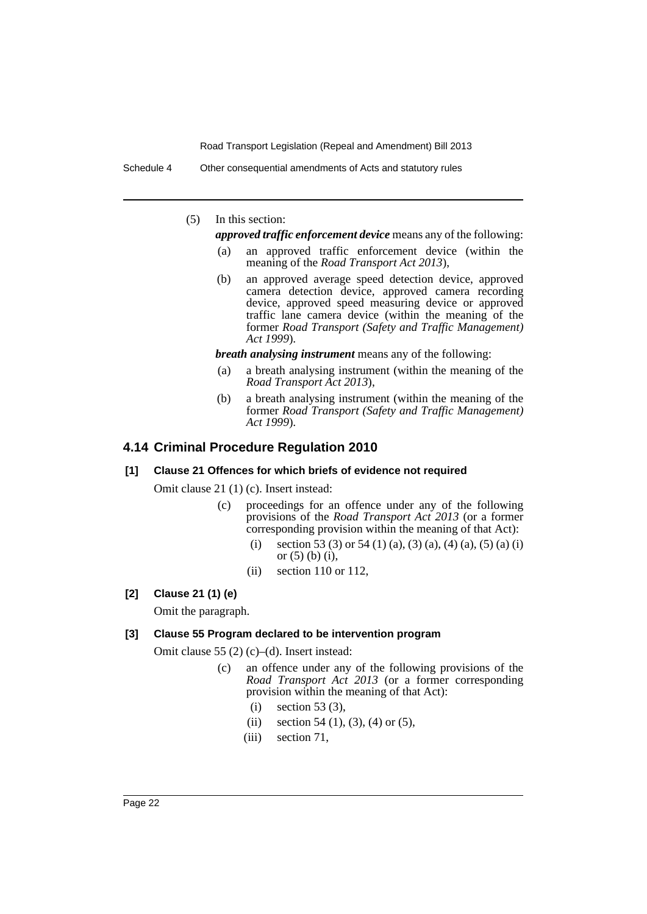(5) In this section:

***approved traffic enforcement device*** means any of the following:

- (a) an approved traffic enforcement device (within the meaning of the *Road Transport Act 2013*),
- (b) an approved average speed detection device, approved camera detection device, approved camera recording device, approved speed measuring device or approved traffic lane camera device (within the meaning of the former *Road Transport (Safety and Traffic Management) Act 1999*).

***breath analysing instrument*** means any of the following:

- (a) a breath analysing instrument (within the meaning of the *Road Transport Act 2013*),
- (b) a breath analysing instrument (within the meaning of the former *Road Transport (Safety and Traffic Management) Act 1999*).

## 4.14 Criminal Procedure Regulation 2010

### [1] Clause 21 Offences for which briefs of evidence not required

Omit clause 21 (1) (c). Insert instead:

- (c) proceedings for an offence under any of the following provisions of the *Road Transport Act 2013* (or a former corresponding provision within the meaning of that Act):
  - (i) section 53 (3) or 54 (1) (a), (3) (a), (4) (a), (5) (a) (i) or (5) (b) (i),
  - (ii) section 110 or 112,

### [2] Clause 21 (1) (e)

Omit the paragraph.

### [3] Clause 55 Program declared to be intervention program

Omit clause 55 (2) (c)–(d). Insert instead:

- (c) an offence under any of the following provisions of the *Road Transport Act 2013* (or a former corresponding provision within the meaning of that Act):
  - (i) section 53 (3),
  - (ii) section 54 (1), (3), (4) or (5),
  - (iii) section 71,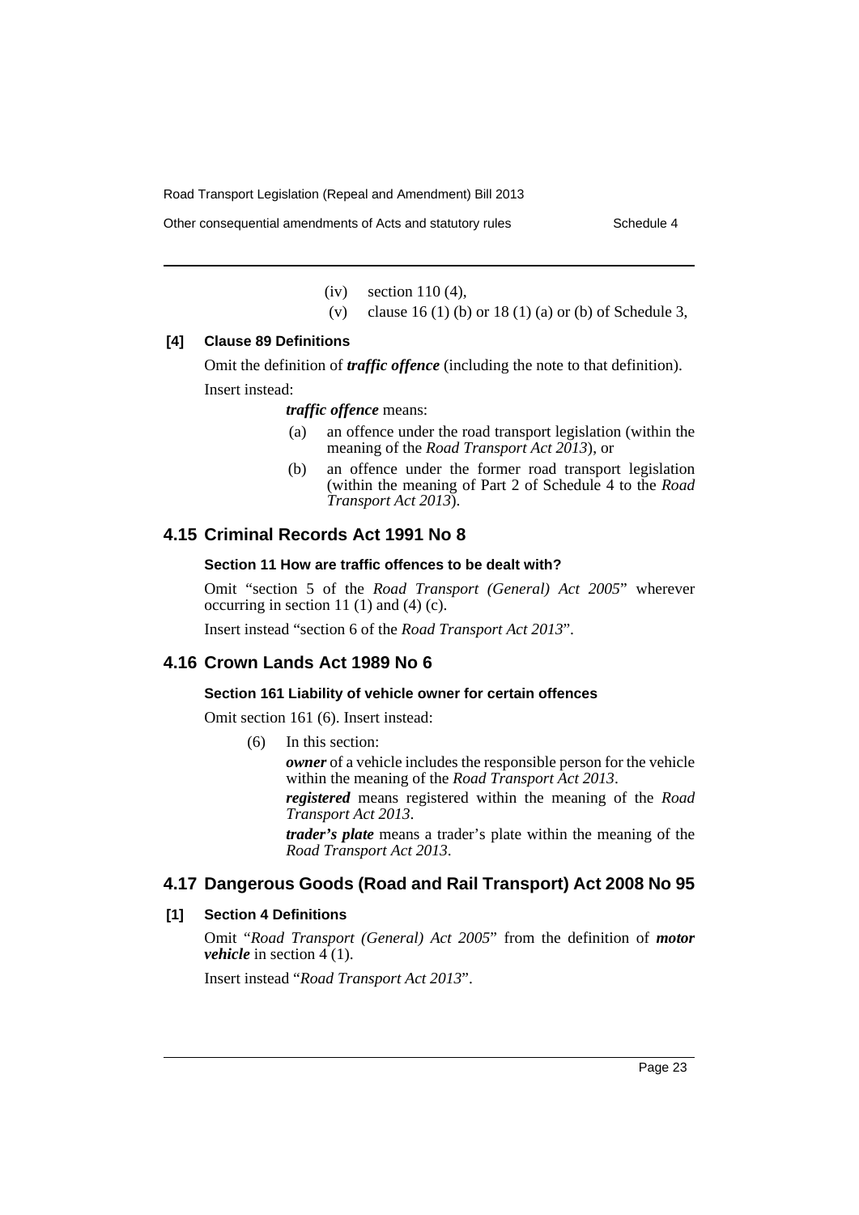(iv) section 110 (4),

(v) clause 16 (1) (b) or 18 (1) (a) or (b) of Schedule 3,

**[4] Clause 89 Definitions**

Omit the definition of ***traffic offence*** (including the note to that definition).

Insert instead:

> ***traffic offence*** means:
>
> (a) an offence under the road transport legislation (within the meaning of the *Road Transport Act 2013*), or
>
> (b) an offence under the former road transport legislation (within the meaning of Part 2 of Schedule 4 to the *Road Transport Act 2013*).

## 4.15 Criminal Records Act 1991 No 8

**Section 11 How are traffic offences to be dealt with?**

Omit "section 5 of the *Road Transport (General) Act 2005*" wherever occurring in section 11 (1) and (4) (c).

Insert instead "section 6 of the *Road Transport Act 2013*".

## 4.16 Crown Lands Act 1989 No 6

**Section 161 Liability of vehicle owner for certain offences**

Omit section 161 (6). Insert instead:

> (6) In this section:
>
> ***owner*** of a vehicle includes the responsible person for the vehicle within the meaning of the *Road Transport Act 2013*.
>
> ***registered*** means registered within the meaning of the *Road Transport Act 2013*.
>
> ***trader's plate*** means a trader's plate within the meaning of the *Road Transport Act 2013*.

## 4.17 Dangerous Goods (Road and Rail Transport) Act 2008 No 95

**[1] Section 4 Definitions**

Omit "*Road Transport (General) Act 2005*" from the definition of ***motor vehicle*** in section 4 (1).

Insert instead "*Road Transport Act 2013*".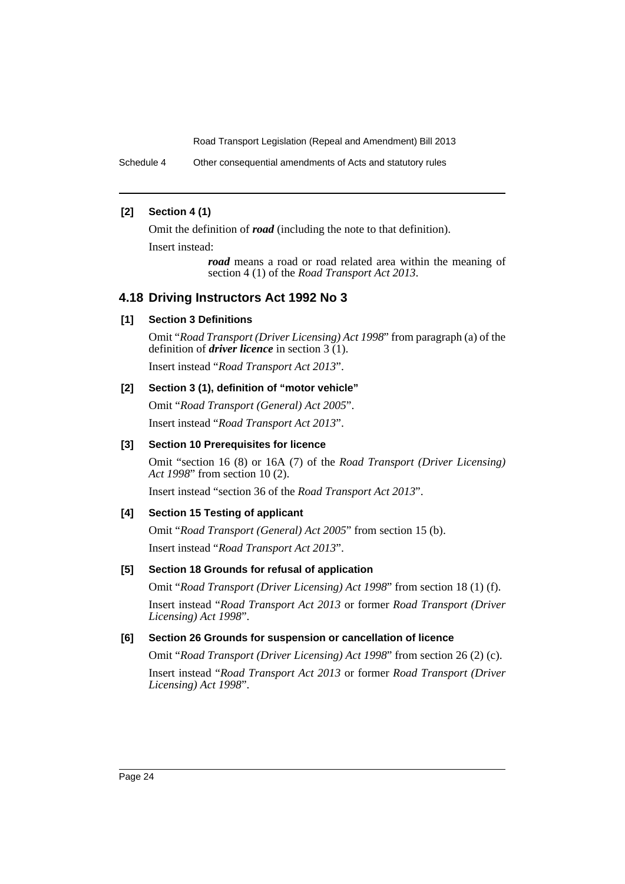**[2] Section 4 (1)**

Omit the definition of ***road*** (including the note to that definition).

Insert instead:

> ***road*** means a road or road related area within the meaning of section 4 (1) of the *Road Transport Act 2013*.

## 4.18 Driving Instructors Act 1992 No 3

**[1] Section 3 Definitions**

Omit "*Road Transport (Driver Licensing) Act 1998*" from paragraph (a) of the definition of ***driver licence*** in section 3 (1).

Insert instead "*Road Transport Act 2013*".

**[2] Section 3 (1), definition of "motor vehicle"**

Omit "*Road Transport (General) Act 2005*".

Insert instead "*Road Transport Act 2013*".

**[3] Section 10 Prerequisites for licence**

Omit "section 16 (8) or 16A (7) of the *Road Transport (Driver Licensing) Act 1998*" from section 10 (2).

Insert instead "section 36 of the *Road Transport Act 2013*".

**[4] Section 15 Testing of applicant**

Omit "*Road Transport (General) Act 2005*" from section 15 (b).

Insert instead "*Road Transport Act 2013*".

**[5] Section 18 Grounds for refusal of application**

Omit "*Road Transport (Driver Licensing) Act 1998*" from section 18 (1) (f).

Insert instead "*Road Transport Act 2013* or former *Road Transport (Driver Licensing) Act 1998*".

**[6] Section 26 Grounds for suspension or cancellation of licence**

Omit "*Road Transport (Driver Licensing) Act 1998*" from section 26 (2) (c).

Insert instead "*Road Transport Act 2013* or former *Road Transport (Driver Licensing) Act 1998*".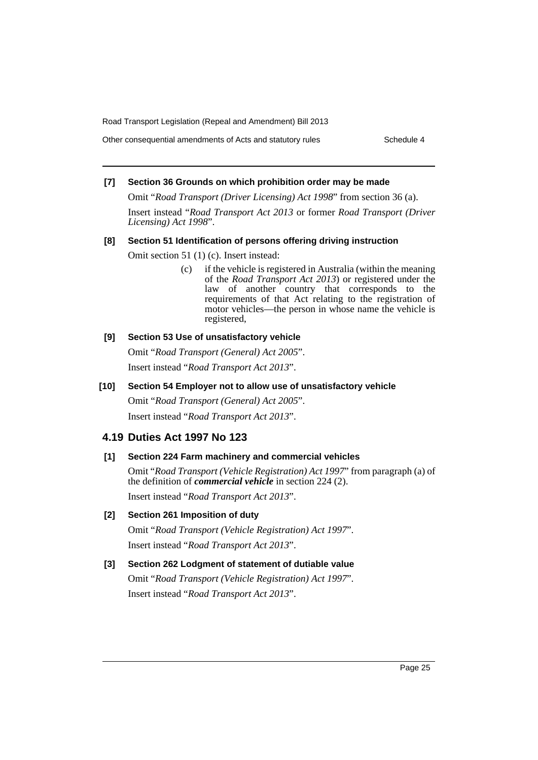**[7] Section 36 Grounds on which prohibition order may be made**

Omit "*Road Transport (Driver Licensing) Act 1998*" from section 36 (a).

Insert instead "*Road Transport Act 2013* or former *Road Transport (Driver Licensing) Act 1998*".

**[8] Section 51 Identification of persons offering driving instruction**

Omit section 51 (1) (c). Insert instead:

> (c) if the vehicle is registered in Australia (within the meaning of the *Road Transport Act 2013*) or registered under the law of another country that corresponds to the requirements of that Act relating to the registration of motor vehicles—the person in whose name the vehicle is registered,

**[9] Section 53 Use of unsatisfactory vehicle**

Omit "*Road Transport (General) Act 2005*".

Insert instead "*Road Transport Act 2013*".

**[10] Section 54 Employer not to allow use of unsatisfactory vehicle**

Omit "*Road Transport (General) Act 2005*".

Insert instead "*Road Transport Act 2013*".

## 4.19 Duties Act 1997 No 123

**[1] Section 224 Farm machinery and commercial vehicles**

Omit "*Road Transport (Vehicle Registration) Act 1997*" from paragraph (a) of the definition of ***commercial vehicle*** in section 224 (2).

Insert instead "*Road Transport Act 2013*".

**[2] Section 261 Imposition of duty**

Omit "*Road Transport (Vehicle Registration) Act 1997*".

Insert instead "*Road Transport Act 2013*".

**[3] Section 262 Lodgment of statement of dutiable value**

Omit "*Road Transport (Vehicle Registration) Act 1997*".

Insert instead "*Road Transport Act 2013*".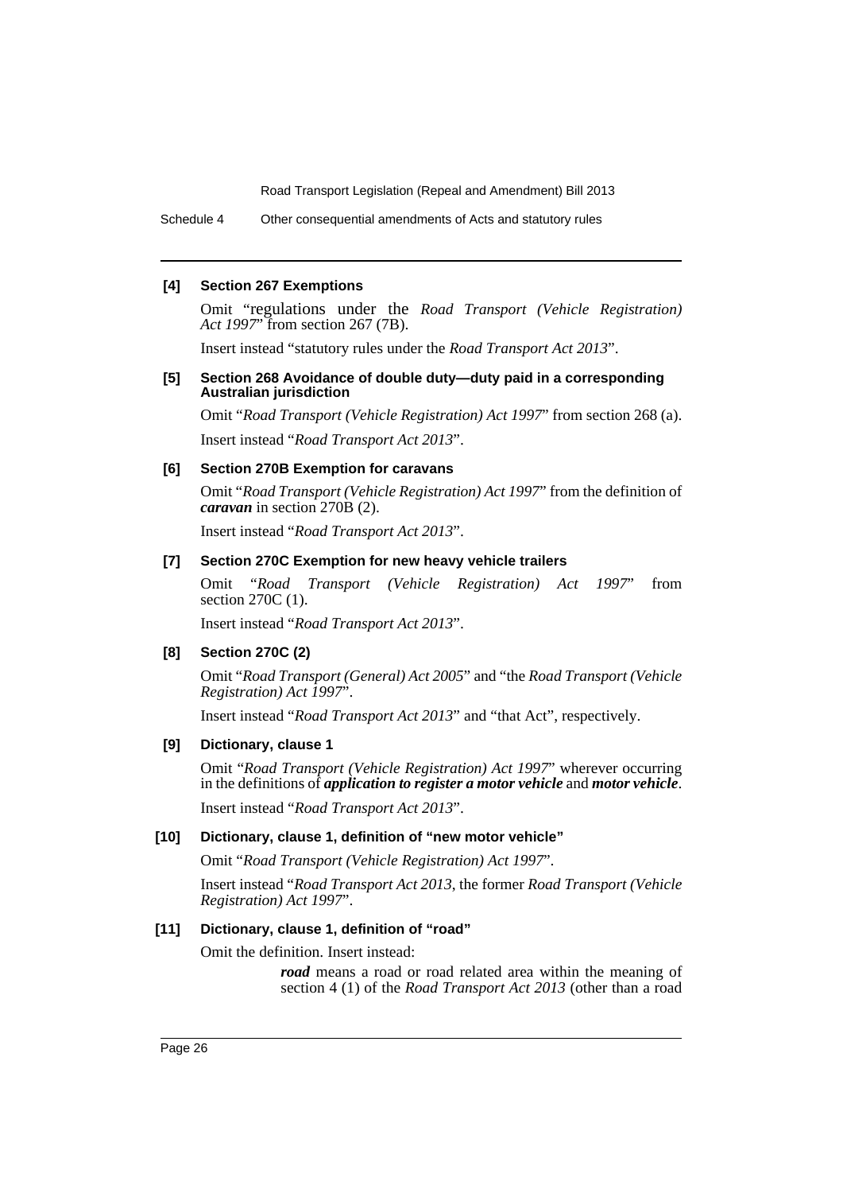**[4] Section 267 Exemptions**

Omit "regulations under the *Road Transport (Vehicle Registration) Act 1997*" from section 267 (7B).

Insert instead "statutory rules under the *Road Transport Act 2013*".

**[5] Section 268 Avoidance of double duty—duty paid in a corresponding Australian jurisdiction**

Omit "*Road Transport (Vehicle Registration) Act 1997*" from section 268 (a).

Insert instead "*Road Transport Act 2013*".

**[6] Section 270B Exemption for caravans**

Omit "*Road Transport (Vehicle Registration) Act 1997*" from the definition of ***caravan*** in section 270B (2).

Insert instead "*Road Transport Act 2013*".

**[7] Section 270C Exemption for new heavy vehicle trailers**

Omit "*Road Transport (Vehicle Registration) Act 1997*" from section 270C (1).

Insert instead "*Road Transport Act 2013*".

**[8] Section 270C (2)**

Omit "*Road Transport (General) Act 2005*" and "the *Road Transport (Vehicle Registration) Act 1997*".

Insert instead "*Road Transport Act 2013*" and "that Act", respectively.

**[9] Dictionary, clause 1**

Omit "*Road Transport (Vehicle Registration) Act 1997*" wherever occurring in the definitions of ***application to register a motor vehicle*** and ***motor vehicle***.

Insert instead "*Road Transport Act 2013*".

**[10] Dictionary, clause 1, definition of "new motor vehicle"**

Omit "*Road Transport (Vehicle Registration) Act 1997*".

Insert instead "*Road Transport Act 2013*, the former *Road Transport (Vehicle Registration) Act 1997*".

**[11] Dictionary, clause 1, definition of "road"**

Omit the definition. Insert instead:

***road*** means a road or road related area within the meaning of section 4 (1) of the *Road Transport Act 2013* (other than a road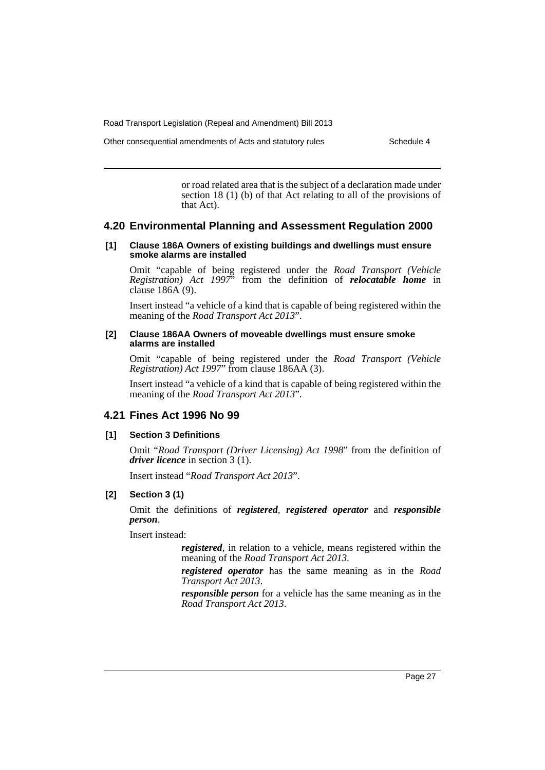or road related area that is the subject of a declaration made under section 18 (1) (b) of that Act relating to all of the provisions of that Act).

## 4.20 Environmental Planning and Assessment Regulation 2000

### [1] Clause 186A Owners of existing buildings and dwellings must ensure smoke alarms are installed

Omit "capable of being registered under the *Road Transport (Vehicle Registration) Act 1997*" from the definition of ***relocatable home*** in clause 186A (9).

Insert instead "a vehicle of a kind that is capable of being registered within the meaning of the *Road Transport Act 2013*".

### [2] Clause 186AA Owners of moveable dwellings must ensure smoke alarms are installed

Omit "capable of being registered under the *Road Transport (Vehicle Registration) Act 1997*" from clause 186AA (3).

Insert instead "a vehicle of a kind that is capable of being registered within the meaning of the *Road Transport Act 2013*".

## 4.21 Fines Act 1996 No 99

### [1] Section 3 Definitions

Omit "*Road Transport (Driver Licensing) Act 1998*" from the definition of ***driver licence*** in section 3 (1).

Insert instead "*Road Transport Act 2013*".

### [2] Section 3 (1)

Omit the definitions of ***registered***, ***registered operator*** and ***responsible person***.

Insert instead:

> ***registered***, in relation to a vehicle, means registered within the meaning of the *Road Transport Act 2013*.
>
> ***registered operator*** has the same meaning as in the *Road Transport Act 2013*.
>
> ***responsible person*** for a vehicle has the same meaning as in the *Road Transport Act 2013*.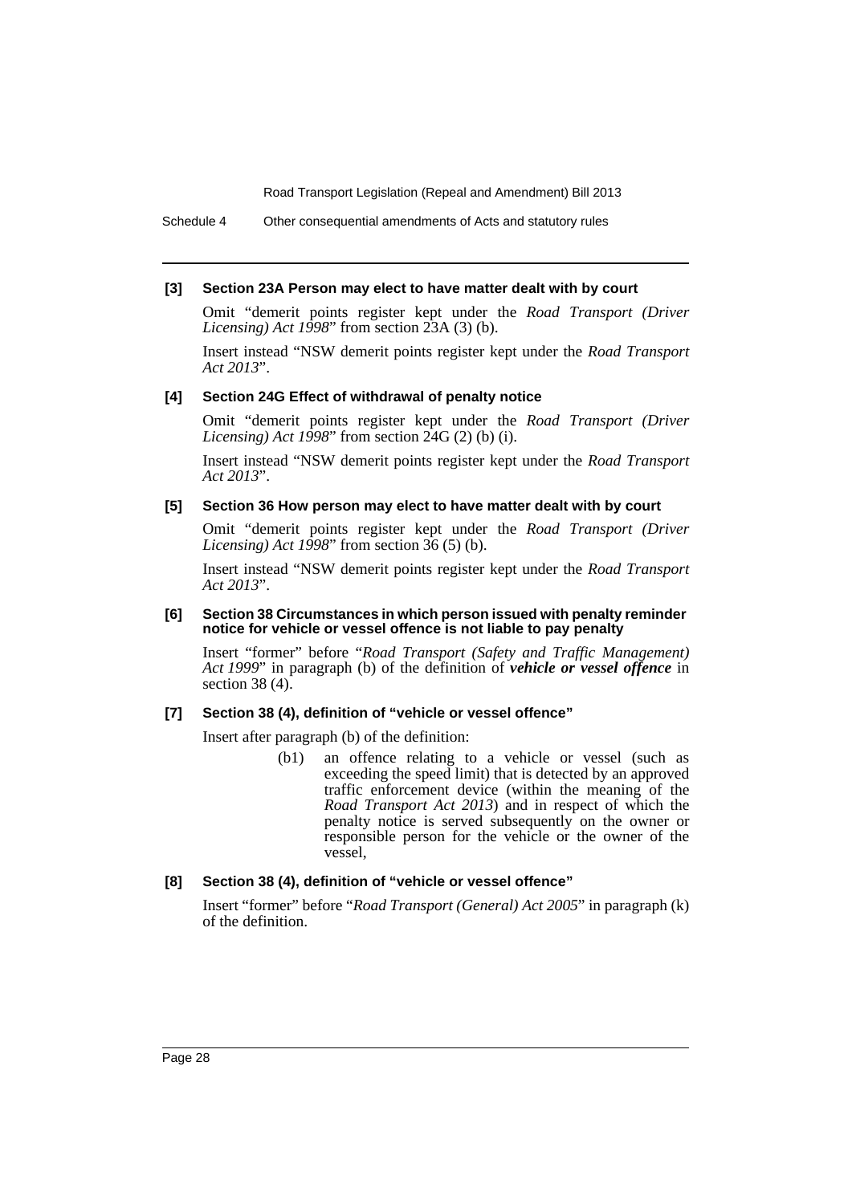#### [3] Section 23A Person may elect to have matter dealt with by court

Omit "demerit points register kept under the *Road Transport (Driver Licensing) Act 1998*" from section 23A (3) (b).

Insert instead "NSW demerit points register kept under the *Road Transport Act 2013*".

#### [4] Section 24G Effect of withdrawal of penalty notice

Omit "demerit points register kept under the *Road Transport (Driver Licensing) Act 1998*" from section 24G (2) (b) (i).

Insert instead "NSW demerit points register kept under the *Road Transport Act 2013*".

#### [5] Section 36 How person may elect to have matter dealt with by court

Omit "demerit points register kept under the *Road Transport (Driver Licensing) Act 1998*" from section 36 (5) (b).

Insert instead "NSW demerit points register kept under the *Road Transport Act 2013*".

#### [6] Section 38 Circumstances in which person issued with penalty reminder notice for vehicle or vessel offence is not liable to pay penalty

Insert "former" before "*Road Transport (Safety and Traffic Management) Act 1999*" in paragraph (b) of the definition of ***vehicle or vessel offence*** in section 38 (4).

#### [7] Section 38 (4), definition of "vehicle or vessel offence"

Insert after paragraph (b) of the definition:

> (b1) an offence relating to a vehicle or vessel (such as exceeding the speed limit) that is detected by an approved traffic enforcement device (within the meaning of the *Road Transport Act 2013*) and in respect of which the penalty notice is served subsequently on the owner or responsible person for the vehicle or the owner of the vessel,

#### [8] Section 38 (4), definition of "vehicle or vessel offence"

Insert "former" before "*Road Transport (General) Act 2005*" in paragraph (k) of the definition.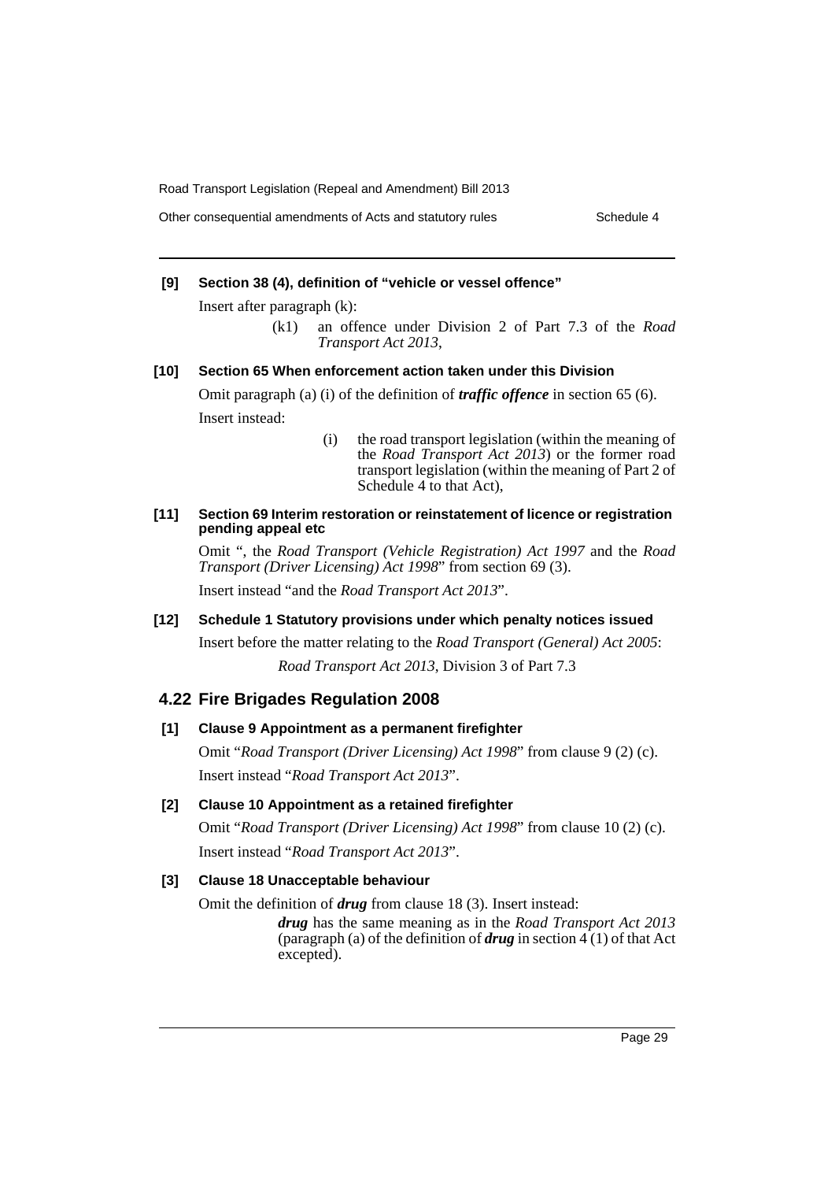**[9] Section 38 (4), definition of "vehicle or vessel offence"**

Insert after paragraph (k):

(k1) an offence under Division 2 of Part 7.3 of the *Road Transport Act 2013*,

**[10] Section 65 When enforcement action taken under this Division**

Omit paragraph (a) (i) of the definition of ***traffic offence*** in section 65 (6).

Insert instead:

(i) the road transport legislation (within the meaning of the *Road Transport Act 2013*) or the former road transport legislation (within the meaning of Part 2 of Schedule 4 to that Act),

**[11] Section 69 Interim restoration or reinstatement of licence or registration pending appeal etc**

Omit ", the *Road Transport (Vehicle Registration) Act 1997* and the *Road Transport (Driver Licensing) Act 1998*" from section 69 (3).

Insert instead "and the *Road Transport Act 2013*".

**[12] Schedule 1 Statutory provisions under which penalty notices issued**

Insert before the matter relating to the *Road Transport (General) Act 2005*:

*Road Transport Act 2013*, Division 3 of Part 7.3

## 4.22 Fire Brigades Regulation 2008

**[1] Clause 9 Appointment as a permanent firefighter**

Omit "*Road Transport (Driver Licensing) Act 1998*" from clause 9 (2) (c).

Insert instead "*Road Transport Act 2013*".

**[2] Clause 10 Appointment as a retained firefighter**

Omit "*Road Transport (Driver Licensing) Act 1998*" from clause 10 (2) (c).

Insert instead "*Road Transport Act 2013*".

**[3] Clause 18 Unacceptable behaviour**

Omit the definition of ***drug*** from clause 18 (3). Insert instead:

***drug*** has the same meaning as in the *Road Transport Act 2013* (paragraph (a) of the definition of ***drug*** in section 4 (1) of that Act excepted).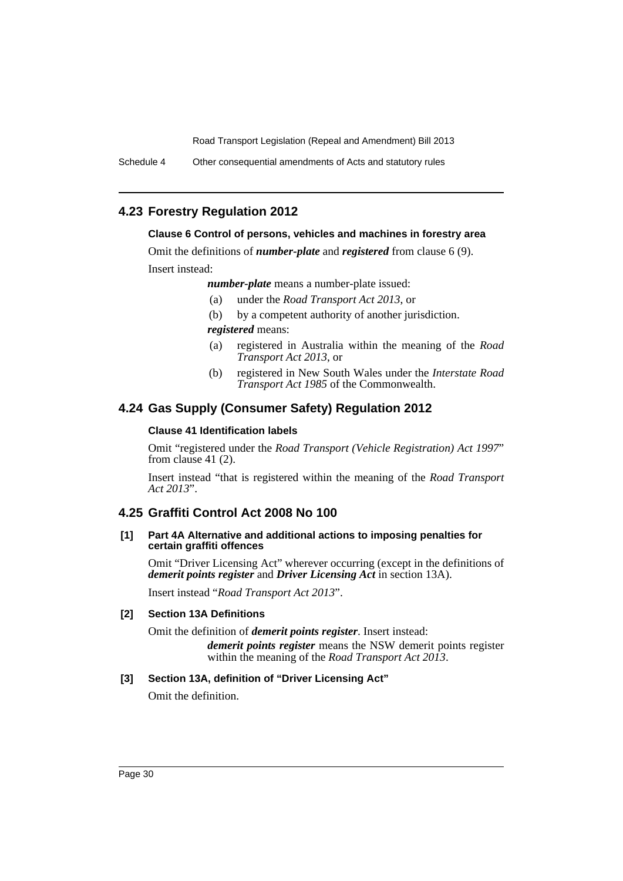## 4.23 Forestry Regulation 2012

### Clause 6 Control of persons, vehicles and machines in forestry area

Omit the definitions of ***number-plate*** and ***registered*** from clause 6 (9).

Insert instead:

> ***number-plate*** means a number-plate issued:
>
> (a) under the *Road Transport Act 2013*, or
>
> (b) by a competent authority of another jurisdiction.
>
> ***registered*** means:
>
> (a) registered in Australia within the meaning of the *Road Transport Act 2013*, or
>
> (b) registered in New South Wales under the *Interstate Road Transport Act 1985* of the Commonwealth.

## 4.24 Gas Supply (Consumer Safety) Regulation 2012

### Clause 41 Identification labels

Omit "registered under the *Road Transport (Vehicle Registration) Act 1997*" from clause 41 (2).

Insert instead "that is registered within the meaning of the *Road Transport Act 2013*".

## 4.25 Graffiti Control Act 2008 No 100

### [1] Part 4A Alternative and additional actions to imposing penalties for certain graffiti offences

Omit "Driver Licensing Act" wherever occurring (except in the definitions of ***demerit points register*** and ***Driver Licensing Act*** in section 13A).

Insert instead "*Road Transport Act 2013*".

### [2] Section 13A Definitions

Omit the definition of ***demerit points register***. Insert instead:

> ***demerit points register*** means the NSW demerit points register within the meaning of the *Road Transport Act 2013*.

### [3] Section 13A, definition of "Driver Licensing Act"

Omit the definition.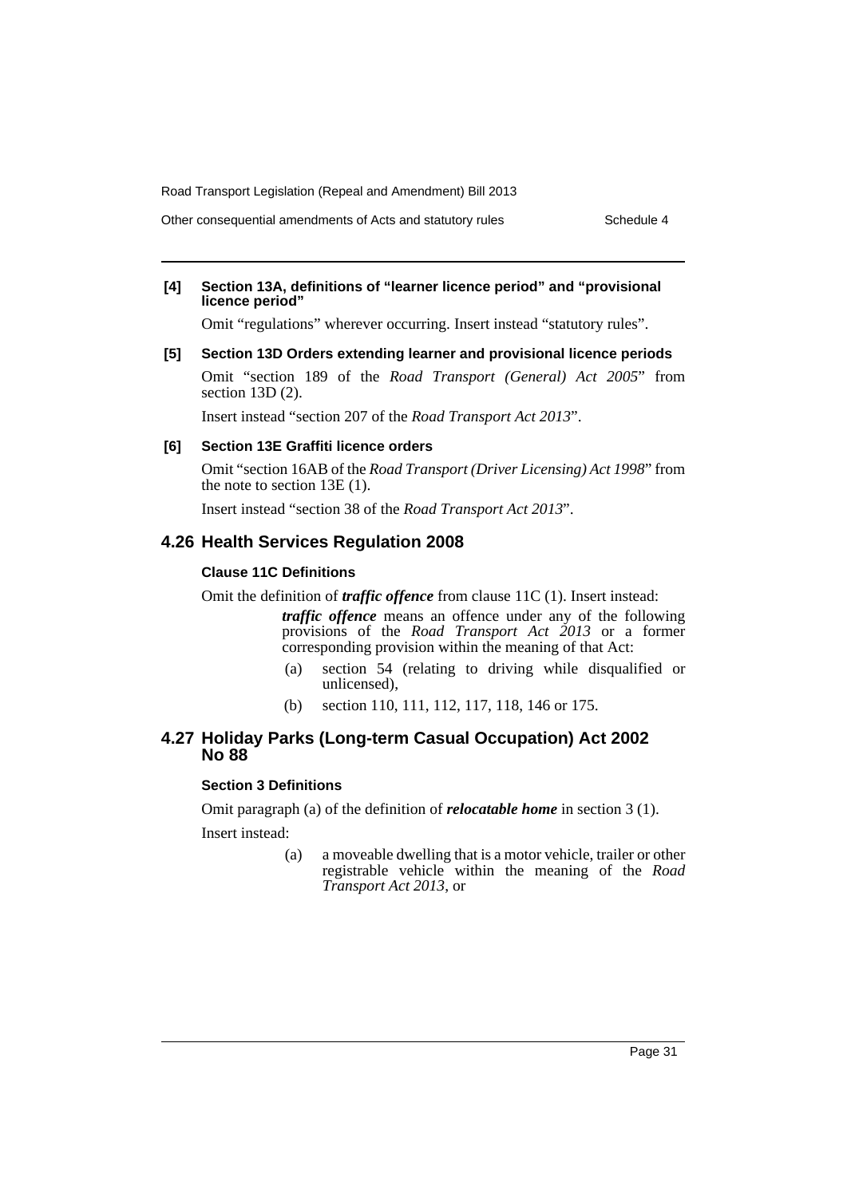**[4] Section 13A, definitions of "learner licence period" and "provisional licence period"**

Omit "regulations" wherever occurring. Insert instead "statutory rules".

**[5] Section 13D Orders extending learner and provisional licence periods**

Omit "section 189 of the *Road Transport (General) Act 2005*" from section 13D (2).

Insert instead "section 207 of the *Road Transport Act 2013*".

**[6] Section 13E Graffiti licence orders**

Omit "section 16AB of the *Road Transport (Driver Licensing) Act 1998*" from the note to section 13E (1).

Insert instead "section 38 of the *Road Transport Act 2013*".

## 4.26 Health Services Regulation 2008

**Clause 11C Definitions**

Omit the definition of ***traffic offence*** from clause 11C (1). Insert instead:

> ***traffic offence*** means an offence under any of the following provisions of the *Road Transport Act 2013* or a former corresponding provision within the meaning of that Act:
>
> (a) section 54 (relating to driving while disqualified or unlicensed),
>
> (b) section 110, 111, 112, 117, 118, 146 or 175.

## 4.27 Holiday Parks (Long-term Casual Occupation) Act 2002 No 88

**Section 3 Definitions**

Omit paragraph (a) of the definition of ***relocatable home*** in section 3 (1).

Insert instead:

> (a) a moveable dwelling that is a motor vehicle, trailer or other registrable vehicle within the meaning of the *Road Transport Act 2013*, or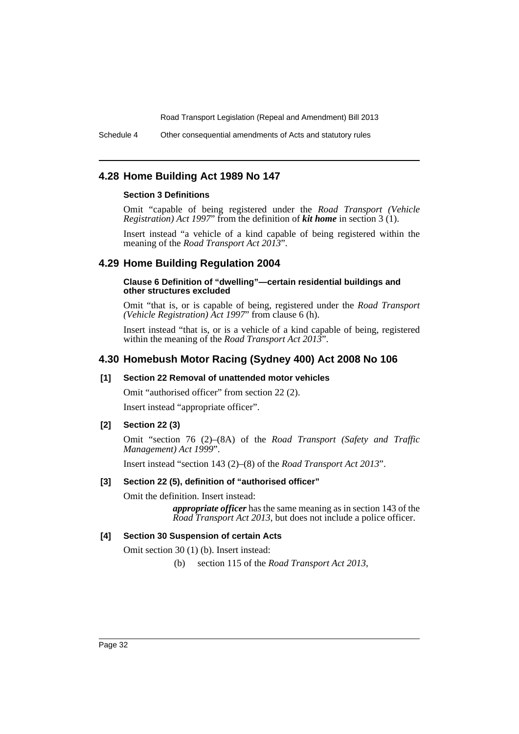## 4.28 Home Building Act 1989 No 147

### Section 3 Definitions

Omit "capable of being registered under the *Road Transport (Vehicle Registration) Act 1997*" from the definition of ***kit home*** in section 3 (1).

Insert instead "a vehicle of a kind capable of being registered within the meaning of the *Road Transport Act 2013*".

## 4.29 Home Building Regulation 2004

### Clause 6 Definition of "dwelling"—certain residential buildings and other structures excluded

Omit "that is, or is capable of being, registered under the *Road Transport (Vehicle Registration) Act 1997*" from clause 6 (h).

Insert instead "that is, or is a vehicle of a kind capable of being, registered within the meaning of the *Road Transport Act 2013*".

## 4.30 Homebush Motor Racing (Sydney 400) Act 2008 No 106

### [1] Section 22 Removal of unattended motor vehicles

Omit "authorised officer" from section 22 (2).

Insert instead "appropriate officer".

### [2] Section 22 (3)

Omit "section 76 (2)–(8A) of the *Road Transport (Safety and Traffic Management) Act 1999*".

Insert instead "section 143 (2)–(8) of the *Road Transport Act 2013*".

### [3] Section 22 (5), definition of "authorised officer"

Omit the definition. Insert instead:

> ***appropriate officer*** has the same meaning as in section 143 of the *Road Transport Act 2013*, but does not include a police officer.

### [4] Section 30 Suspension of certain Acts

Omit section 30 (1) (b). Insert instead:

> (b) section 115 of the *Road Transport Act 2013*,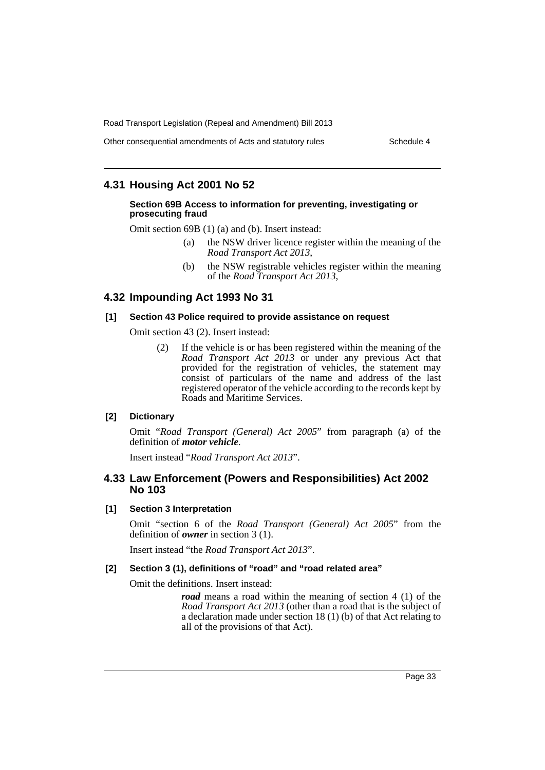## 4.31 Housing Act 2001 No 52

#### Section 69B Access to information for preventing, investigating or prosecuting fraud

Omit section 69B (1) (a) and (b). Insert instead:

> (a) the NSW driver licence register within the meaning of the *Road Transport Act 2013*,
>
> (b) the NSW registrable vehicles register within the meaning of the *Road Transport Act 2013*,

## 4.32 Impounding Act 1993 No 31

#### [1] Section 43 Police required to provide assistance on request

Omit section 43 (2). Insert instead:

> (2) If the vehicle is or has been registered within the meaning of the *Road Transport Act 2013* or under any previous Act that provided for the registration of vehicles, the statement may consist of particulars of the name and address of the last registered operator of the vehicle according to the records kept by Roads and Maritime Services.

#### [2] Dictionary

Omit "*Road Transport (General) Act 2005*" from paragraph (a) of the definition of ***motor vehicle***.

Insert instead "*Road Transport Act 2013*".

## 4.33 Law Enforcement (Powers and Responsibilities) Act 2002 No 103

#### [1] Section 3 Interpretation

Omit "section 6 of the *Road Transport (General) Act 2005*" from the definition of ***owner*** in section 3 (1).

Insert instead "the *Road Transport Act 2013*".

#### [2] Section 3 (1), definitions of "road" and "road related area"

Omit the definitions. Insert instead:

> ***road*** means a road within the meaning of section 4 (1) of the *Road Transport Act 2013* (other than a road that is the subject of a declaration made under section 18 (1) (b) of that Act relating to all of the provisions of that Act).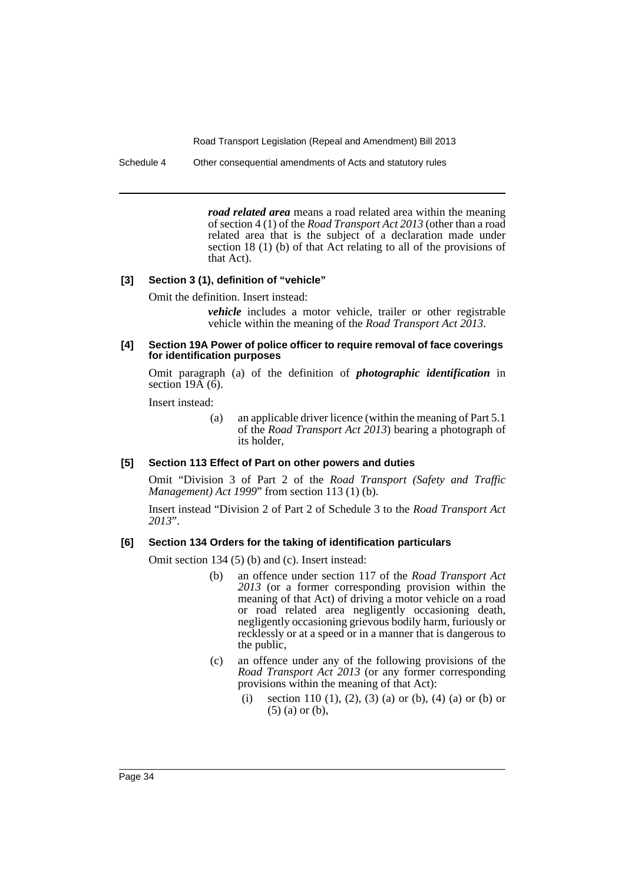***road related area*** means a road related area within the meaning of section 4 (1) of the *Road Transport Act 2013* (other than a road related area that is the subject of a declaration made under section 18 (1) (b) of that Act relating to all of the provisions of that Act).

**[3] Section 3 (1), definition of "vehicle"**

Omit the definition. Insert instead:

> ***vehicle*** includes a motor vehicle, trailer or other registrable vehicle within the meaning of the *Road Transport Act 2013*.

**[4] Section 19A Power of police officer to require removal of face coverings for identification purposes**

Omit paragraph (a) of the definition of ***photographic identification*** in section 19A (6).

Insert instead:

> (a) an applicable driver licence (within the meaning of Part 5.1 of the *Road Transport Act 2013*) bearing a photograph of its holder,

**[5] Section 113 Effect of Part on other powers and duties**

Omit "Division 3 of Part 2 of the *Road Transport (Safety and Traffic Management) Act 1999*" from section 113 (1) (b).

Insert instead "Division 2 of Part 2 of Schedule 3 to the *Road Transport Act 2013*".

**[6] Section 134 Orders for the taking of identification particulars**

Omit section 134 (5) (b) and (c). Insert instead:

> (b) an offence under section 117 of the *Road Transport Act 2013* (or a former corresponding provision within the meaning of that Act) of driving a motor vehicle on a road or road related area negligently occasioning death, negligently occasioning grievous bodily harm, furiously or recklessly or at a speed or in a manner that is dangerous to the public,
>
> (c) an offence under any of the following provisions of the *Road Transport Act 2013* (or any former corresponding provisions within the meaning of that Act):
>
> (i) section 110 (1), (2), (3) (a) or (b), (4) (a) or (b) or (5) (a) or (b),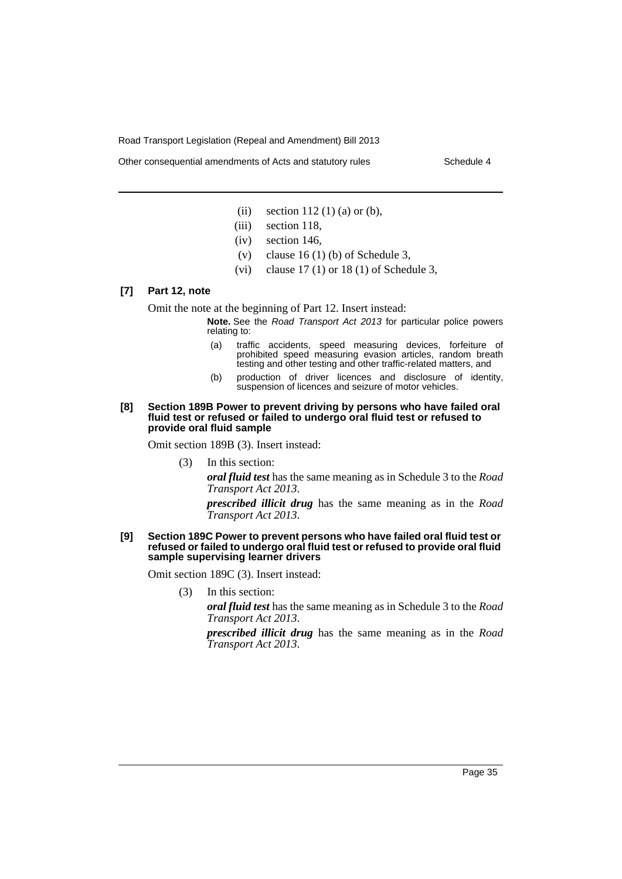(ii) section 112 (1) (a) or (b),

(iii) section 118,

(iv) section 146,

(v) clause 16 (1) (b) of Schedule 3,

(vi) clause 17 (1) or 18 (1) of Schedule 3,

**[7] Part 12, note**

Omit the note at the beginning of Part 12. Insert instead:

> **Note.** See the *Road Transport Act 2013* for particular police powers relating to:
>
> (a) traffic accidents, speed measuring devices, forfeiture of prohibited speed measuring evasion articles, random breath testing and other testing and other traffic-related matters, and
>
> (b) production of driver licences and disclosure of identity, suspension of licences and seizure of motor vehicles.

**[8] Section 189B Power to prevent driving by persons who have failed oral fluid test or refused or failed to undergo oral fluid test or refused to provide oral fluid sample**

Omit section 189B (3). Insert instead:

(3) In this section:

***oral fluid test*** has the same meaning as in Schedule 3 to the *Road Transport Act 2013*.

***prescribed illicit drug*** has the same meaning as in the *Road Transport Act 2013*.

**[9] Section 189C Power to prevent persons who have failed oral fluid test or refused or failed to undergo oral fluid test or refused to provide oral fluid sample supervising learner drivers**

Omit section 189C (3). Insert instead:

(3) In this section:

***oral fluid test*** has the same meaning as in Schedule 3 to the *Road Transport Act 2013*.

***prescribed illicit drug*** has the same meaning as in the *Road Transport Act 2013*.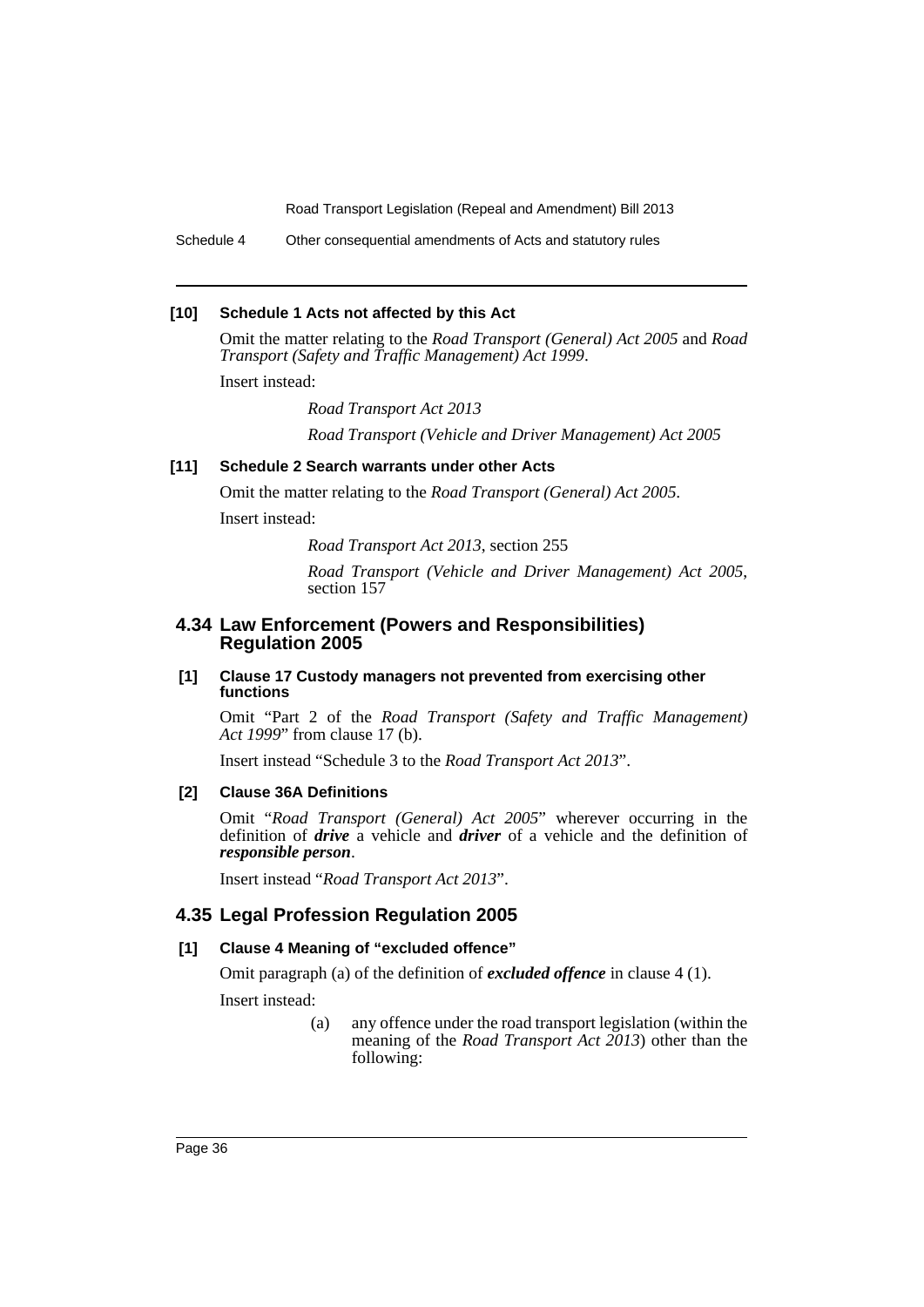**[10] Schedule 1 Acts not affected by this Act**

Omit the matter relating to the *Road Transport (General) Act 2005* and *Road Transport (Safety and Traffic Management) Act 1999*.

Insert instead:

*Road Transport Act 2013*

*Road Transport (Vehicle and Driver Management) Act 2005*

**[11] Schedule 2 Search warrants under other Acts**

Omit the matter relating to the *Road Transport (General) Act 2005*.

Insert instead:

*Road Transport Act 2013*, section 255

*Road Transport (Vehicle and Driver Management) Act 2005*, section 157

## 4.34 Law Enforcement (Powers and Responsibilities) Regulation 2005

**[1] Clause 17 Custody managers not prevented from exercising other functions**

Omit "Part 2 of the *Road Transport (Safety and Traffic Management) Act 1999*" from clause 17 (b).

Insert instead "Schedule 3 to the *Road Transport Act 2013*".

**[2] Clause 36A Definitions**

Omit "*Road Transport (General) Act 2005*" wherever occurring in the definition of ***drive*** a vehicle and ***driver*** of a vehicle and the definition of ***responsible person***.

Insert instead "*Road Transport Act 2013*".

## 4.35 Legal Profession Regulation 2005

**[1] Clause 4 Meaning of "excluded offence"**

Omit paragraph (a) of the definition of ***excluded offence*** in clause 4 (1).

Insert instead:

(a) any offence under the road transport legislation (within the meaning of the *Road Transport Act 2013*) other than the following: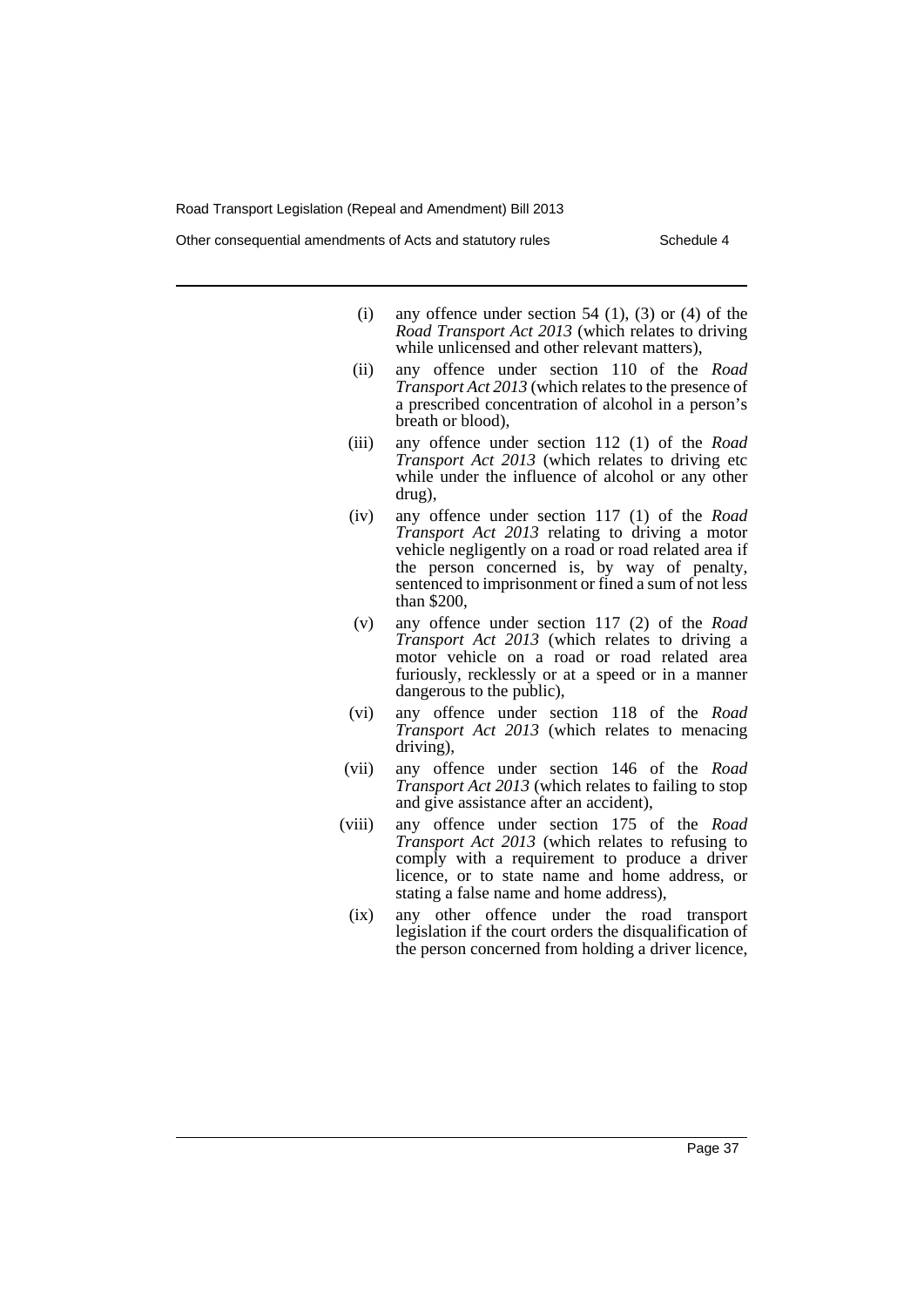(i) any offence under section 54 (1), (3) or (4) of the *Road Transport Act 2013* (which relates to driving while unlicensed and other relevant matters),

(ii) any offence under section 110 of the *Road Transport Act 2013* (which relates to the presence of a prescribed concentration of alcohol in a person's breath or blood),

(iii) any offence under section 112 (1) of the *Road Transport Act 2013* (which relates to driving etc while under the influence of alcohol or any other drug),

(iv) any offence under section 117 (1) of the *Road Transport Act 2013* relating to driving a motor vehicle negligently on a road or road related area if the person concerned is, by way of penalty, sentenced to imprisonment or fined a sum of not less than $200,

(v) any offence under section 117 (2) of the *Road Transport Act 2013* (which relates to driving a motor vehicle on a road or road related area furiously, recklessly or at a speed or in a manner dangerous to the public),

(vi) any offence under section 118 of the *Road Transport Act 2013* (which relates to menacing driving),

(vii) any offence under section 146 of the *Road Transport Act 2013* (which relates to failing to stop and give assistance after an accident),

(viii) any offence under section 175 of the *Road Transport Act 2013* (which relates to refusing to comply with a requirement to produce a driver licence, or to state name and home address, or stating a false name and home address),

(ix) any other offence under the road transport legislation if the court orders the disqualification of the person concerned from holding a driver licence,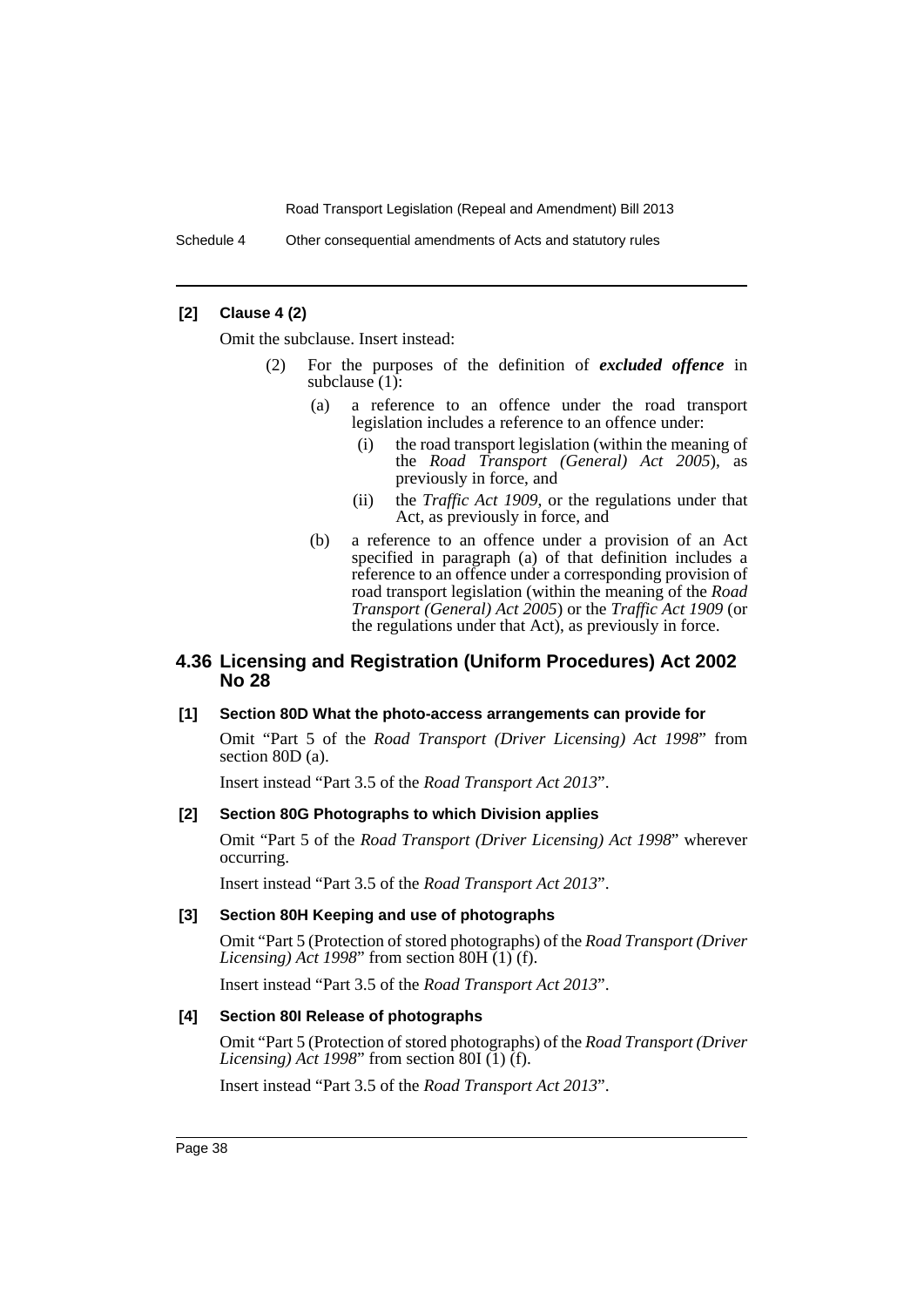**[2] Clause 4 (2)**

Omit the subclause. Insert instead:

> (2) For the purposes of the definition of ***excluded offence*** in subclause (1):
>
> (a) a reference to an offence under the road transport legislation includes a reference to an offence under:
>
> (i) the road transport legislation (within the meaning of the *Road Transport (General) Act 2005*), as previously in force, and
>
> (ii) the *Traffic Act 1909*, or the regulations under that Act, as previously in force, and
>
> (b) a reference to an offence under a provision of an Act specified in paragraph (a) of that definition includes a reference to an offence under a corresponding provision of road transport legislation (within the meaning of the *Road Transport (General) Act 2005*) or the *Traffic Act 1909* (or the regulations under that Act), as previously in force.

## 4.36 Licensing and Registration (Uniform Procedures) Act 2002 No 28

**[1] Section 80D What the photo-access arrangements can provide for**

Omit "Part 5 of the *Road Transport (Driver Licensing) Act 1998*" from section 80D (a).

Insert instead "Part 3.5 of the *Road Transport Act 2013*".

**[2] Section 80G Photographs to which Division applies**

Omit "Part 5 of the *Road Transport (Driver Licensing) Act 1998*" wherever occurring.

Insert instead "Part 3.5 of the *Road Transport Act 2013*".

**[3] Section 80H Keeping and use of photographs**

Omit "Part 5 (Protection of stored photographs) of the *Road Transport (Driver Licensing) Act 1998*" from section 80H (1) (f).

Insert instead "Part 3.5 of the *Road Transport Act 2013*".

**[4] Section 80I Release of photographs**

Omit "Part 5 (Protection of stored photographs) of the *Road Transport (Driver Licensing) Act 1998*" from section 80I (1) (f).

Insert instead "Part 3.5 of the *Road Transport Act 2013*".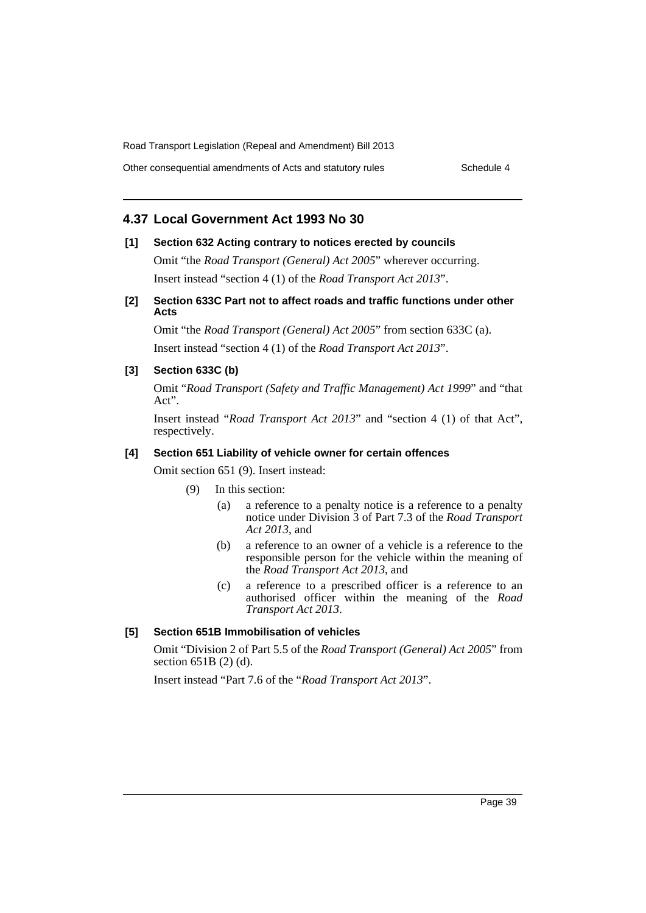## 4.37 Local Government Act 1993 No 30

### [1] Section 632 Acting contrary to notices erected by councils

Omit "the *Road Transport (General) Act 2005*" wherever occurring.

Insert instead "section 4 (1) of the *Road Transport Act 2013*".

### [2] Section 633C Part not to affect roads and traffic functions under other Acts

Omit "the *Road Transport (General) Act 2005*" from section 633C (a).

Insert instead "section 4 (1) of the *Road Transport Act 2013*".

### [3] Section 633C (b)

Omit "*Road Transport (Safety and Traffic Management) Act 1999*" and "that Act".

Insert instead "*Road Transport Act 2013*" and "section 4 (1) of that Act", respectively.

### [4] Section 651 Liability of vehicle owner for certain offences

Omit section 651 (9). Insert instead:

(9) In this section:

(a) a reference to a penalty notice is a reference to a penalty notice under Division 3 of Part 7.3 of the *Road Transport Act 2013*, and

(b) a reference to an owner of a vehicle is a reference to the responsible person for the vehicle within the meaning of the *Road Transport Act 2013*, and

(c) a reference to a prescribed officer is a reference to an authorised officer within the meaning of the *Road Transport Act 2013*.

### [5] Section 651B Immobilisation of vehicles

Omit "Division 2 of Part 5.5 of the *Road Transport (General) Act 2005*" from section 651B (2) (d).

Insert instead "Part 7.6 of the "*Road Transport Act 2013*".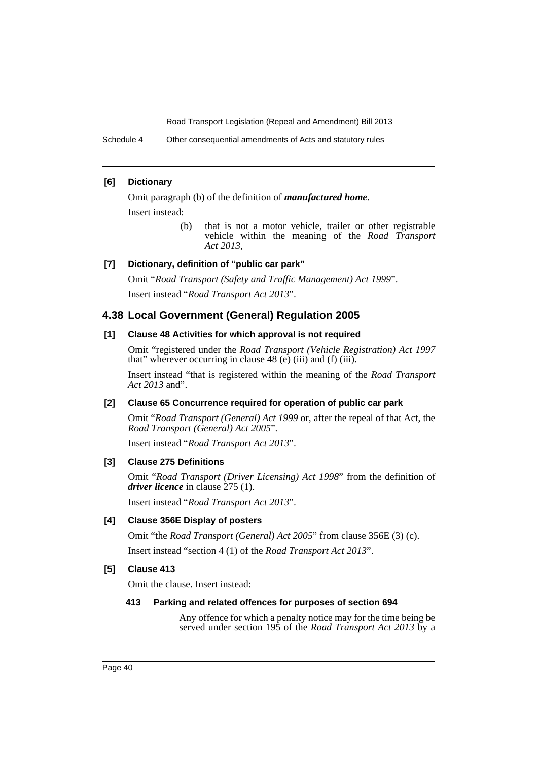**[6] Dictionary**

Omit paragraph (b) of the definition of ***manufactured home***.

Insert instead:

> (b) that is not a motor vehicle, trailer or other registrable vehicle within the meaning of the *Road Transport Act 2013*,

**[7] Dictionary, definition of "public car park"**

Omit "*Road Transport (Safety and Traffic Management) Act 1999*".

Insert instead "*Road Transport Act 2013*".

## 4.38 Local Government (General) Regulation 2005

**[1] Clause 48 Activities for which approval is not required**

Omit "registered under the *Road Transport (Vehicle Registration) Act 1997* that" wherever occurring in clause 48 (e) (iii) and (f) (iii).

Insert instead "that is registered within the meaning of the *Road Transport Act 2013* and".

**[2] Clause 65 Concurrence required for operation of public car park**

Omit "*Road Transport (General) Act 1999* or, after the repeal of that Act, the *Road Transport (General) Act 2005*".

Insert instead "*Road Transport Act 2013*".

**[3] Clause 275 Definitions**

Omit "*Road Transport (Driver Licensing) Act 1998*" from the definition of ***driver licence*** in clause 275 (1).

Insert instead "*Road Transport Act 2013*".

**[4] Clause 356E Display of posters**

Omit "the *Road Transport (General) Act 2005*" from clause 356E (3) (c).

Insert instead "section 4 (1) of the *Road Transport Act 2013*".

**[5] Clause 413**

Omit the clause. Insert instead:

**413 Parking and related offences for purposes of section 694**

Any offence for which a penalty notice may for the time being be served under section 195 of the *Road Transport Act 2013* by a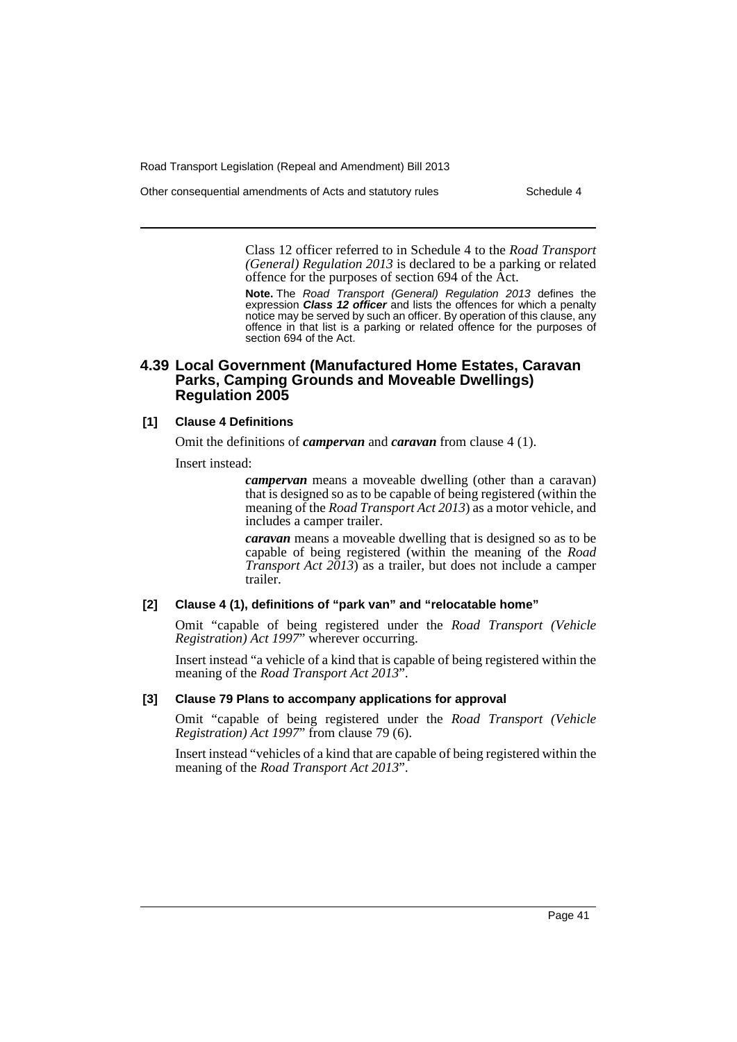Class 12 officer referred to in Schedule 4 to the *Road Transport (General) Regulation 2013* is declared to be a parking or related offence for the purposes of section 694 of the Act.

**Note.** The *Road Transport (General) Regulation 2013* defines the expression ***Class 12 officer*** and lists the offences for which a penalty notice may be served by such an officer. By operation of this clause, any offence in that list is a parking or related offence for the purposes of section 694 of the Act.

## 4.39 Local Government (Manufactured Home Estates, Caravan Parks, Camping Grounds and Moveable Dwellings) Regulation 2005

### [1] Clause 4 Definitions

Omit the definitions of ***campervan*** and ***caravan*** from clause 4 (1).

Insert instead:

> ***campervan*** means a moveable dwelling (other than a caravan) that is designed so as to be capable of being registered (within the meaning of the *Road Transport Act 2013*) as a motor vehicle, and includes a camper trailer.
>
> ***caravan*** means a moveable dwelling that is designed so as to be capable of being registered (within the meaning of the *Road Transport Act 2013*) as a trailer, but does not include a camper trailer.

### [2] Clause 4 (1), definitions of "park van" and "relocatable home"

Omit "capable of being registered under the *Road Transport (Vehicle Registration) Act 1997*" wherever occurring.

Insert instead "a vehicle of a kind that is capable of being registered within the meaning of the *Road Transport Act 2013*".

### [3] Clause 79 Plans to accompany applications for approval

Omit "capable of being registered under the *Road Transport (Vehicle Registration) Act 1997*" from clause 79 (6).

Insert instead "vehicles of a kind that are capable of being registered within the meaning of the *Road Transport Act 2013*".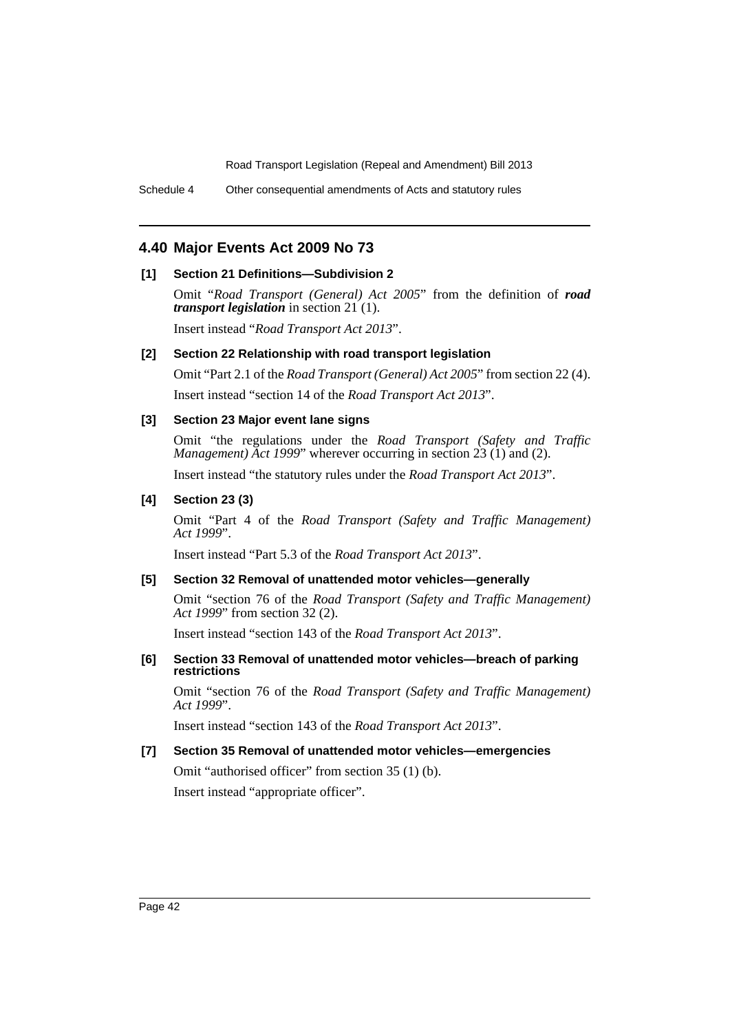## 4.40 Major Events Act 2009 No 73

### [1] Section 21 Definitions—Subdivision 2

Omit "*Road Transport (General) Act 2005*" from the definition of ***road transport legislation*** in section 21 (1).

Insert instead "*Road Transport Act 2013*".

### [2] Section 22 Relationship with road transport legislation

Omit "Part 2.1 of the *Road Transport (General) Act 2005*" from section 22 (4).

Insert instead "section 14 of the *Road Transport Act 2013*".

### [3] Section 23 Major event lane signs

Omit "the regulations under the *Road Transport (Safety and Traffic Management) Act 1999*" wherever occurring in section 23 (1) and (2).

Insert instead "the statutory rules under the *Road Transport Act 2013*".

### [4] Section 23 (3)

Omit "Part 4 of the *Road Transport (Safety and Traffic Management) Act 1999*".

Insert instead "Part 5.3 of the *Road Transport Act 2013*".

### [5] Section 32 Removal of unattended motor vehicles—generally

Omit "section 76 of the *Road Transport (Safety and Traffic Management) Act 1999*" from section 32 (2).

Insert instead "section 143 of the *Road Transport Act 2013*".

### [6] Section 33 Removal of unattended motor vehicles—breach of parking restrictions

Omit "section 76 of the *Road Transport (Safety and Traffic Management) Act 1999*".

Insert instead "section 143 of the *Road Transport Act 2013*".

### [7] Section 35 Removal of unattended motor vehicles—emergencies

Omit "authorised officer" from section 35 (1) (b).

Insert instead "appropriate officer".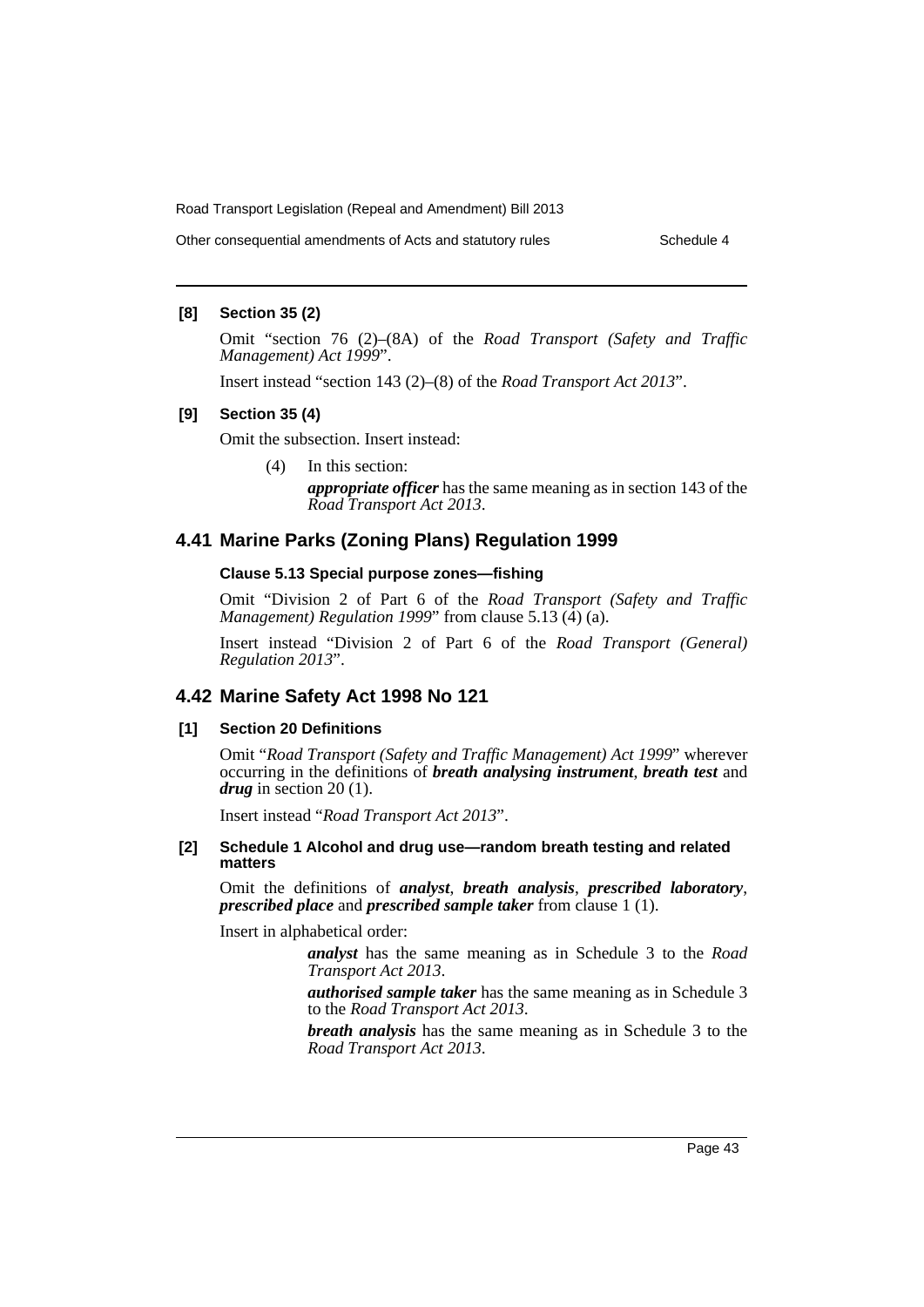### [8] Section 35 (2)

Omit "section 76 (2)–(8A) of the *Road Transport (Safety and Traffic Management) Act 1999*".

Insert instead "section 143 (2)–(8) of the *Road Transport Act 2013*".

### [9] Section 35 (4)

Omit the subsection. Insert instead:

> (4) In this section:
>
> ***appropriate officer*** has the same meaning as in section 143 of the *Road Transport Act 2013*.

## 4.41 Marine Parks (Zoning Plans) Regulation 1999

#### Clause 5.13 Special purpose zones—fishing

Omit "Division 2 of Part 6 of the *Road Transport (Safety and Traffic Management) Regulation 1999*" from clause 5.13 (4) (a).

Insert instead "Division 2 of Part 6 of the *Road Transport (General) Regulation 2013*".

## 4.42 Marine Safety Act 1998 No 121

### [1] Section 20 Definitions

Omit "*Road Transport (Safety and Traffic Management) Act 1999*" wherever occurring in the definitions of ***breath analysing instrument***, ***breath test*** and ***drug*** in section 20 (1).

Insert instead "*Road Transport Act 2013*".

### [2] Schedule 1 Alcohol and drug use—random breath testing and related matters

Omit the definitions of ***analyst***, ***breath analysis***, ***prescribed laboratory***, ***prescribed place*** and ***prescribed sample taker*** from clause 1 (1).

Insert in alphabetical order:

> ***analyst*** has the same meaning as in Schedule 3 to the *Road Transport Act 2013*.
>
> ***authorised sample taker*** has the same meaning as in Schedule 3 to the *Road Transport Act 2013*.
>
> ***breath analysis*** has the same meaning as in Schedule 3 to the *Road Transport Act 2013*.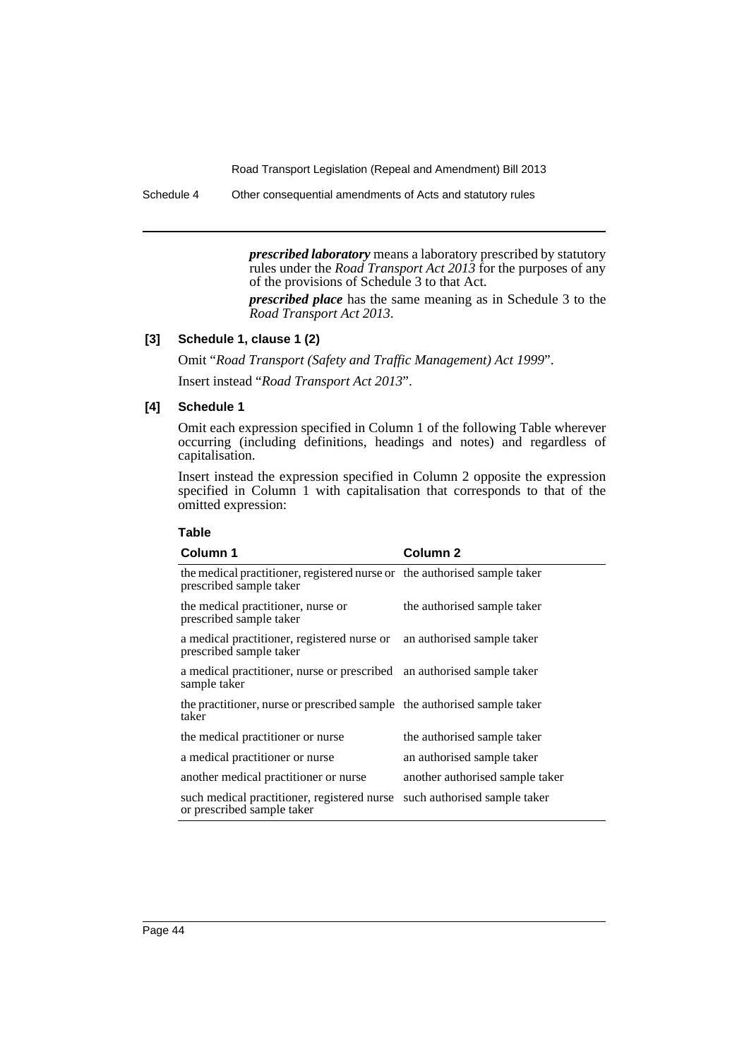***prescribed laboratory*** means a laboratory prescribed by statutory rules under the *Road Transport Act 2013* for the purposes of any of the provisions of Schedule 3 to that Act.

***prescribed place*** has the same meaning as in Schedule 3 to the *Road Transport Act 2013*.

**[3] Schedule 1, clause 1 (2)**

Omit "*Road Transport (Safety and Traffic Management) Act 1999*".

Insert instead "*Road Transport Act 2013*".

**[4] Schedule 1**

Omit each expression specified in Column 1 of the following Table wherever occurring (including definitions, headings and notes) and regardless of capitalisation.

Insert instead the expression specified in Column 2 opposite the expression specified in Column 1 with capitalisation that corresponds to that of the omitted expression:

**Table**

| Column 1 | Column 2 |
|---|---|
| the medical practitioner, registered nurse or prescribed sample taker | the authorised sample taker |
| the medical practitioner, nurse or prescribed sample taker | the authorised sample taker |
| a medical practitioner, registered nurse or prescribed sample taker | an authorised sample taker |
| a medical practitioner, nurse or prescribed sample taker | an authorised sample taker |
| the practitioner, nurse or prescribed sample taker | the authorised sample taker |
| the medical practitioner or nurse | the authorised sample taker |
| a medical practitioner or nurse | an authorised sample taker |
| another medical practitioner or nurse | another authorised sample taker |
| such medical practitioner, registered nurse or prescribed sample taker | such authorised sample taker |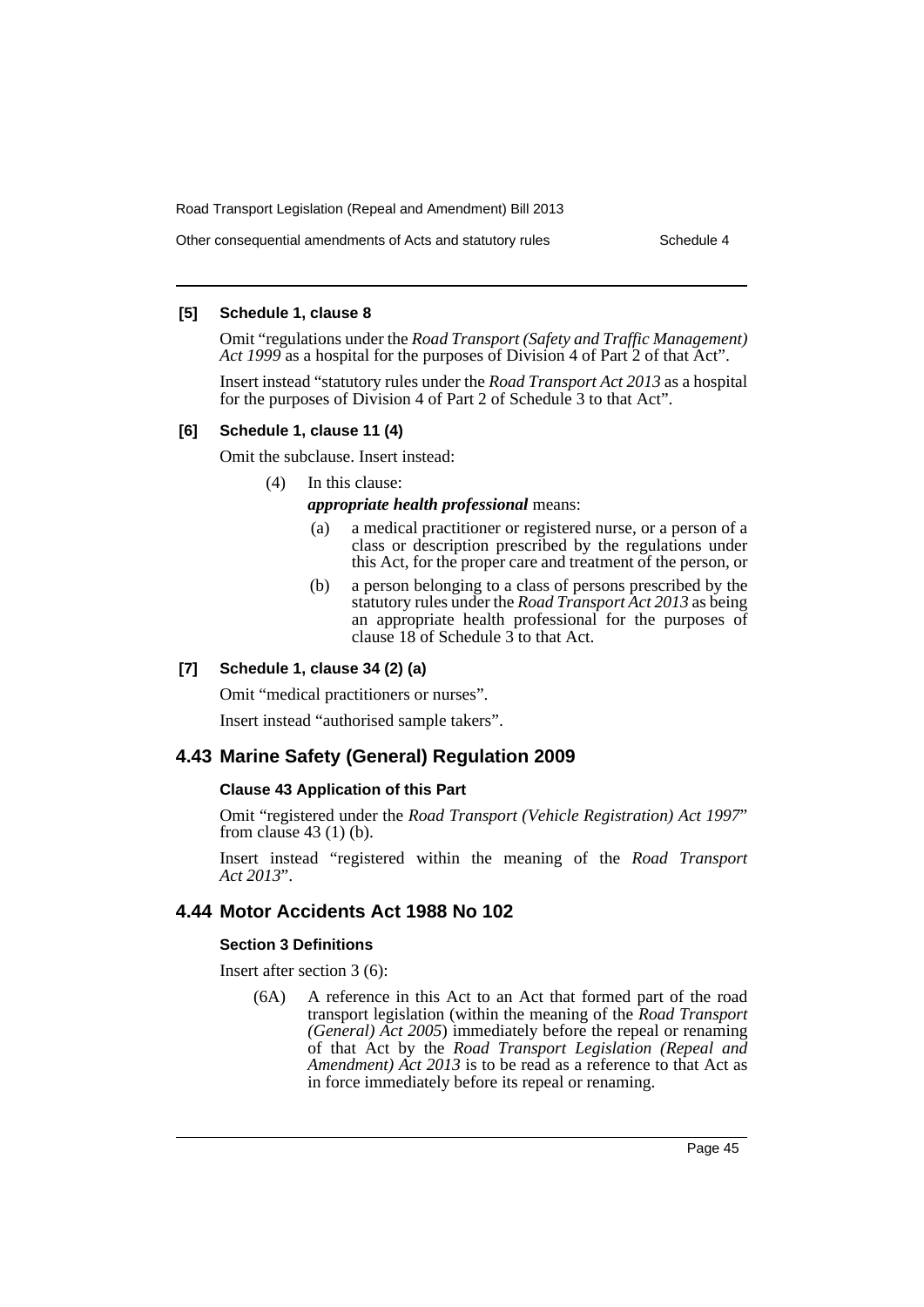**[5] Schedule 1, clause 8**

Omit "regulations under the *Road Transport (Safety and Traffic Management) Act 1999* as a hospital for the purposes of Division 4 of Part 2 of that Act".

Insert instead "statutory rules under the *Road Transport Act 2013* as a hospital for the purposes of Division 4 of Part 2 of Schedule 3 to that Act".

**[6] Schedule 1, clause 11 (4)**

Omit the subclause. Insert instead:

(4) In this clause:

***appropriate health professional*** means:

(a) a medical practitioner or registered nurse, or a person of a class or description prescribed by the regulations under this Act, for the proper care and treatment of the person, or

(b) a person belonging to a class of persons prescribed by the statutory rules under the *Road Transport Act 2013* as being an appropriate health professional for the purposes of clause 18 of Schedule 3 to that Act.

**[7] Schedule 1, clause 34 (2) (a)**

Omit "medical practitioners or nurses".

Insert instead "authorised sample takers".

## 4.43 Marine Safety (General) Regulation 2009

**Clause 43 Application of this Part**

Omit "registered under the *Road Transport (Vehicle Registration) Act 1997*" from clause 43 (1) (b).

Insert instead "registered within the meaning of the *Road Transport Act 2013*".

## 4.44 Motor Accidents Act 1988 No 102

**Section 3 Definitions**

Insert after section 3 (6):

(6A) A reference in this Act to an Act that formed part of the road transport legislation (within the meaning of the *Road Transport (General) Act 2005*) immediately before the repeal or renaming of that Act by the *Road Transport Legislation (Repeal and Amendment) Act 2013* is to be read as a reference to that Act as in force immediately before its repeal or renaming.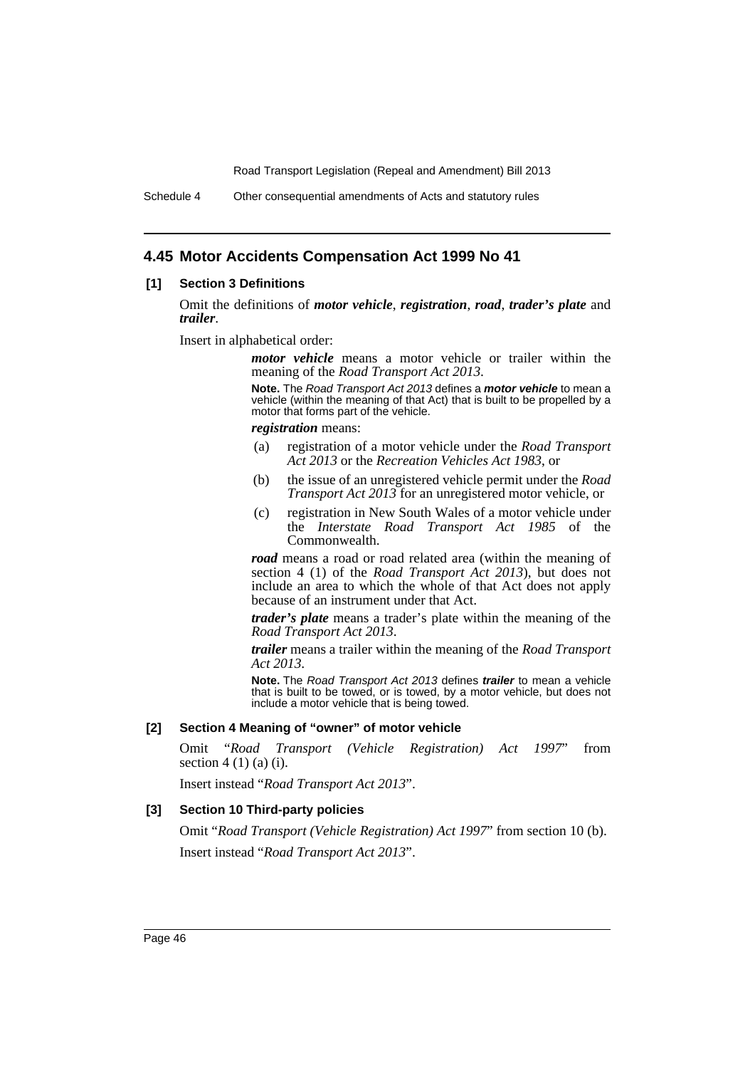## 4.45 Motor Accidents Compensation Act 1999 No 41

### [1] Section 3 Definitions

Omit the definitions of ***motor vehicle***, ***registration***, ***road***, ***trader's plate*** and ***trailer***.

Insert in alphabetical order:

> ***motor vehicle*** means a motor vehicle or trailer within the meaning of the *Road Transport Act 2013*.
>
> **Note.** The *Road Transport Act 2013* defines a ***motor vehicle*** to mean a vehicle (within the meaning of that Act) that is built to be propelled by a motor that forms part of the vehicle.
>
> ***registration*** means:
>
> (a) registration of a motor vehicle under the *Road Transport Act 2013* or the *Recreation Vehicles Act 1983*, or
>
> (b) the issue of an unregistered vehicle permit under the *Road Transport Act 2013* for an unregistered motor vehicle, or
>
> (c) registration in New South Wales of a motor vehicle under the *Interstate Road Transport Act 1985* of the Commonwealth.
>
> ***road*** means a road or road related area (within the meaning of section 4 (1) of the *Road Transport Act 2013*), but does not include an area to which the whole of that Act does not apply because of an instrument under that Act.
>
> ***trader's plate*** means a trader's plate within the meaning of the *Road Transport Act 2013*.
>
> ***trailer*** means a trailer within the meaning of the *Road Transport Act 2013*.
>
> **Note.** The *Road Transport Act 2013* defines ***trailer*** to mean a vehicle that is built to be towed, or is towed, by a motor vehicle, but does not include a motor vehicle that is being towed.

### [2] Section 4 Meaning of "owner" of motor vehicle

Omit "*Road Transport (Vehicle Registration) Act 1997*" from section 4 (1) (a) (i).

Insert instead "*Road Transport Act 2013*".

### [3] Section 10 Third-party policies

Omit "*Road Transport (Vehicle Registration) Act 1997*" from section 10 (b).

Insert instead "*Road Transport Act 2013*".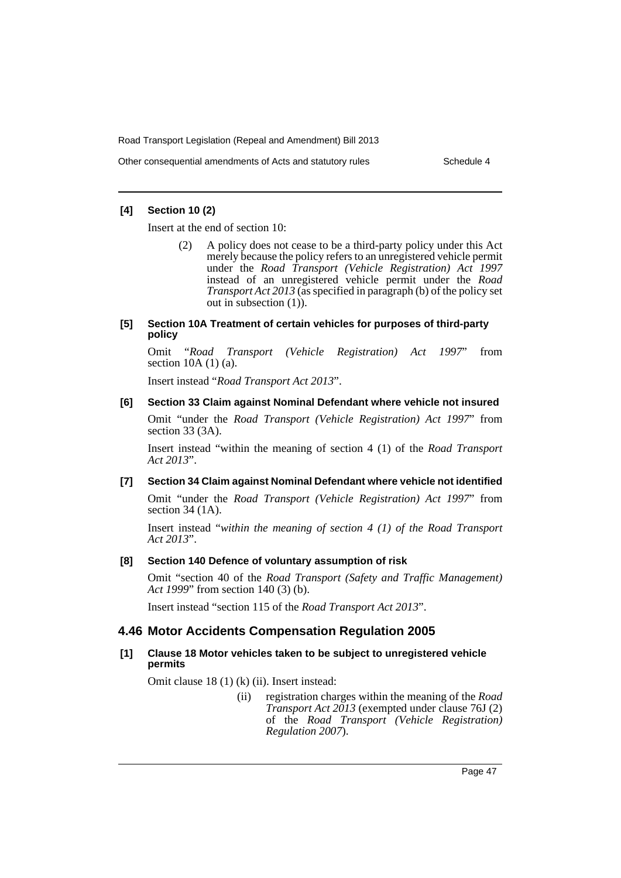**[4] Section 10 (2)**

Insert at the end of section 10:

> (2) A policy does not cease to be a third-party policy under this Act merely because the policy refers to an unregistered vehicle permit under the *Road Transport (Vehicle Registration) Act 1997* instead of an unregistered vehicle permit under the *Road Transport Act 2013* (as specified in paragraph (b) of the policy set out in subsection (1)).

**[5] Section 10A Treatment of certain vehicles for purposes of third-party policy**

Omit "*Road Transport (Vehicle Registration) Act 1997*" from section 10A (1) (a).

Insert instead "*Road Transport Act 2013*".

**[6] Section 33 Claim against Nominal Defendant where vehicle not insured**

Omit "under the *Road Transport (Vehicle Registration) Act 1997*" from section 33 (3A).

Insert instead "within the meaning of section 4 (1) of the *Road Transport Act 2013*".

**[7] Section 34 Claim against Nominal Defendant where vehicle not identified**

Omit "under the *Road Transport (Vehicle Registration) Act 1997*" from section 34 (1A).

Insert instead "*within the meaning of section 4 (1) of the Road Transport Act 2013*".

**[8] Section 140 Defence of voluntary assumption of risk**

Omit "section 40 of the *Road Transport (Safety and Traffic Management) Act 1999*" from section 140 (3) (b).

Insert instead "section 115 of the *Road Transport Act 2013*".

## 4.46 Motor Accidents Compensation Regulation 2005

**[1] Clause 18 Motor vehicles taken to be subject to unregistered vehicle permits**

Omit clause 18 (1) (k) (ii). Insert instead:

> (ii) registration charges within the meaning of the *Road Transport Act 2013* (exempted under clause 76J (2) of the *Road Transport (Vehicle Registration) Regulation 2007*).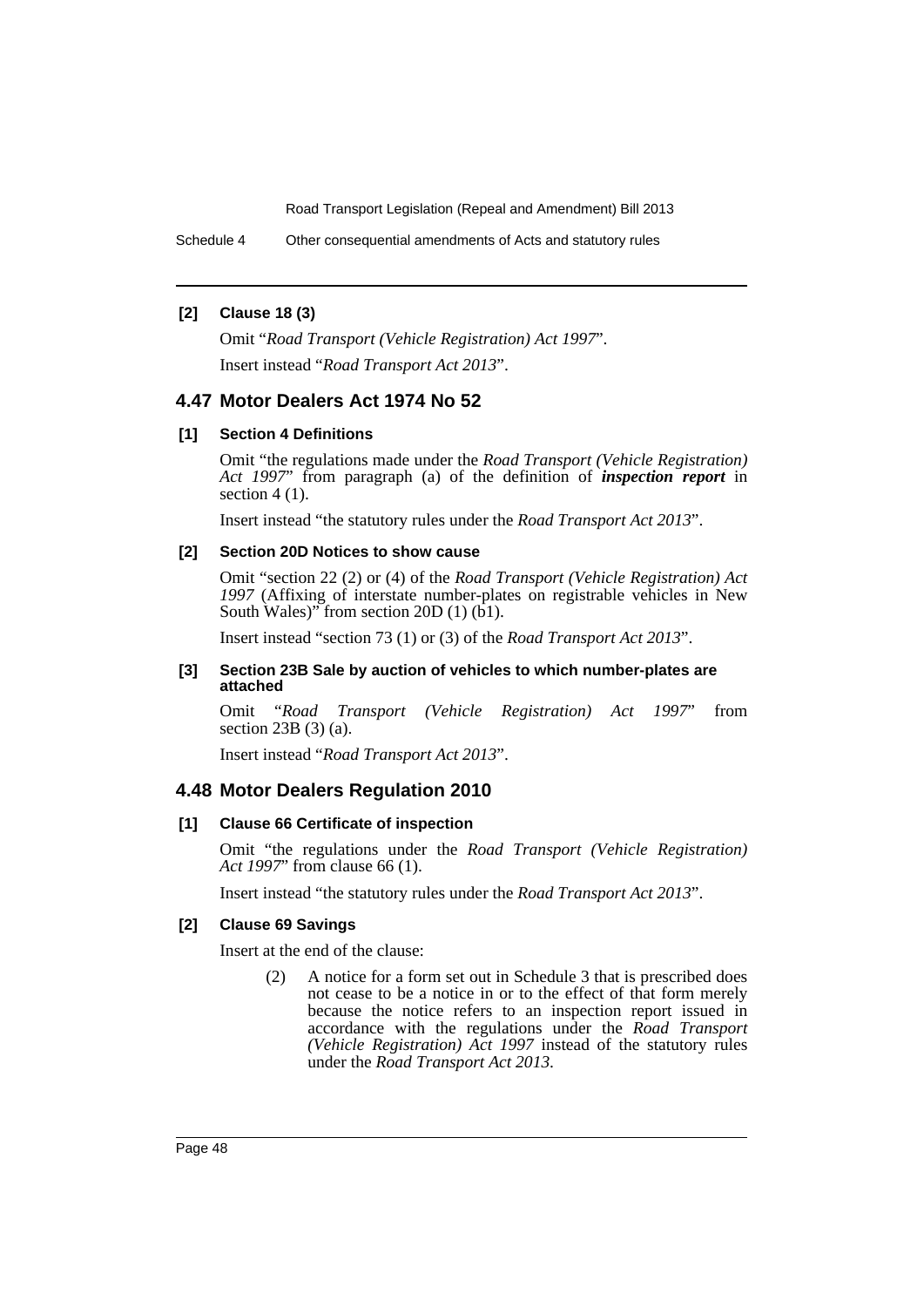**[2] Clause 18 (3)**

Omit "*Road Transport (Vehicle Registration) Act 1997*".

Insert instead "*Road Transport Act 2013*".

## 4.47 Motor Dealers Act 1974 No 52

**[1] Section 4 Definitions**

Omit "the regulations made under the *Road Transport (Vehicle Registration) Act 1997*" from paragraph (a) of the definition of ***inspection report*** in section 4 (1).

Insert instead "the statutory rules under the *Road Transport Act 2013*".

**[2] Section 20D Notices to show cause**

Omit "section 22 (2) or (4) of the *Road Transport (Vehicle Registration) Act 1997* (Affixing of interstate number-plates on registrable vehicles in New South Wales)" from section 20D (1) (b1).

Insert instead "section 73 (1) or (3) of the *Road Transport Act 2013*".

**[3] Section 23B Sale by auction of vehicles to which number-plates are attached**

Omit "*Road Transport (Vehicle Registration) Act 1997*" from section 23B (3) (a).

Insert instead "*Road Transport Act 2013*".

## 4.48 Motor Dealers Regulation 2010

**[1] Clause 66 Certificate of inspection**

Omit "the regulations under the *Road Transport (Vehicle Registration) Act 1997*" from clause 66 (1).

Insert instead "the statutory rules under the *Road Transport Act 2013*".

**[2] Clause 69 Savings**

Insert at the end of the clause:

> (2) A notice for a form set out in Schedule 3 that is prescribed does not cease to be a notice in or to the effect of that form merely because the notice refers to an inspection report issued in accordance with the regulations under the *Road Transport (Vehicle Registration) Act 1997* instead of the statutory rules under the *Road Transport Act 2013*.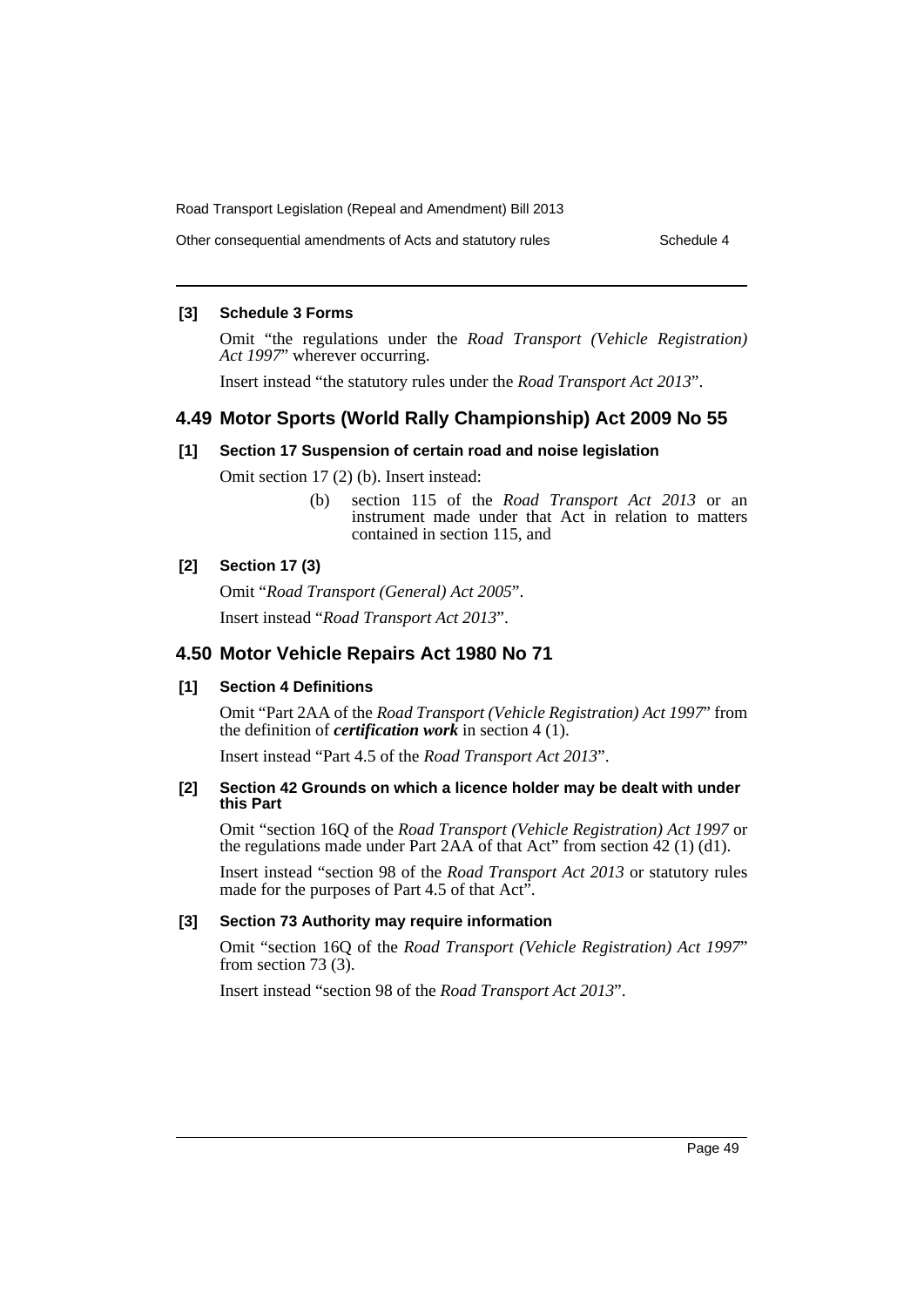#### [3] Schedule 3 Forms

Omit "the regulations under the *Road Transport (Vehicle Registration) Act 1997*" wherever occurring.

Insert instead "the statutory rules under the *Road Transport Act 2013*".

## 4.49 Motor Sports (World Rally Championship) Act 2009 No 55

#### [1] Section 17 Suspension of certain road and noise legislation

Omit section 17 (2) (b). Insert instead:

> (b) section 115 of the *Road Transport Act 2013* or an instrument made under that Act in relation to matters contained in section 115, and

#### [2] Section 17 (3)

Omit "*Road Transport (General) Act 2005*".

Insert instead "*Road Transport Act 2013*".

## 4.50 Motor Vehicle Repairs Act 1980 No 71

#### [1] Section 4 Definitions

Omit "Part 2AA of the *Road Transport (Vehicle Registration) Act 1997*" from the definition of ***certification work*** in section 4 (1).

Insert instead "Part 4.5 of the *Road Transport Act 2013*".

#### [2] Section 42 Grounds on which a licence holder may be dealt with under this Part

Omit "section 16Q of the *Road Transport (Vehicle Registration) Act 1997* or the regulations made under Part 2AA of that Act" from section 42 (1) (d1).

Insert instead "section 98 of the *Road Transport Act 2013* or statutory rules made for the purposes of Part 4.5 of that Act".

#### [3] Section 73 Authority may require information

Omit "section 16Q of the *Road Transport (Vehicle Registration) Act 1997*" from section 73 (3).

Insert instead "section 98 of the *Road Transport Act 2013*".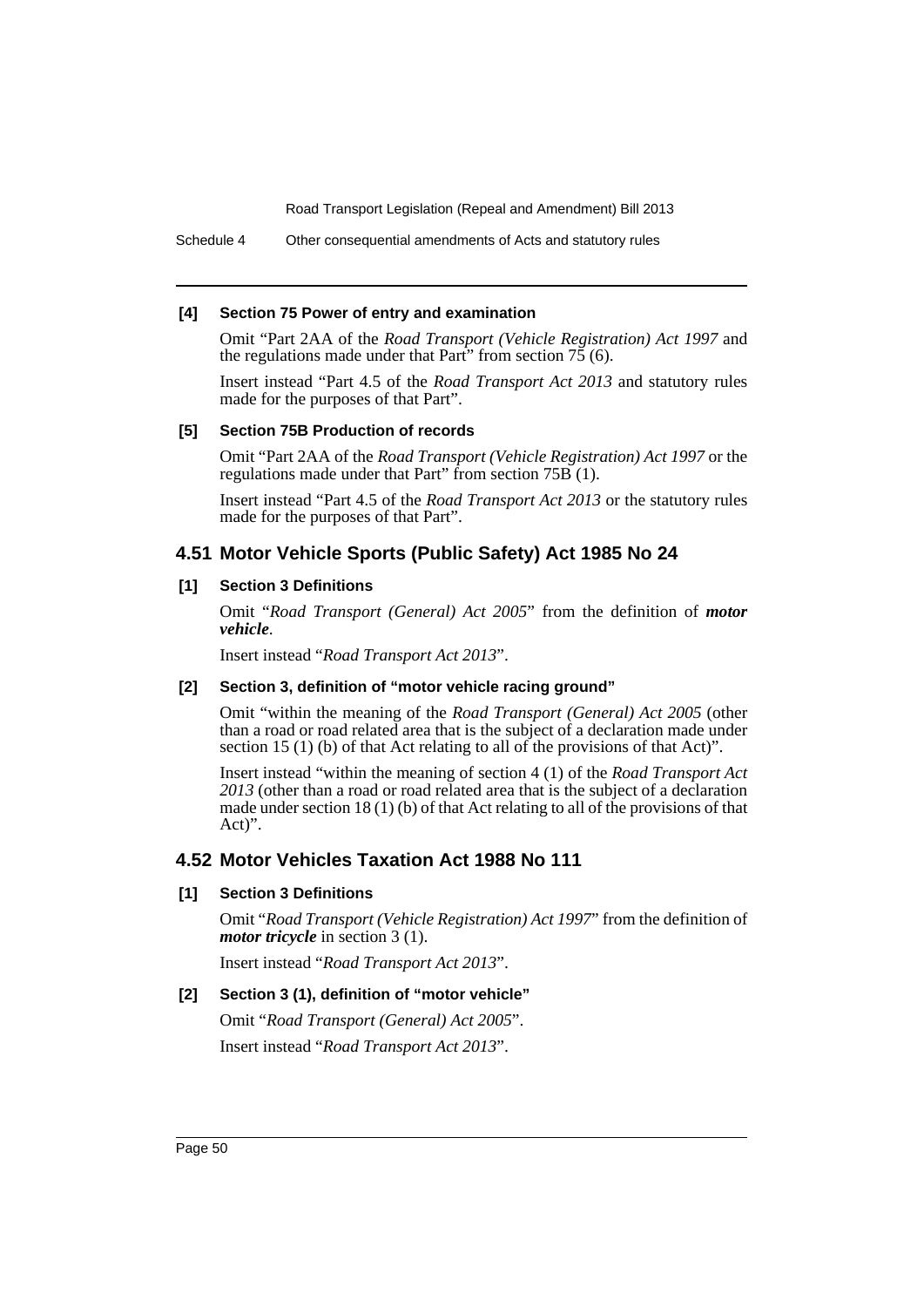#### [4] Section 75 Power of entry and examination

Omit "Part 2AA of the *Road Transport (Vehicle Registration) Act 1997* and the regulations made under that Part" from section 75 (6).

Insert instead "Part 4.5 of the *Road Transport Act 2013* and statutory rules made for the purposes of that Part".

#### [5] Section 75B Production of records

Omit "Part 2AA of the *Road Transport (Vehicle Registration) Act 1997* or the regulations made under that Part" from section 75B (1).

Insert instead "Part 4.5 of the *Road Transport Act 2013* or the statutory rules made for the purposes of that Part".

## 4.51 Motor Vehicle Sports (Public Safety) Act 1985 No 24

#### [1] Section 3 Definitions

Omit "*Road Transport (General) Act 2005*" from the definition of ***motor vehicle***.

Insert instead "*Road Transport Act 2013*".

#### [2] Section 3, definition of "motor vehicle racing ground"

Omit "within the meaning of the *Road Transport (General) Act 2005* (other than a road or road related area that is the subject of a declaration made under section 15 (1) (b) of that Act relating to all of the provisions of that Act)".

Insert instead "within the meaning of section 4 (1) of the *Road Transport Act 2013* (other than a road or road related area that is the subject of a declaration made under section 18 (1) (b) of that Act relating to all of the provisions of that Act)".

## 4.52 Motor Vehicles Taxation Act 1988 No 111

#### [1] Section 3 Definitions

Omit "*Road Transport (Vehicle Registration) Act 1997*" from the definition of ***motor tricycle*** in section 3 (1).

Insert instead "*Road Transport Act 2013*".

#### [2] Section 3 (1), definition of "motor vehicle"

Omit "*Road Transport (General) Act 2005*".

Insert instead "*Road Transport Act 2013*".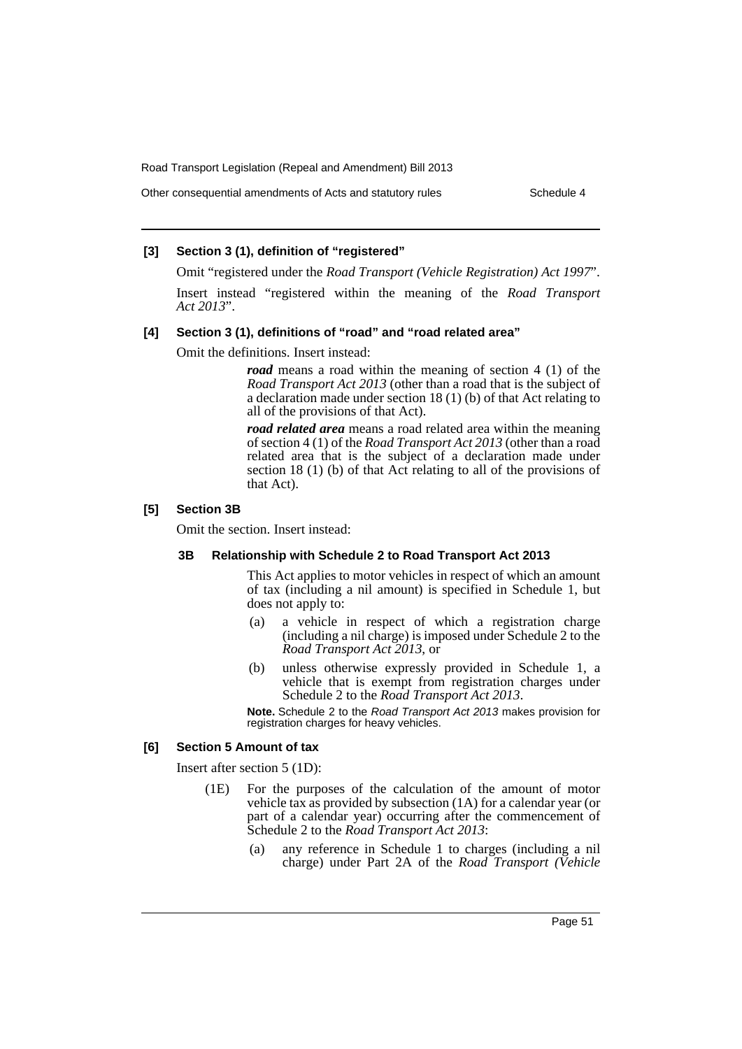#### [3] Section 3 (1), definition of "registered"

Omit "registered under the *Road Transport (Vehicle Registration) Act 1997*".

Insert instead "registered within the meaning of the *Road Transport Act 2013*".

#### [4] Section 3 (1), definitions of "road" and "road related area"

Omit the definitions. Insert instead:

> ***road*** means a road within the meaning of section 4 (1) of the *Road Transport Act 2013* (other than a road that is the subject of a declaration made under section 18 (1) (b) of that Act relating to all of the provisions of that Act).
>
> ***road related area*** means a road related area within the meaning of section 4 (1) of the *Road Transport Act 2013* (other than a road related area that is the subject of a declaration made under section 18 (1) (b) of that Act relating to all of the provisions of that Act).

#### [5] Section 3B

Omit the section. Insert instead:

> **3B Relationship with Schedule 2 to Road Transport Act 2013**
>
> This Act applies to motor vehicles in respect of which an amount of tax (including a nil amount) is specified in Schedule 1, but does not apply to:
>
> (a) a vehicle in respect of which a registration charge (including a nil charge) is imposed under Schedule 2 to the *Road Transport Act 2013*, or
>
> (b) unless otherwise expressly provided in Schedule 1, a vehicle that is exempt from registration charges under Schedule 2 to the *Road Transport Act 2013*.
>
> **Note.** Schedule 2 to the *Road Transport Act 2013* makes provision for registration charges for heavy vehicles.

#### [6] Section 5 Amount of tax

Insert after section 5 (1D):

> (1E) For the purposes of the calculation of the amount of motor vehicle tax as provided by subsection (1A) for a calendar year (or part of a calendar year) occurring after the commencement of Schedule 2 to the *Road Transport Act 2013*:
>
> (a) any reference in Schedule 1 to charges (including a nil charge) under Part 2A of the *Road Transport (Vehicle*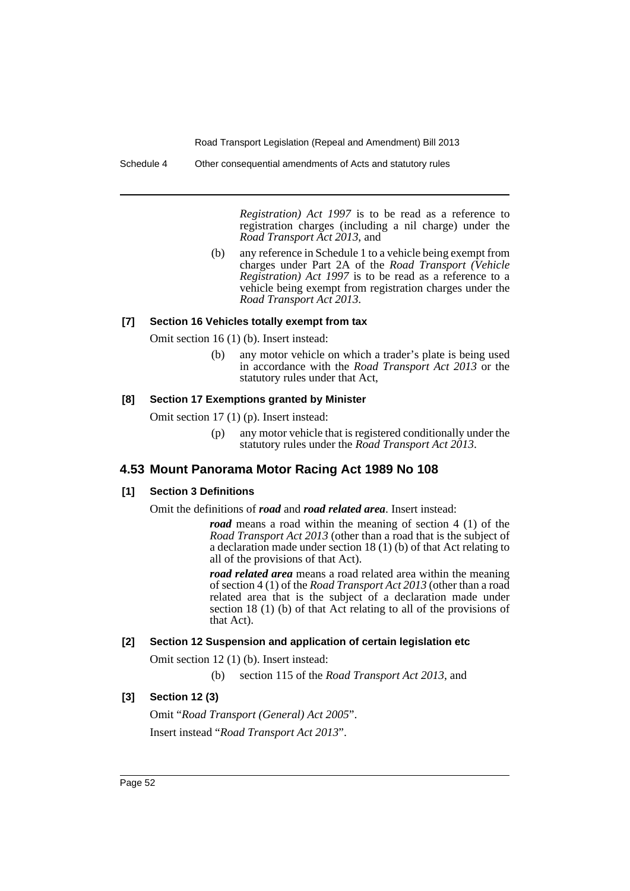*Registration) Act 1997* is to be read as a reference to registration charges (including a nil charge) under the *Road Transport Act 2013*, and

(b) any reference in Schedule 1 to a vehicle being exempt from charges under Part 2A of the *Road Transport (Vehicle Registration) Act 1997* is to be read as a reference to a vehicle being exempt from registration charges under the *Road Transport Act 2013*.

#### [7] Section 16 Vehicles totally exempt from tax

Omit section 16 (1) (b). Insert instead:

(b) any motor vehicle on which a trader's plate is being used in accordance with the *Road Transport Act 2013* or the statutory rules under that Act,

#### [8] Section 17 Exemptions granted by Minister

Omit section 17 (1) (p). Insert instead:

(p) any motor vehicle that is registered conditionally under the statutory rules under the *Road Transport Act 2013*.

### 4.53 Mount Panorama Motor Racing Act 1989 No 108

#### [1] Section 3 Definitions

Omit the definitions of ***road*** and ***road related area***. Insert instead:

***road*** means a road within the meaning of section 4 (1) of the *Road Transport Act 2013* (other than a road that is the subject of a declaration made under section 18 (1) (b) of that Act relating to all of the provisions of that Act).

***road related area*** means a road related area within the meaning of section 4 (1) of the *Road Transport Act 2013* (other than a road related area that is the subject of a declaration made under section 18 (1) (b) of that Act relating to all of the provisions of that Act).

#### [2] Section 12 Suspension and application of certain legislation etc

Omit section 12 (1) (b). Insert instead:

(b) section 115 of the *Road Transport Act 2013*, and

#### [3] Section 12 (3)

Omit "*Road Transport (General) Act 2005*".

Insert instead "*Road Transport Act 2013*".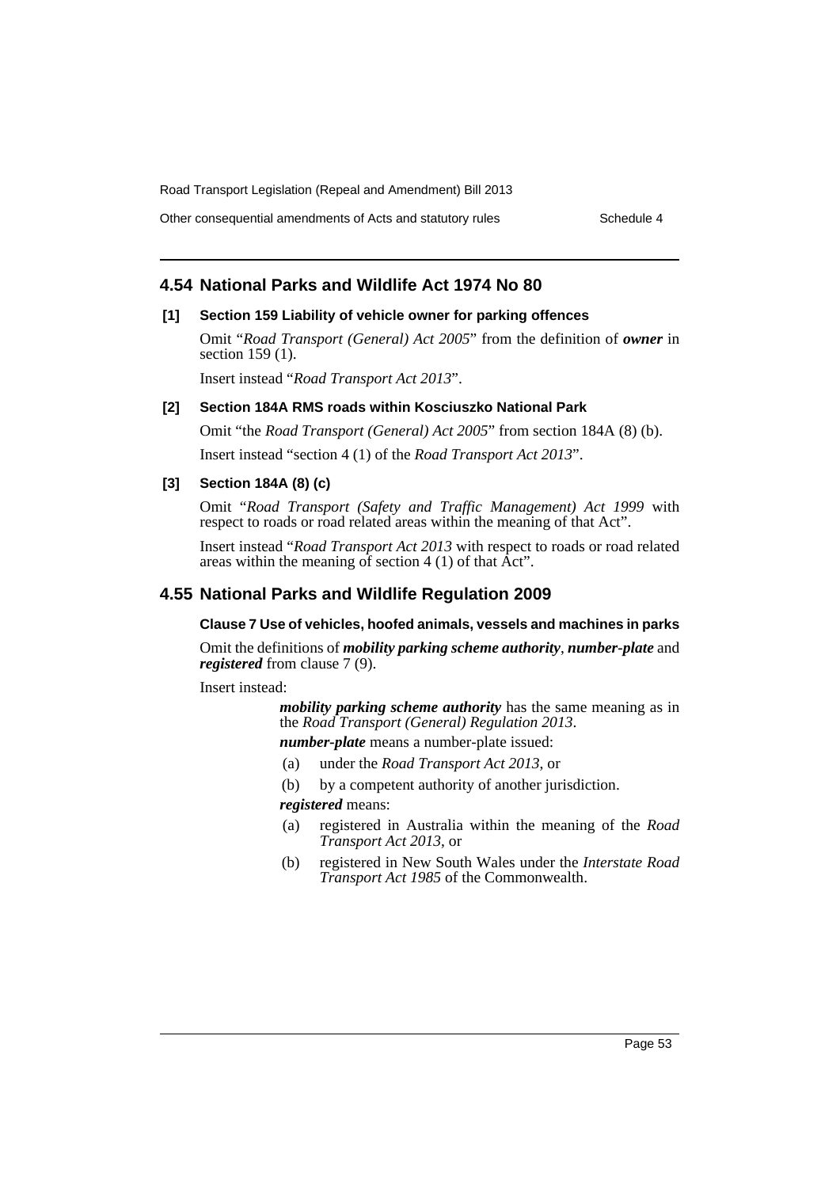## 4.54 National Parks and Wildlife Act 1974 No 80

### [1] Section 159 Liability of vehicle owner for parking offences

Omit "*Road Transport (General) Act 2005*" from the definition of ***owner*** in section 159 (1).

Insert instead "*Road Transport Act 2013*".

### [2] Section 184A RMS roads within Kosciuszko National Park

Omit "the *Road Transport (General) Act 2005*" from section 184A (8) (b).

Insert instead "section 4 (1) of the *Road Transport Act 2013*".

### [3] Section 184A (8) (c)

Omit "*Road Transport (Safety and Traffic Management) Act 1999* with respect to roads or road related areas within the meaning of that Act".

Insert instead "*Road Transport Act 2013* with respect to roads or road related areas within the meaning of section 4 (1) of that Act".

## 4.55 National Parks and Wildlife Regulation 2009

### Clause 7 Use of vehicles, hoofed animals, vessels and machines in parks

Omit the definitions of ***mobility parking scheme authority***, ***number-plate*** and ***registered*** from clause 7 (9).

Insert instead:

> ***mobility parking scheme authority*** has the same meaning as in the *Road Transport (General) Regulation 2013*.
>
> ***number-plate*** means a number-plate issued:
>
> (a) under the *Road Transport Act 2013*, or
>
> (b) by a competent authority of another jurisdiction.
>
> ***registered*** means:
>
> (a) registered in Australia within the meaning of the *Road Transport Act 2013*, or
>
> (b) registered in New South Wales under the *Interstate Road Transport Act 1985* of the Commonwealth.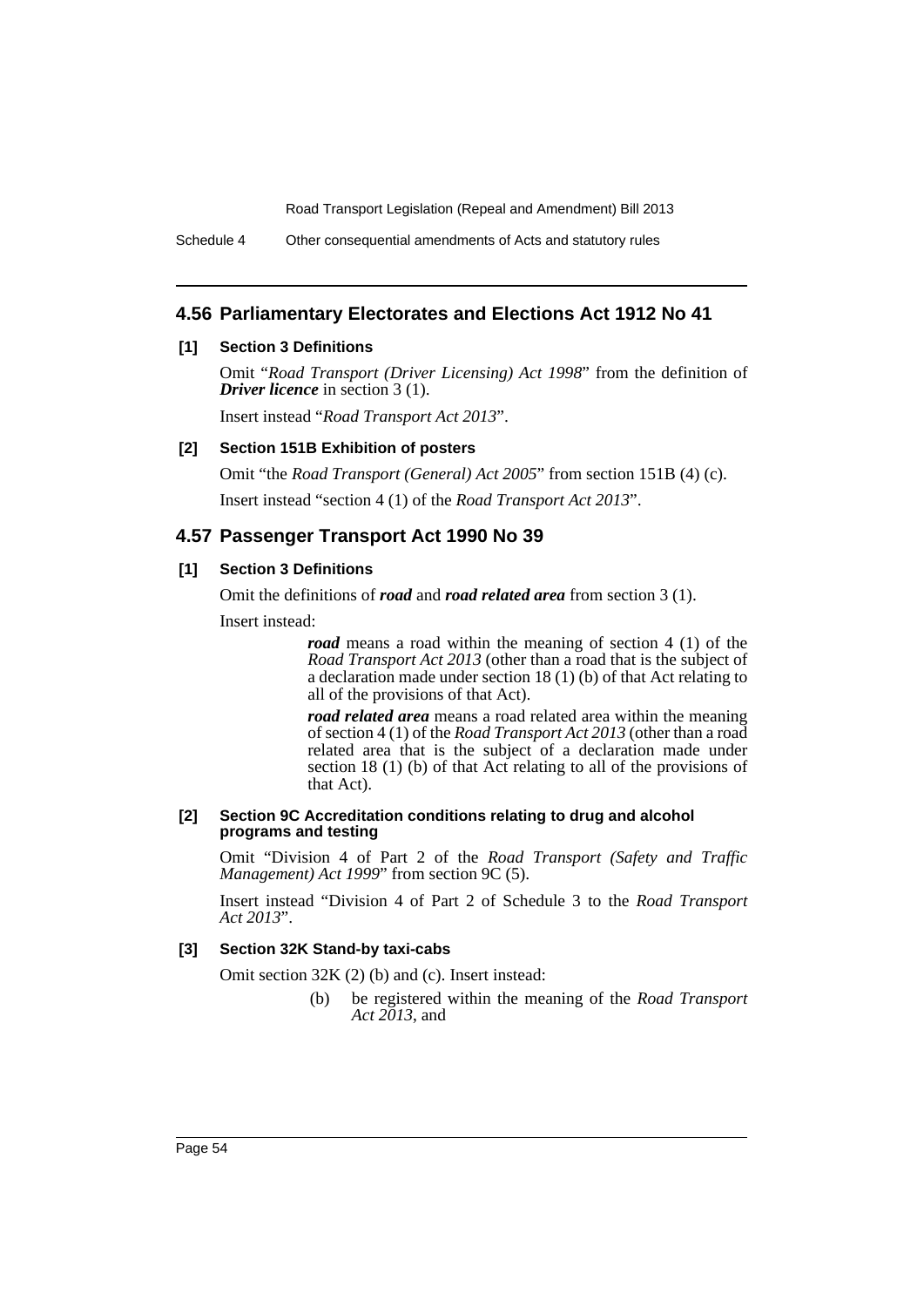## 4.56 Parliamentary Electorates and Elections Act 1912 No 41

### [1] Section 3 Definitions

Omit "*Road Transport (Driver Licensing) Act 1998*" from the definition of ***Driver licence*** in section 3 (1).

Insert instead "*Road Transport Act 2013*".

### [2] Section 151B Exhibition of posters

Omit "the *Road Transport (General) Act 2005*" from section 151B (4) (c).

Insert instead "section 4 (1) of the *Road Transport Act 2013*".

## 4.57 Passenger Transport Act 1990 No 39

### [1] Section 3 Definitions

Omit the definitions of ***road*** and ***road related area*** from section 3 (1).

Insert instead:

> ***road*** means a road within the meaning of section 4 (1) of the *Road Transport Act 2013* (other than a road that is the subject of a declaration made under section 18 (1) (b) of that Act relating to all of the provisions of that Act).
>
> ***road related area*** means a road related area within the meaning of section 4 (1) of the *Road Transport Act 2013* (other than a road related area that is the subject of a declaration made under section 18 (1) (b) of that Act relating to all of the provisions of that Act).

### [2] Section 9C Accreditation conditions relating to drug and alcohol programs and testing

Omit "Division 4 of Part 2 of the *Road Transport (Safety and Traffic Management) Act 1999*" from section 9C (5).

Insert instead "Division 4 of Part 2 of Schedule 3 to the *Road Transport Act 2013*".

### [3] Section 32K Stand-by taxi-cabs

Omit section 32K (2) (b) and (c). Insert instead:

> (b) be registered within the meaning of the *Road Transport Act 2013*, and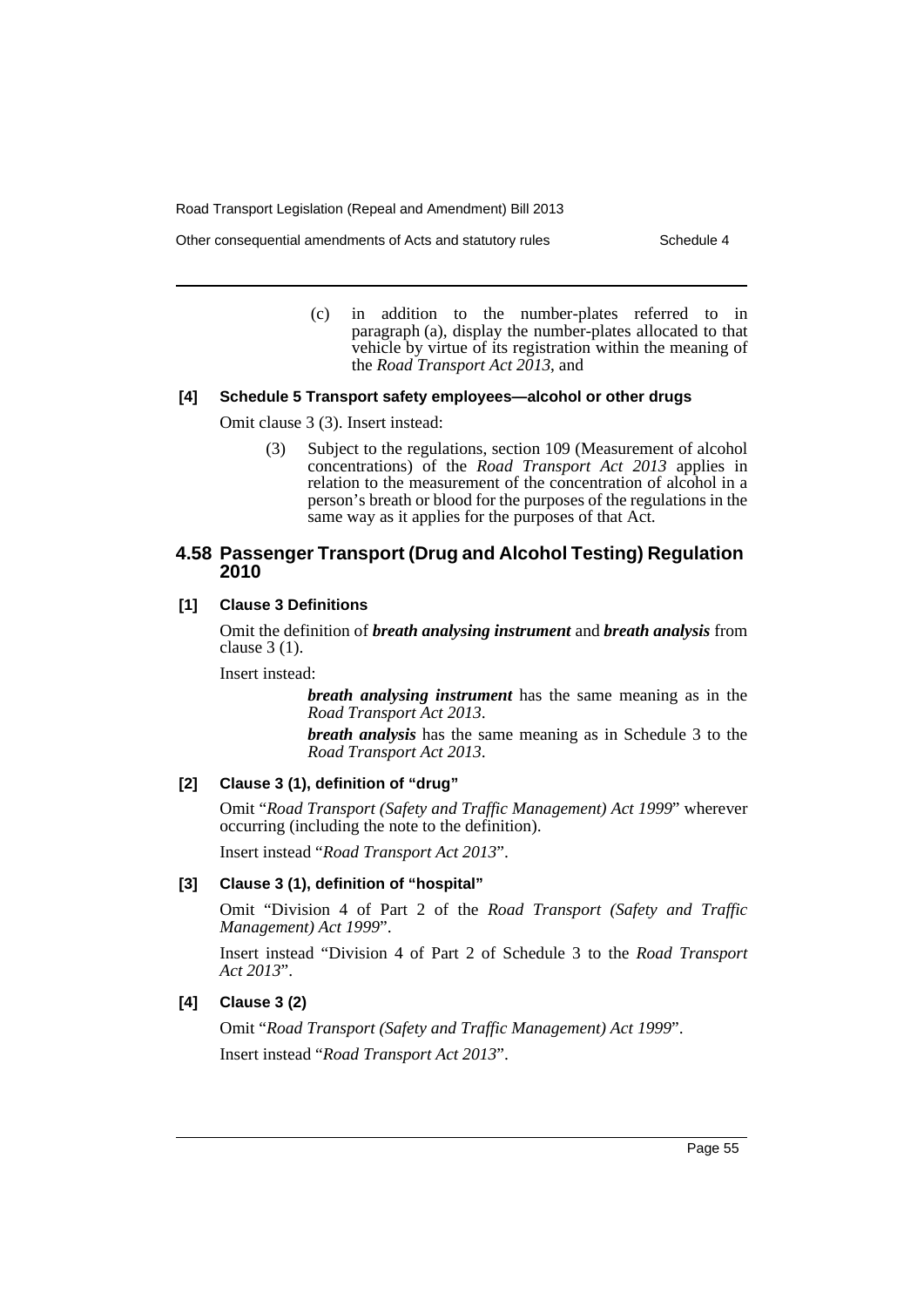(c) in addition to the number-plates referred to in paragraph (a), display the number-plates allocated to that vehicle by virtue of its registration within the meaning of the *Road Transport Act 2013*, and

#### [4] Schedule 5 Transport safety employees—alcohol or other drugs

Omit clause 3 (3). Insert instead:

(3) Subject to the regulations, section 109 (Measurement of alcohol concentrations) of the *Road Transport Act 2013* applies in relation to the measurement of the concentration of alcohol in a person's breath or blood for the purposes of the regulations in the same way as it applies for the purposes of that Act.

### 4.58 Passenger Transport (Drug and Alcohol Testing) Regulation 2010

#### [1] Clause 3 Definitions

Omit the definition of ***breath analysing instrument*** and ***breath analysis*** from clause 3 (1).

Insert instead:

***breath analysing instrument*** has the same meaning as in the *Road Transport Act 2013*.

***breath analysis*** has the same meaning as in Schedule 3 to the *Road Transport Act 2013*.

#### [2] Clause 3 (1), definition of "drug"

Omit "*Road Transport (Safety and Traffic Management) Act 1999*" wherever occurring (including the note to the definition).

Insert instead "*Road Transport Act 2013*".

#### [3] Clause 3 (1), definition of "hospital"

Omit "Division 4 of Part 2 of the *Road Transport (Safety and Traffic Management) Act 1999*".

Insert instead "Division 4 of Part 2 of Schedule 3 to the *Road Transport Act 2013*".

#### [4] Clause 3 (2)

Omit "*Road Transport (Safety and Traffic Management) Act 1999*".

Insert instead "*Road Transport Act 2013*".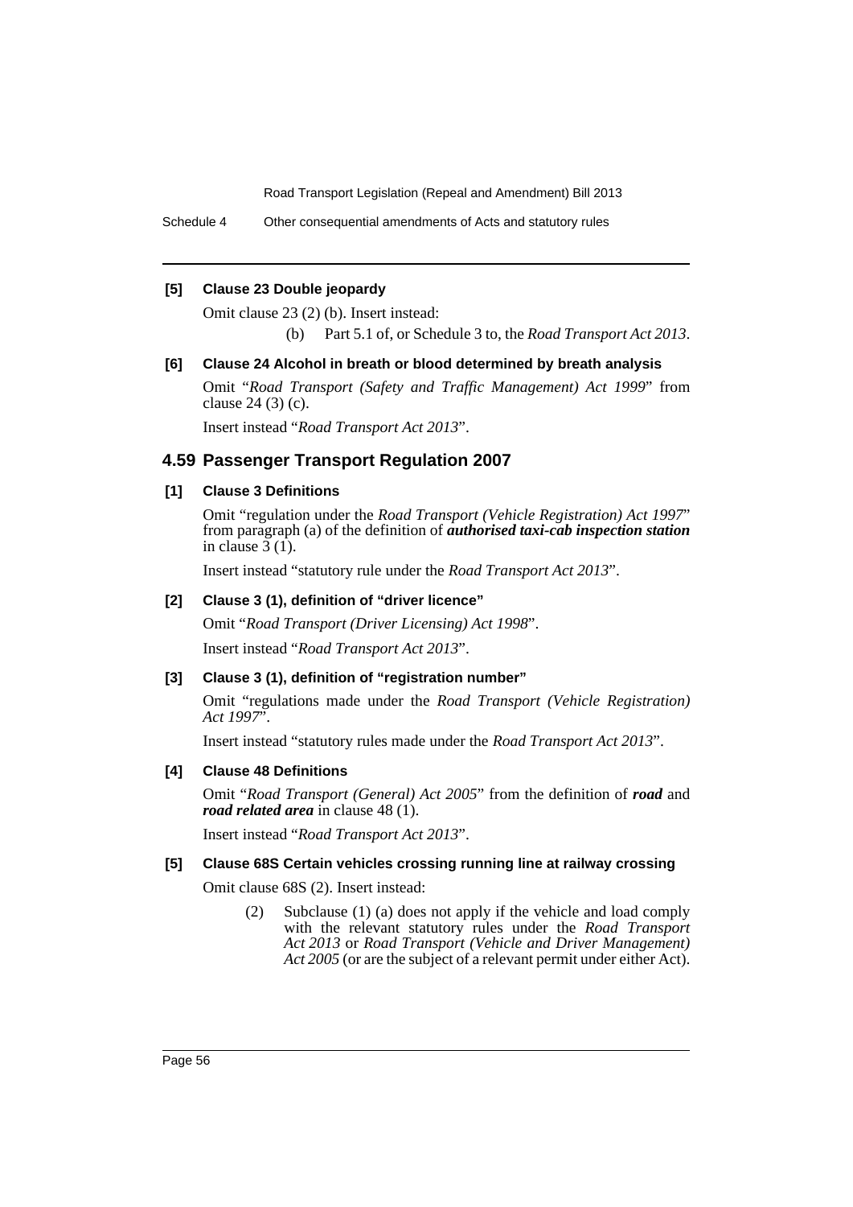**[5] Clause 23 Double jeopardy**

Omit clause 23 (2) (b). Insert instead:

(b) Part 5.1 of, or Schedule 3 to, the *Road Transport Act 2013*.

**[6] Clause 24 Alcohol in breath or blood determined by breath analysis**

Omit "*Road Transport (Safety and Traffic Management) Act 1999*" from clause 24 (3) (c).

Insert instead "*Road Transport Act 2013*".

## 4.59 Passenger Transport Regulation 2007

**[1] Clause 3 Definitions**

Omit "regulation under the *Road Transport (Vehicle Registration) Act 1997*" from paragraph (a) of the definition of ***authorised taxi-cab inspection station*** in clause 3 (1).

Insert instead "statutory rule under the *Road Transport Act 2013*".

**[2] Clause 3 (1), definition of "driver licence"**

Omit "*Road Transport (Driver Licensing) Act 1998*".

Insert instead "*Road Transport Act 2013*".

**[3] Clause 3 (1), definition of "registration number"**

Omit "regulations made under the *Road Transport (Vehicle Registration) Act 1997*".

Insert instead "statutory rules made under the *Road Transport Act 2013*".

**[4] Clause 48 Definitions**

Omit "*Road Transport (General) Act 2005*" from the definition of ***road*** and ***road related area*** in clause 48 (1).

Insert instead "*Road Transport Act 2013*".

**[5] Clause 68S Certain vehicles crossing running line at railway crossing**

Omit clause 68S (2). Insert instead:

(2) Subclause (1) (a) does not apply if the vehicle and load comply with the relevant statutory rules under the *Road Transport Act 2013* or *Road Transport (Vehicle and Driver Management) Act 2005* (or are the subject of a relevant permit under either Act).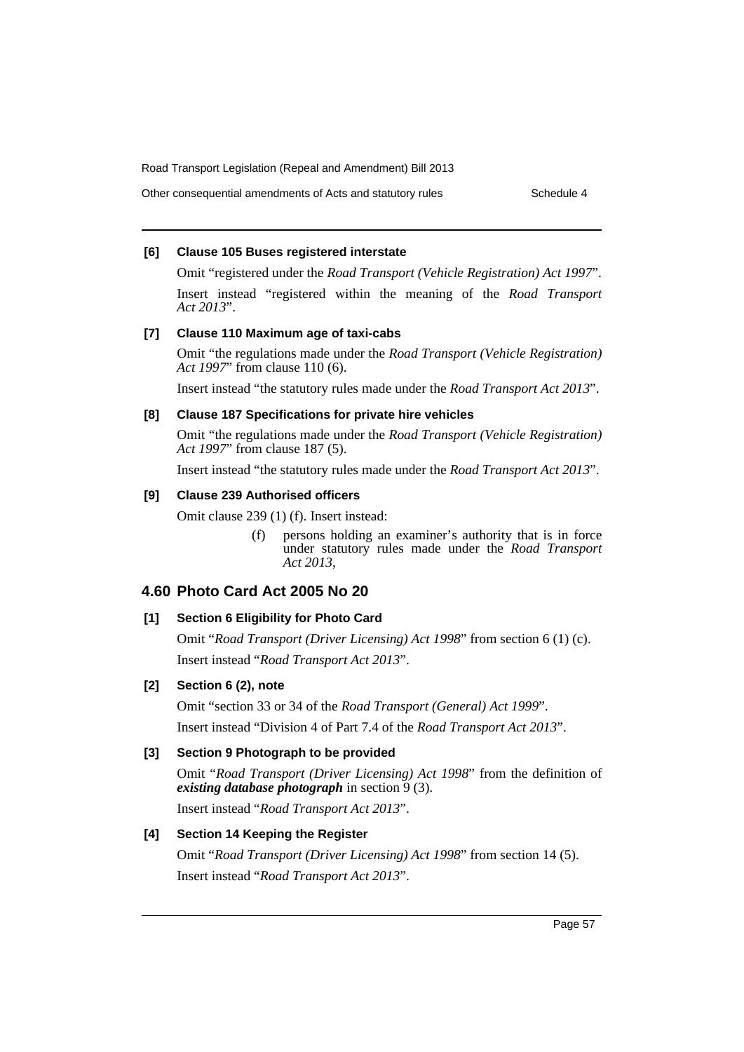**[6] Clause 105 Buses registered interstate**

Omit "registered under the *Road Transport (Vehicle Registration) Act 1997*".

Insert instead "registered within the meaning of the *Road Transport Act 2013*".

**[7] Clause 110 Maximum age of taxi-cabs**

Omit "the regulations made under the *Road Transport (Vehicle Registration) Act 1997*" from clause 110 (6).

Insert instead "the statutory rules made under the *Road Transport Act 2013*".

**[8] Clause 187 Specifications for private hire vehicles**

Omit "the regulations made under the *Road Transport (Vehicle Registration) Act 1997*" from clause 187 (5).

Insert instead "the statutory rules made under the *Road Transport Act 2013*".

**[9] Clause 239 Authorised officers**

Omit clause 239 (1) (f). Insert instead:

> (f) persons holding an examiner's authority that is in force under statutory rules made under the *Road Transport Act 2013*,

## 4.60 Photo Card Act 2005 No 20

**[1] Section 6 Eligibility for Photo Card**

Omit "*Road Transport (Driver Licensing) Act 1998*" from section 6 (1) (c).

Insert instead "*Road Transport Act 2013*".

**[2] Section 6 (2), note**

Omit "section 33 or 34 of the *Road Transport (General) Act 1999*".

Insert instead "Division 4 of Part 7.4 of the *Road Transport Act 2013*".

**[3] Section 9 Photograph to be provided**

Omit "*Road Transport (Driver Licensing) Act 1998*" from the definition of ***existing database photograph*** in section 9 (3).

Insert instead "*Road Transport Act 2013*".

**[4] Section 14 Keeping the Register**

Omit "*Road Transport (Driver Licensing) Act 1998*" from section 14 (5).

Insert instead "*Road Transport Act 2013*".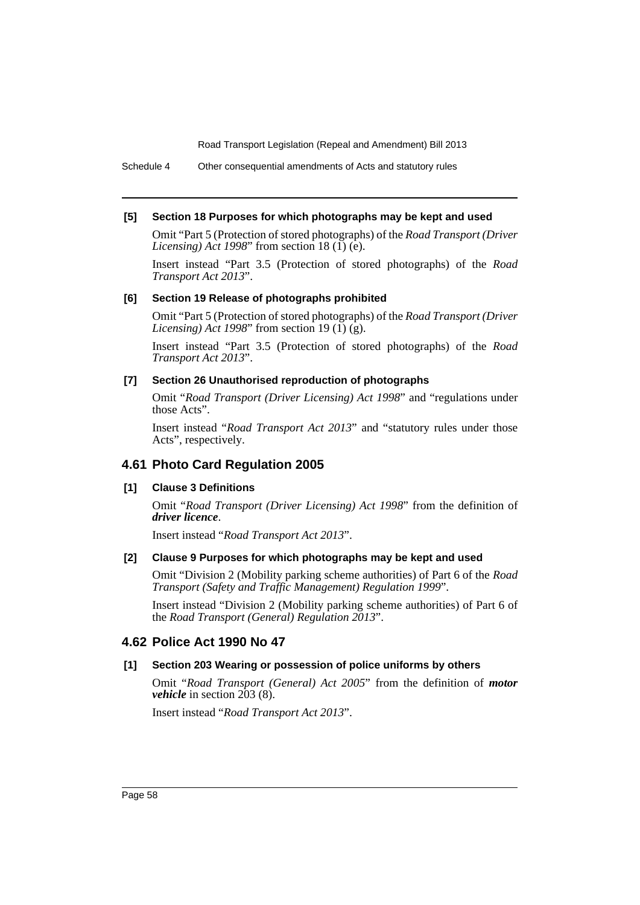#### [5] Section 18 Purposes for which photographs may be kept and used

Omit "Part 5 (Protection of stored photographs) of the *Road Transport (Driver Licensing) Act 1998*" from section 18 (1) (e).

Insert instead "Part 3.5 (Protection of stored photographs) of the *Road Transport Act 2013*".

#### [6] Section 19 Release of photographs prohibited

Omit "Part 5 (Protection of stored photographs) of the *Road Transport (Driver Licensing) Act 1998*" from section 19 (1) (g).

Insert instead "Part 3.5 (Protection of stored photographs) of the *Road Transport Act 2013*".

#### [7] Section 26 Unauthorised reproduction of photographs

Omit "*Road Transport (Driver Licensing) Act 1998*" and "regulations under those Acts".

Insert instead "*Road Transport Act 2013*" and "statutory rules under those Acts", respectively.

### 4.61 Photo Card Regulation 2005

#### [1] Clause 3 Definitions

Omit "*Road Transport (Driver Licensing) Act 1998*" from the definition of ***driver licence***.

Insert instead "*Road Transport Act 2013*".

#### [2] Clause 9 Purposes for which photographs may be kept and used

Omit "Division 2 (Mobility parking scheme authorities) of Part 6 of the *Road Transport (Safety and Traffic Management) Regulation 1999*".

Insert instead "Division 2 (Mobility parking scheme authorities) of Part 6 of the *Road Transport (General) Regulation 2013*".

### 4.62 Police Act 1990 No 47

#### [1] Section 203 Wearing or possession of police uniforms by others

Omit "*Road Transport (General) Act 2005*" from the definition of ***motor vehicle*** in section 203 (8).

Insert instead "*Road Transport Act 2013*".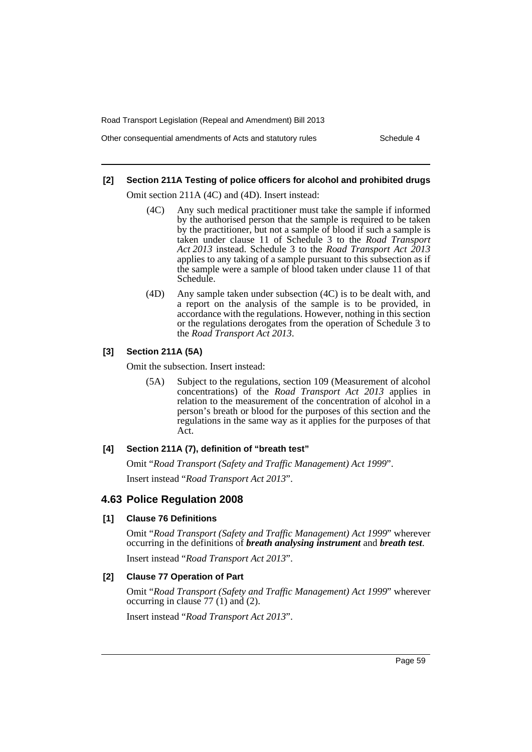**[2] Section 211A Testing of police officers for alcohol and prohibited drugs**

Omit section 211A (4C) and (4D). Insert instead:

> (4C) Any such medical practitioner must take the sample if informed by the authorised person that the sample is required to be taken by the practitioner, but not a sample of blood if such a sample is taken under clause 11 of Schedule 3 to the *Road Transport Act 2013* instead. Schedule 3 to the *Road Transport Act 2013* applies to any taking of a sample pursuant to this subsection as if the sample were a sample of blood taken under clause 11 of that Schedule.
>
> (4D) Any sample taken under subsection (4C) is to be dealt with, and a report on the analysis of the sample is to be provided, in accordance with the regulations. However, nothing in this section or the regulations derogates from the operation of Schedule 3 to the *Road Transport Act 2013*.

**[3] Section 211A (5A)**

Omit the subsection. Insert instead:

> (5A) Subject to the regulations, section 109 (Measurement of alcohol concentrations) of the *Road Transport Act 2013* applies in relation to the measurement of the concentration of alcohol in a person's breath or blood for the purposes of this section and the regulations in the same way as it applies for the purposes of that Act.

**[4] Section 211A (7), definition of "breath test"**

Omit "*Road Transport (Safety and Traffic Management) Act 1999*".

Insert instead "*Road Transport Act 2013*".

## 4.63 Police Regulation 2008

**[1] Clause 76 Definitions**

Omit "*Road Transport (Safety and Traffic Management) Act 1999*" wherever occurring in the definitions of ***breath analysing instrument*** and ***breath test***.

Insert instead "*Road Transport Act 2013*".

**[2] Clause 77 Operation of Part**

Omit "*Road Transport (Safety and Traffic Management) Act 1999*" wherever occurring in clause 77 (1) and (2).

Insert instead "*Road Transport Act 2013*".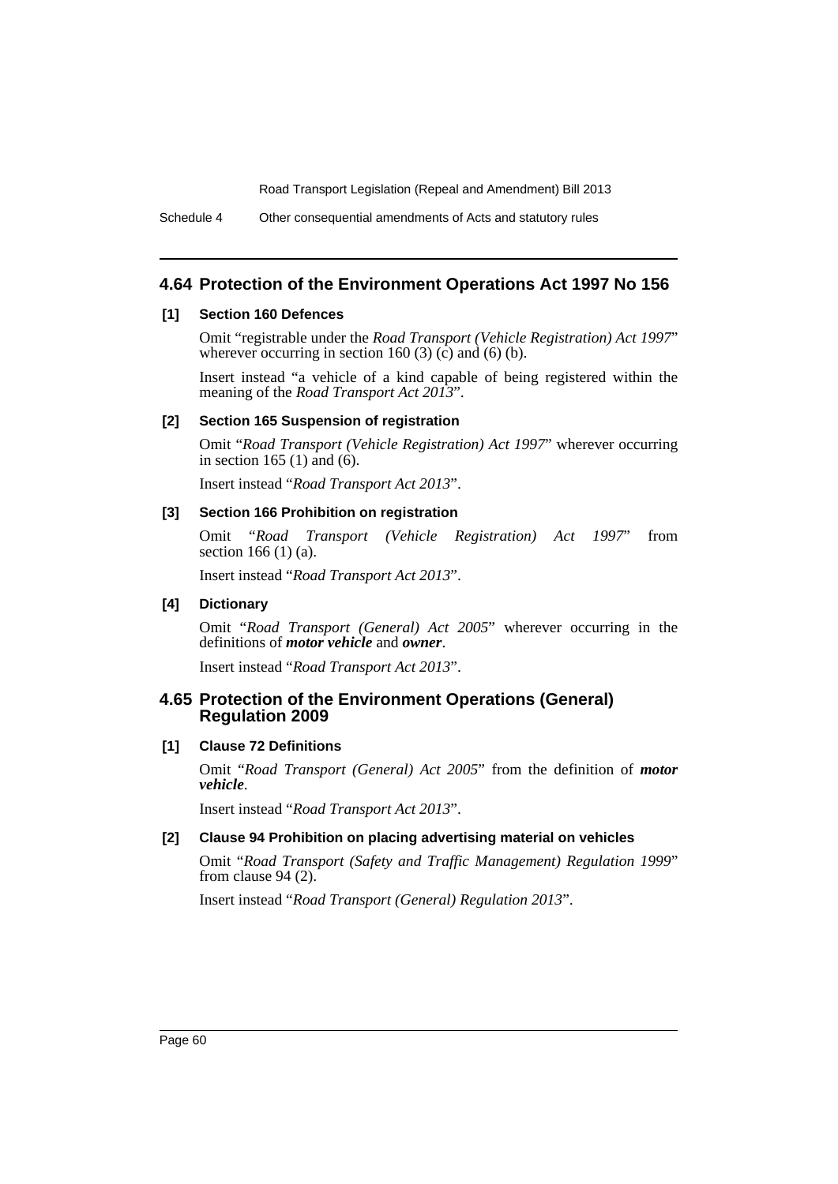## 4.64 Protection of the Environment Operations Act 1997 No 156

### [1] Section 160 Defences

Omit "registrable under the *Road Transport (Vehicle Registration) Act 1997*" wherever occurring in section 160 (3) (c) and (6) (b).

Insert instead "a vehicle of a kind capable of being registered within the meaning of the *Road Transport Act 2013*".

### [2] Section 165 Suspension of registration

Omit "*Road Transport (Vehicle Registration) Act 1997*" wherever occurring in section 165 (1) and (6).

Insert instead "*Road Transport Act 2013*".

### [3] Section 166 Prohibition on registration

Omit "*Road Transport (Vehicle Registration) Act 1997*" from section 166 (1) (a).

Insert instead "*Road Transport Act 2013*".

### [4] Dictionary

Omit "*Road Transport (General) Act 2005*" wherever occurring in the definitions of ***motor vehicle*** and ***owner***.

Insert instead "*Road Transport Act 2013*".

## 4.65 Protection of the Environment Operations (General) Regulation 2009

### [1] Clause 72 Definitions

Omit "*Road Transport (General) Act 2005*" from the definition of ***motor vehicle***.

Insert instead "*Road Transport Act 2013*".

### [2] Clause 94 Prohibition on placing advertising material on vehicles

Omit "*Road Transport (Safety and Traffic Management) Regulation 1999*" from clause 94 (2).

Insert instead "*Road Transport (General) Regulation 2013*".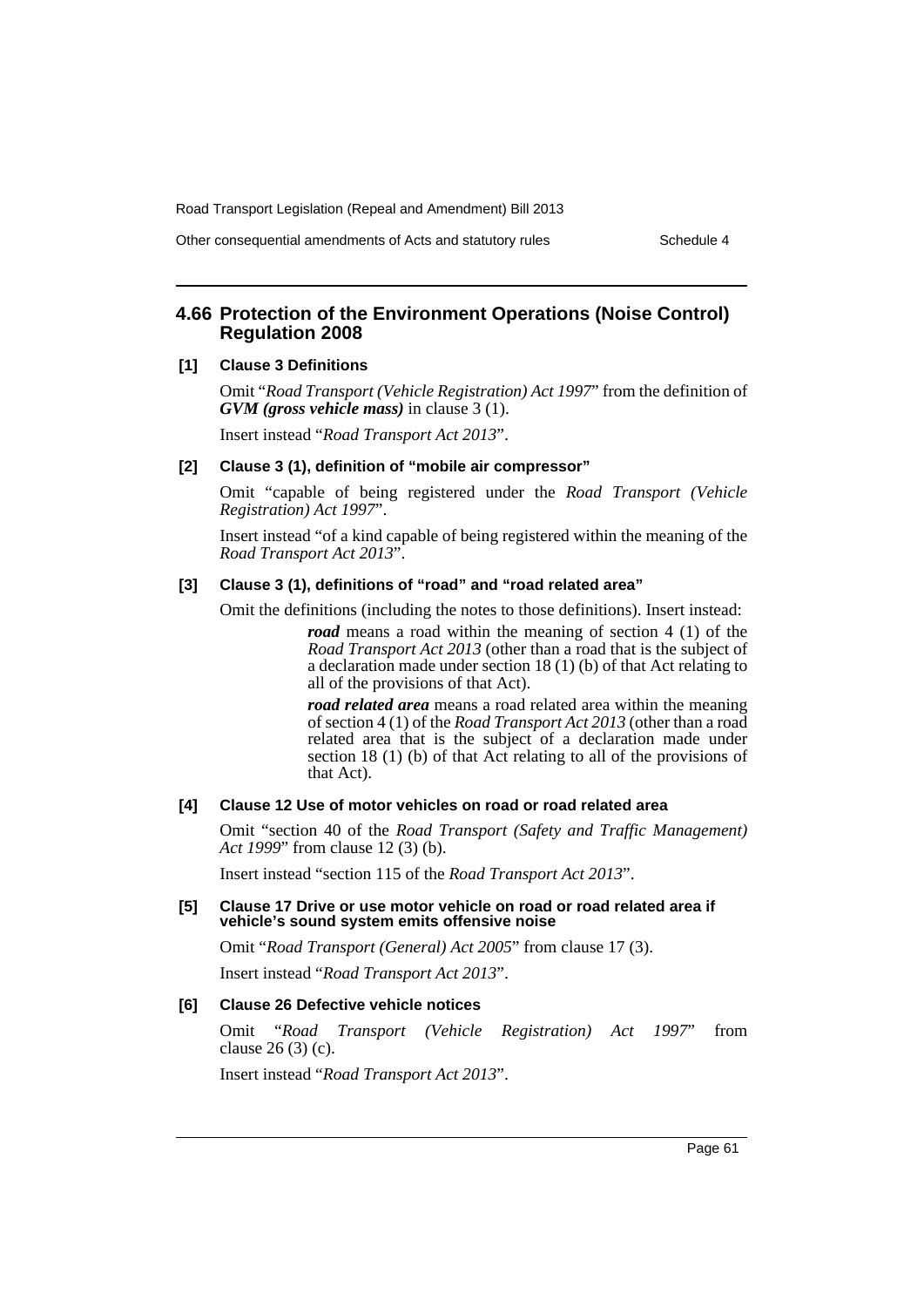## 4.66 Protection of the Environment Operations (Noise Control) Regulation 2008

### [1] Clause 3 Definitions

Omit "*Road Transport (Vehicle Registration) Act 1997*" from the definition of ***GVM (gross vehicle mass)*** in clause 3 (1).

Insert instead "*Road Transport Act 2013*".

### [2] Clause 3 (1), definition of "mobile air compressor"

Omit "capable of being registered under the *Road Transport (Vehicle Registration) Act 1997*".

Insert instead "of a kind capable of being registered within the meaning of the *Road Transport Act 2013*".

### [3] Clause 3 (1), definitions of "road" and "road related area"

Omit the definitions (including the notes to those definitions). Insert instead:

> ***road*** means a road within the meaning of section 4 (1) of the *Road Transport Act 2013* (other than a road that is the subject of a declaration made under section 18 (1) (b) of that Act relating to all of the provisions of that Act).
>
> ***road related area*** means a road related area within the meaning of section 4 (1) of the *Road Transport Act 2013* (other than a road related area that is the subject of a declaration made under section 18 (1) (b) of that Act relating to all of the provisions of that Act).

### [4] Clause 12 Use of motor vehicles on road or road related area

Omit "section 40 of the *Road Transport (Safety and Traffic Management) Act 1999*" from clause 12 (3) (b).

Insert instead "section 115 of the *Road Transport Act 2013*".

### [5] Clause 17 Drive or use motor vehicle on road or road related area if vehicle's sound system emits offensive noise

Omit "*Road Transport (General) Act 2005*" from clause 17 (3).

Insert instead "*Road Transport Act 2013*".

### [6] Clause 26 Defective vehicle notices

Omit "*Road Transport (Vehicle Registration) Act 1997*" from clause 26 (3) (c).

Insert instead "*Road Transport Act 2013*".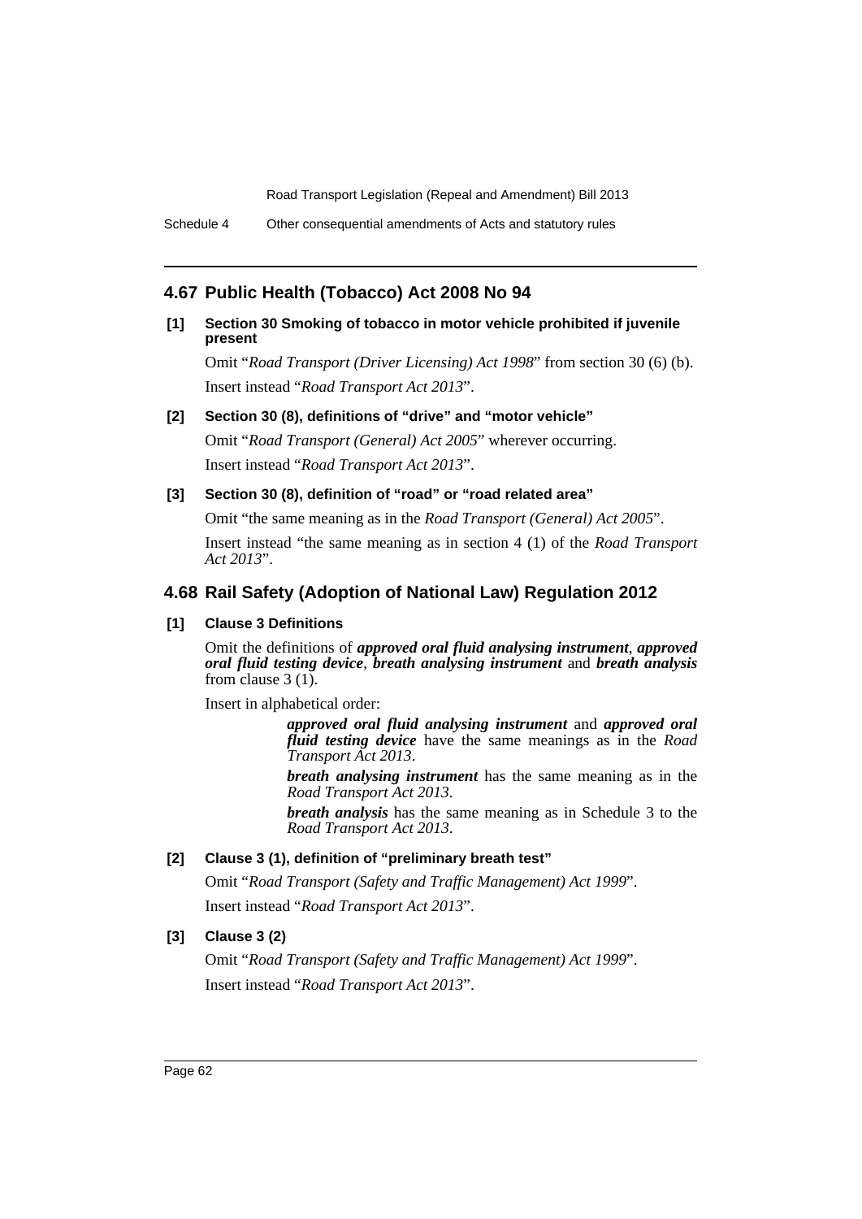## 4.67 Public Health (Tobacco) Act 2008 No 94

**[1] Section 30 Smoking of tobacco in motor vehicle prohibited if juvenile present**

Omit "*Road Transport (Driver Licensing) Act 1998*" from section 30 (6) (b).

Insert instead "*Road Transport Act 2013*".

**[2] Section 30 (8), definitions of "drive" and "motor vehicle"**

Omit "*Road Transport (General) Act 2005*" wherever occurring.

Insert instead "*Road Transport Act 2013*".

**[3] Section 30 (8), definition of "road" or "road related area"**

Omit "the same meaning as in the *Road Transport (General) Act 2005*".

Insert instead "the same meaning as in section 4 (1) of the *Road Transport Act 2013*".

## 4.68 Rail Safety (Adoption of National Law) Regulation 2012

**[1] Clause 3 Definitions**

Omit the definitions of ***approved oral fluid analysing instrument***, ***approved oral fluid testing device***, ***breath analysing instrument*** and ***breath analysis*** from clause 3 (1).

Insert in alphabetical order:

> ***approved oral fluid analysing instrument*** and ***approved oral fluid testing device*** have the same meanings as in the *Road Transport Act 2013*.
>
> ***breath analysing instrument*** has the same meaning as in the *Road Transport Act 2013*.
>
> ***breath analysis*** has the same meaning as in Schedule 3 to the *Road Transport Act 2013*.

**[2] Clause 3 (1), definition of "preliminary breath test"**

Omit "*Road Transport (Safety and Traffic Management) Act 1999*".

Insert instead "*Road Transport Act 2013*".

**[3] Clause 3 (2)**

Omit "*Road Transport (Safety and Traffic Management) Act 1999*".

Insert instead "*Road Transport Act 2013*".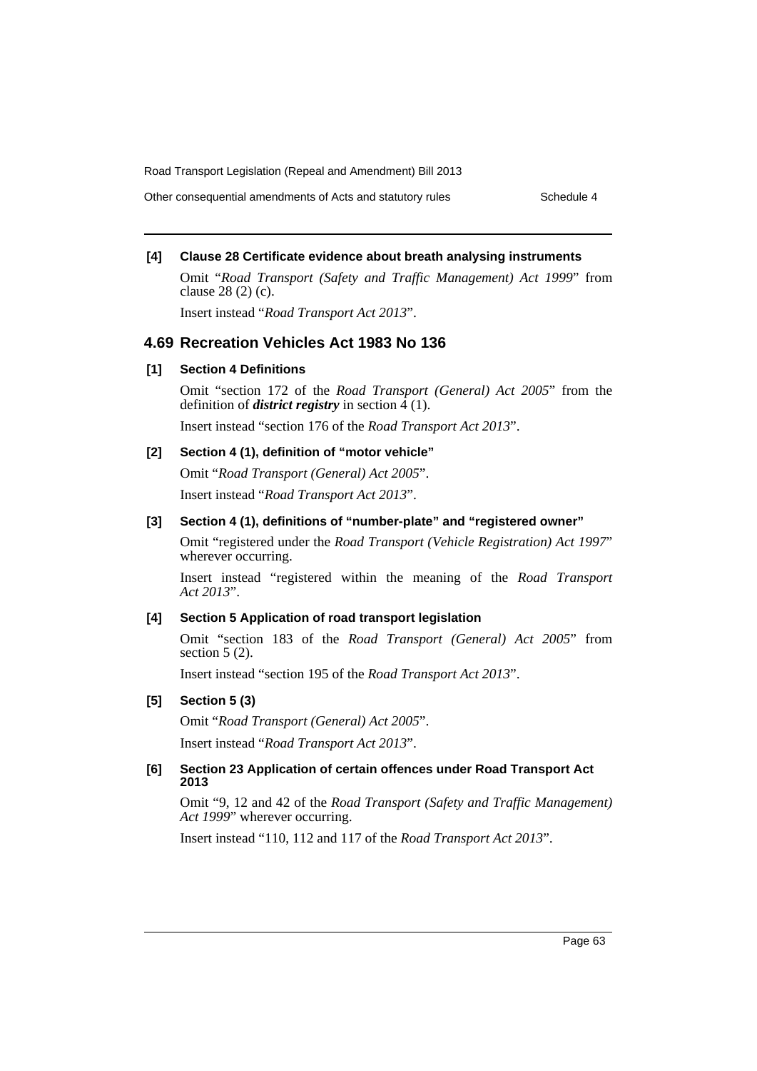### [4] Clause 28 Certificate evidence about breath analysing instruments

Omit "*Road Transport (Safety and Traffic Management) Act 1999*" from clause 28 (2) (c).

Insert instead "*Road Transport Act 2013*".

## 4.69 Recreation Vehicles Act 1983 No 136

### [1] Section 4 Definitions

Omit "section 172 of the *Road Transport (General) Act 2005*" from the definition of ***district registry*** in section 4 (1).

Insert instead "section 176 of the *Road Transport Act 2013*".

### [2] Section 4 (1), definition of "motor vehicle"

Omit "*Road Transport (General) Act 2005*".

Insert instead "*Road Transport Act 2013*".

### [3] Section 4 (1), definitions of "number-plate" and "registered owner"

Omit "registered under the *Road Transport (Vehicle Registration) Act 1997*" wherever occurring.

Insert instead "registered within the meaning of the *Road Transport Act 2013*".

### [4] Section 5 Application of road transport legislation

Omit "section 183 of the *Road Transport (General) Act 2005*" from section 5 (2).

Insert instead "section 195 of the *Road Transport Act 2013*".

### [5] Section 5 (3)

Omit "*Road Transport (General) Act 2005*".

Insert instead "*Road Transport Act 2013*".

### [6] Section 23 Application of certain offences under Road Transport Act 2013

Omit "9, 12 and 42 of the *Road Transport (Safety and Traffic Management) Act 1999*" wherever occurring.

Insert instead "110, 112 and 117 of the *Road Transport Act 2013*".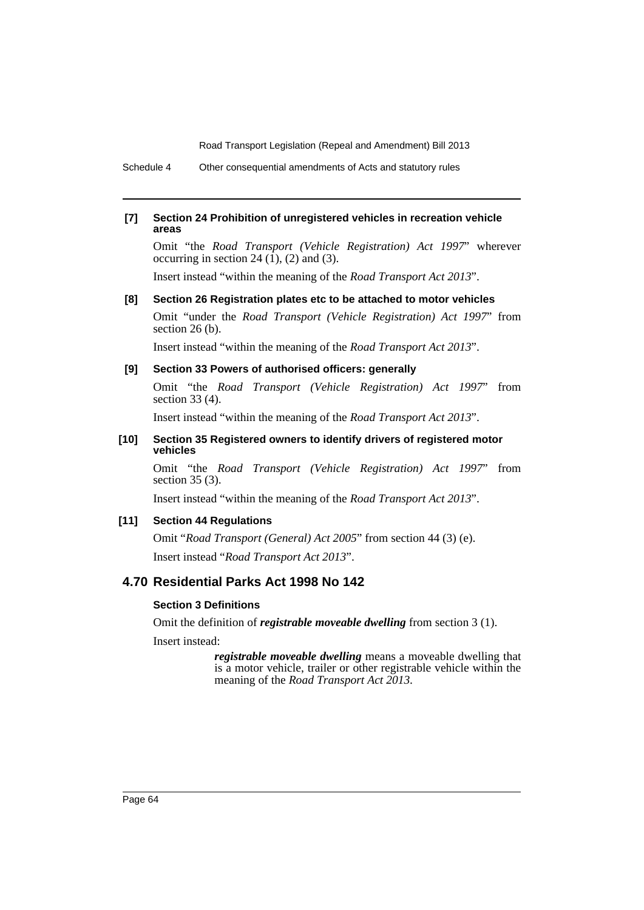**[7] Section 24 Prohibition of unregistered vehicles in recreation vehicle areas**

Omit "the *Road Transport (Vehicle Registration) Act 1997*" wherever occurring in section 24 (1), (2) and (3).

Insert instead "within the meaning of the *Road Transport Act 2013*".

**[8] Section 26 Registration plates etc to be attached to motor vehicles**

Omit "under the *Road Transport (Vehicle Registration) Act 1997*" from section 26 (b).

Insert instead "within the meaning of the *Road Transport Act 2013*".

**[9] Section 33 Powers of authorised officers: generally**

Omit "the *Road Transport (Vehicle Registration) Act 1997*" from section 33 (4).

Insert instead "within the meaning of the *Road Transport Act 2013*".

**[10] Section 35 Registered owners to identify drivers of registered motor vehicles**

Omit "the *Road Transport (Vehicle Registration) Act 1997*" from section 35 (3).

Insert instead "within the meaning of the *Road Transport Act 2013*".

**[11] Section 44 Regulations**

Omit "*Road Transport (General) Act 2005*" from section 44 (3) (e).

Insert instead "*Road Transport Act 2013*".

## 4.70 Residential Parks Act 1998 No 142

**Section 3 Definitions**

Omit the definition of ***registrable moveable dwelling*** from section 3 (1).

Insert instead:

> ***registrable moveable dwelling*** means a moveable dwelling that is a motor vehicle, trailer or other registrable vehicle within the meaning of the *Road Transport Act 2013*.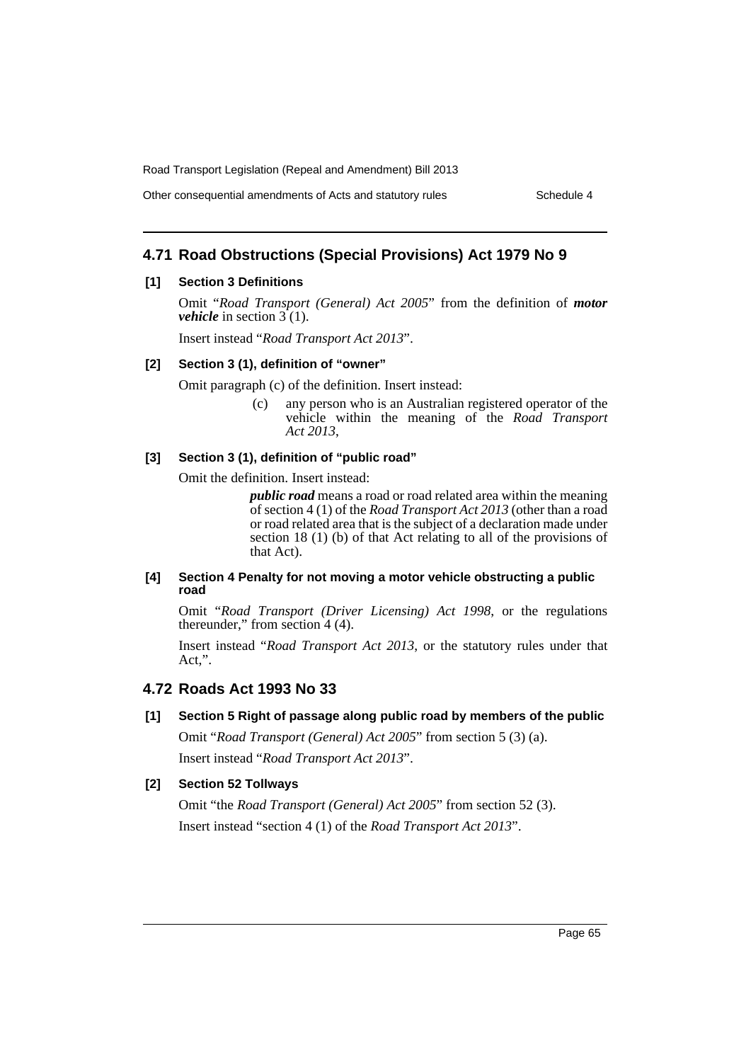## 4.71 Road Obstructions (Special Provisions) Act 1979 No 9

**[1] Section 3 Definitions**

Omit "*Road Transport (General) Act 2005*" from the definition of ***motor vehicle*** in section 3 (1).

Insert instead "*Road Transport Act 2013*".

**[2] Section 3 (1), definition of "owner"**

Omit paragraph (c) of the definition. Insert instead:

> (c) any person who is an Australian registered operator of the vehicle within the meaning of the *Road Transport Act 2013*,

**[3] Section 3 (1), definition of "public road"**

Omit the definition. Insert instead:

> ***public road*** means a road or road related area within the meaning of section 4 (1) of the *Road Transport Act 2013* (other than a road or road related area that is the subject of a declaration made under section 18 (1) (b) of that Act relating to all of the provisions of that Act).

**[4] Section 4 Penalty for not moving a motor vehicle obstructing a public road**

Omit "*Road Transport (Driver Licensing) Act 1998*, or the regulations thereunder," from section 4 (4).

Insert instead "*Road Transport Act 2013*, or the statutory rules under that Act,".

## 4.72 Roads Act 1993 No 33

**[1] Section 5 Right of passage along public road by members of the public**

Omit "*Road Transport (General) Act 2005*" from section 5 (3) (a).

Insert instead "*Road Transport Act 2013*".

**[2] Section 52 Tollways**

Omit "the *Road Transport (General) Act 2005*" from section 52 (3).

Insert instead "section 4 (1) of the *Road Transport Act 2013*".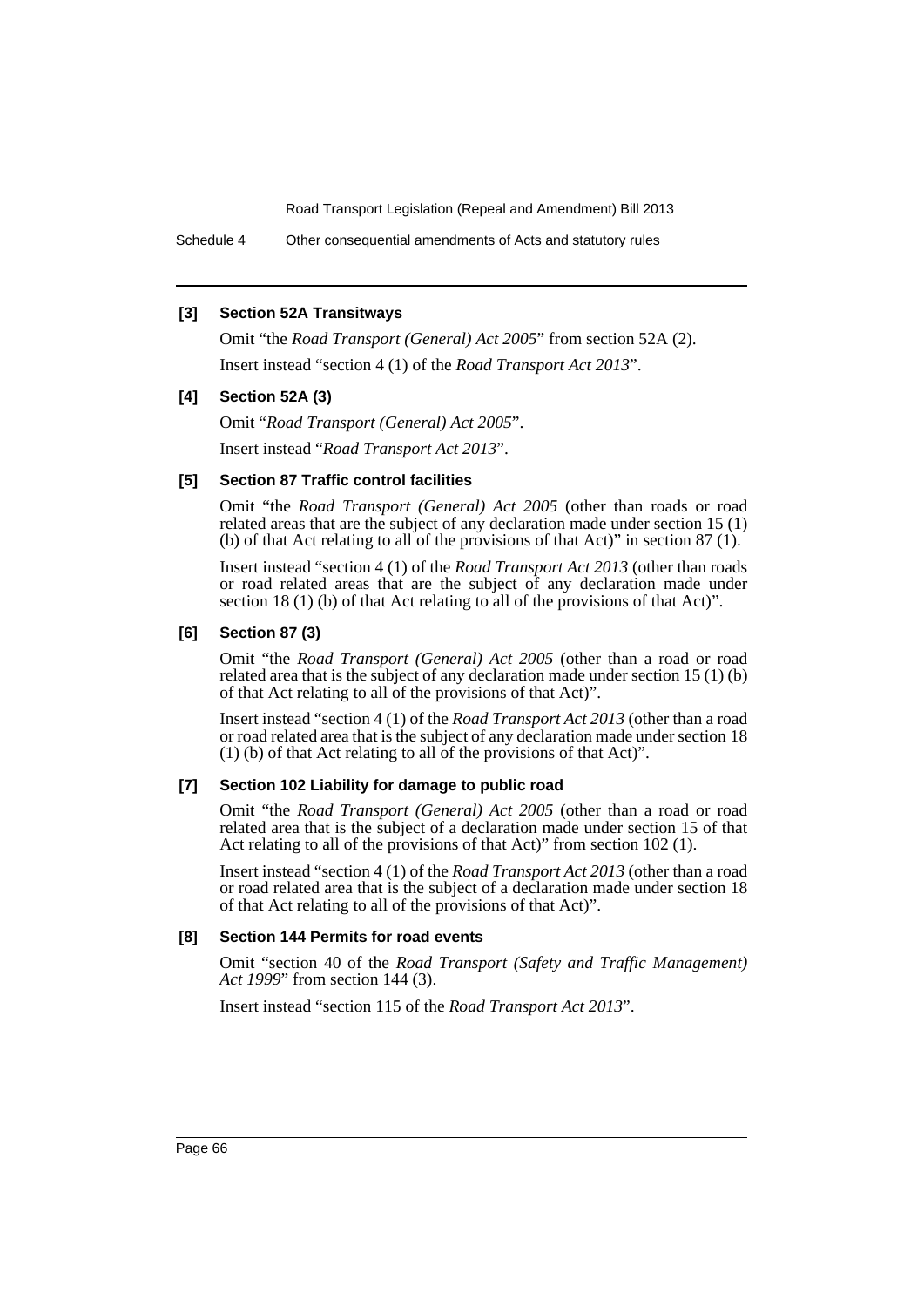#### [3] Section 52A Transitways

Omit "the *Road Transport (General) Act 2005*" from section 52A (2).

Insert instead "section 4 (1) of the *Road Transport Act 2013*".

#### [4] Section 52A (3)

Omit "*Road Transport (General) Act 2005*".

Insert instead "*Road Transport Act 2013*".

#### [5] Section 87 Traffic control facilities

Omit "the *Road Transport (General) Act 2005* (other than roads or road related areas that are the subject of any declaration made under section 15 (1) (b) of that Act relating to all of the provisions of that Act)" in section 87 (1).

Insert instead "section 4 (1) of the *Road Transport Act 2013* (other than roads or road related areas that are the subject of any declaration made under section 18 (1) (b) of that Act relating to all of the provisions of that Act)".

#### [6] Section 87 (3)

Omit "the *Road Transport (General) Act 2005* (other than a road or road related area that is the subject of any declaration made under section 15 (1) (b) of that Act relating to all of the provisions of that Act)".

Insert instead "section 4 (1) of the *Road Transport Act 2013* (other than a road or road related area that is the subject of any declaration made under section 18 (1) (b) of that Act relating to all of the provisions of that Act)".

#### [7] Section 102 Liability for damage to public road

Omit "the *Road Transport (General) Act 2005* (other than a road or road related area that is the subject of a declaration made under section 15 of that Act relating to all of the provisions of that Act)" from section 102 (1).

Insert instead "section 4 (1) of the *Road Transport Act 2013* (other than a road or road related area that is the subject of a declaration made under section 18 of that Act relating to all of the provisions of that Act)".

#### [8] Section 144 Permits for road events

Omit "section 40 of the *Road Transport (Safety and Traffic Management) Act 1999*" from section 144 (3).

Insert instead "section 115 of the *Road Transport Act 2013*".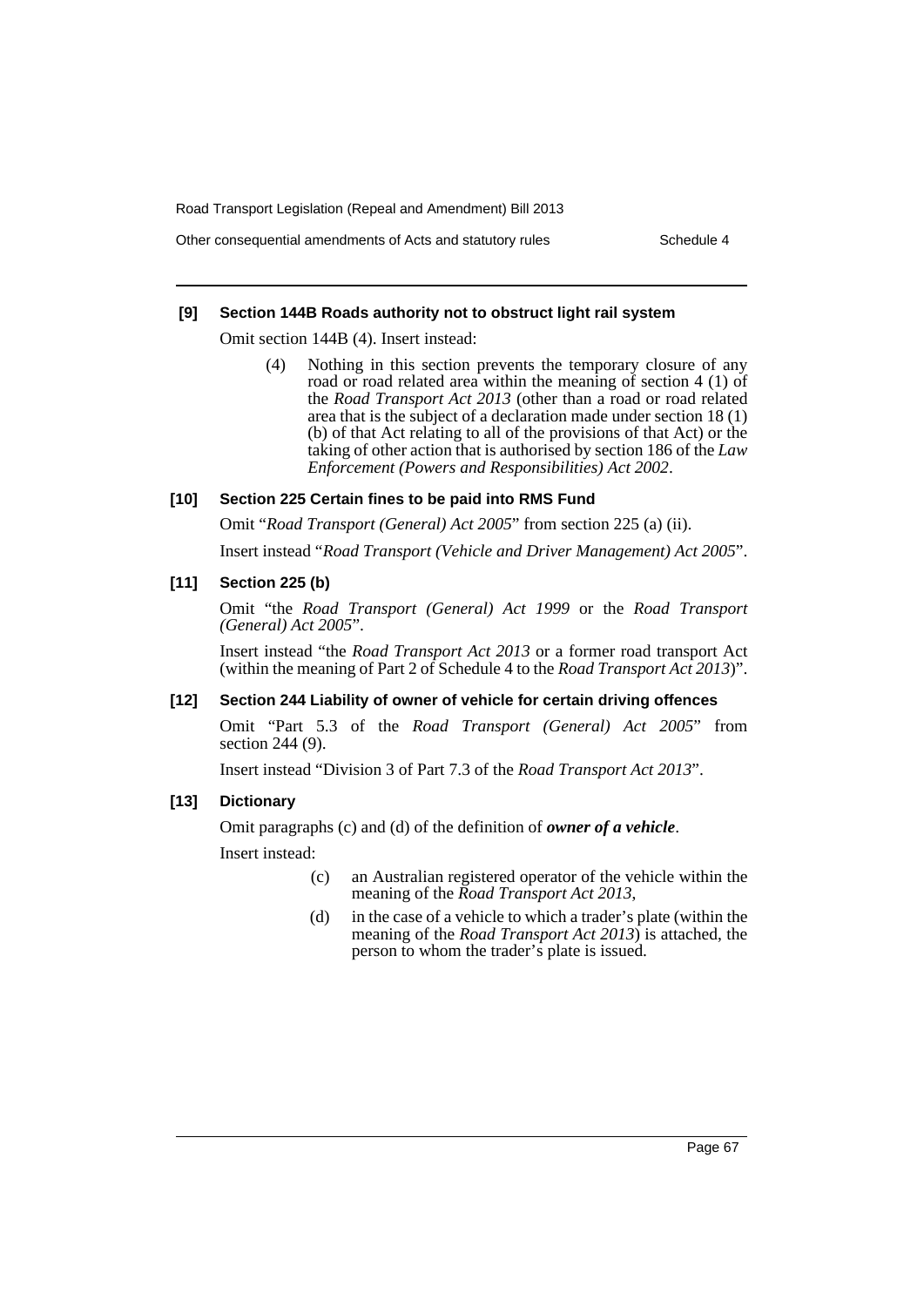**[9] Section 144B Roads authority not to obstruct light rail system**

Omit section 144B (4). Insert instead:

> (4) Nothing in this section prevents the temporary closure of any road or road related area within the meaning of section 4 (1) of the *Road Transport Act 2013* (other than a road or road related area that is the subject of a declaration made under section 18 (1) (b) of that Act relating to all of the provisions of that Act) or the taking of other action that is authorised by section 186 of the *Law Enforcement (Powers and Responsibilities) Act 2002*.

**[10] Section 225 Certain fines to be paid into RMS Fund**

Omit "*Road Transport (General) Act 2005*" from section 225 (a) (ii).

Insert instead "*Road Transport (Vehicle and Driver Management) Act 2005*".

**[11] Section 225 (b)**

Omit "the *Road Transport (General) Act 1999* or the *Road Transport (General) Act 2005*".

Insert instead "the *Road Transport Act 2013* or a former road transport Act (within the meaning of Part 2 of Schedule 4 to the *Road Transport Act 2013*)".

**[12] Section 244 Liability of owner of vehicle for certain driving offences**

Omit "Part 5.3 of the *Road Transport (General) Act 2005*" from section 244 (9).

Insert instead "Division 3 of Part 7.3 of the *Road Transport Act 2013*".

**[13] Dictionary**

Omit paragraphs (c) and (d) of the definition of ***owner of a vehicle***.

Insert instead:

> (c) an Australian registered operator of the vehicle within the meaning of the *Road Transport Act 2013*,
>
> (d) in the case of a vehicle to which a trader's plate (within the meaning of the *Road Transport Act 2013*) is attached, the person to whom the trader's plate is issued.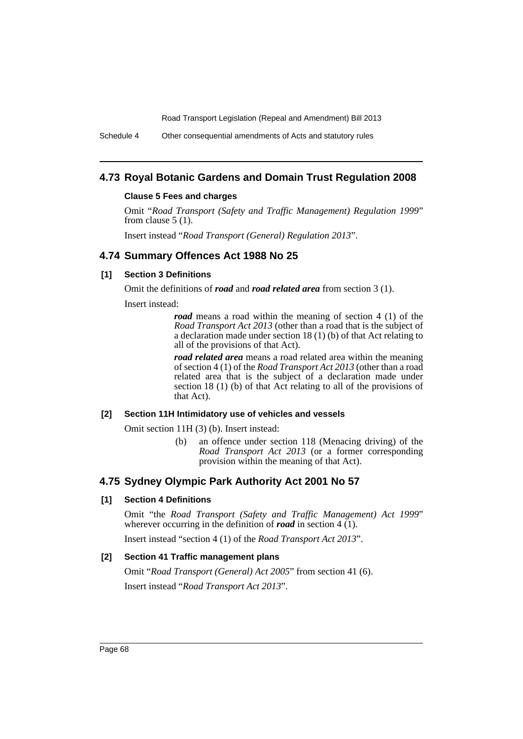## 4.73 Royal Botanic Gardens and Domain Trust Regulation 2008

**Clause 5 Fees and charges**

Omit "*Road Transport (Safety and Traffic Management) Regulation 1999*" from clause 5 (1).

Insert instead "*Road Transport (General) Regulation 2013*".

## 4.74 Summary Offences Act 1988 No 25

**[1] Section 3 Definitions**

Omit the definitions of ***road*** and ***road related area*** from section 3 (1).

Insert instead:

> ***road*** means a road within the meaning of section 4 (1) of the *Road Transport Act 2013* (other than a road that is the subject of a declaration made under section 18 (1) (b) of that Act relating to all of the provisions of that Act).
>
> ***road related area*** means a road related area within the meaning of section 4 (1) of the *Road Transport Act 2013* (other than a road related area that is the subject of a declaration made under section 18 (1) (b) of that Act relating to all of the provisions of that Act).

**[2] Section 11H Intimidatory use of vehicles and vessels**

Omit section 11H (3) (b). Insert instead:

> (b) an offence under section 118 (Menacing driving) of the *Road Transport Act 2013* (or a former corresponding provision within the meaning of that Act).

## 4.75 Sydney Olympic Park Authority Act 2001 No 57

**[1] Section 4 Definitions**

Omit "the *Road Transport (Safety and Traffic Management) Act 1999*" wherever occurring in the definition of ***road*** in section 4 (1).

Insert instead "section 4 (1) of the *Road Transport Act 2013*".

**[2] Section 41 Traffic management plans**

Omit "*Road Transport (General) Act 2005*" from section 41 (6).

Insert instead "*Road Transport Act 2013*".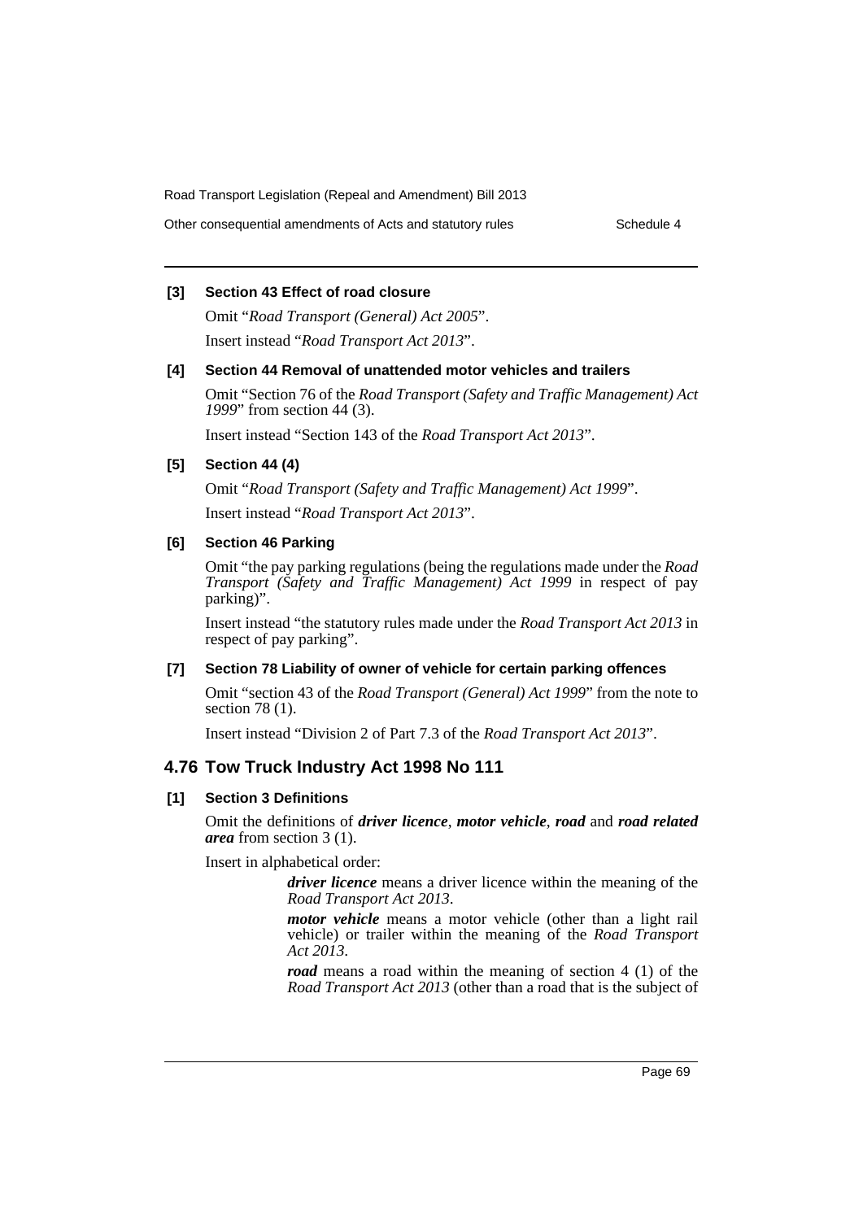#### [3] Section 43 Effect of road closure

Omit "*Road Transport (General) Act 2005*".

Insert instead "*Road Transport Act 2013*".

#### [4] Section 44 Removal of unattended motor vehicles and trailers

Omit "Section 76 of the *Road Transport (Safety and Traffic Management) Act 1999*" from section 44 (3).

Insert instead "Section 143 of the *Road Transport Act 2013*".

#### [5] Section 44 (4)

Omit "*Road Transport (Safety and Traffic Management) Act 1999*".

Insert instead "*Road Transport Act 2013*".

#### [6] Section 46 Parking

Omit "the pay parking regulations (being the regulations made under the *Road Transport (Safety and Traffic Management) Act 1999* in respect of pay parking)".

Insert instead "the statutory rules made under the *Road Transport Act 2013* in respect of pay parking".

#### [7] Section 78 Liability of owner of vehicle for certain parking offences

Omit "section 43 of the *Road Transport (General) Act 1999*" from the note to section 78 (1).

Insert instead "Division 2 of Part 7.3 of the *Road Transport Act 2013*".

## 4.76 Tow Truck Industry Act 1998 No 111

#### [1] Section 3 Definitions

Omit the definitions of ***driver licence***, ***motor vehicle***, ***road*** and ***road related area*** from section 3 (1).

Insert in alphabetical order:

> ***driver licence*** means a driver licence within the meaning of the *Road Transport Act 2013*.
>
> ***motor vehicle*** means a motor vehicle (other than a light rail vehicle) or trailer within the meaning of the *Road Transport Act 2013*.
>
> ***road*** means a road within the meaning of section 4 (1) of the *Road Transport Act 2013* (other than a road that is the subject of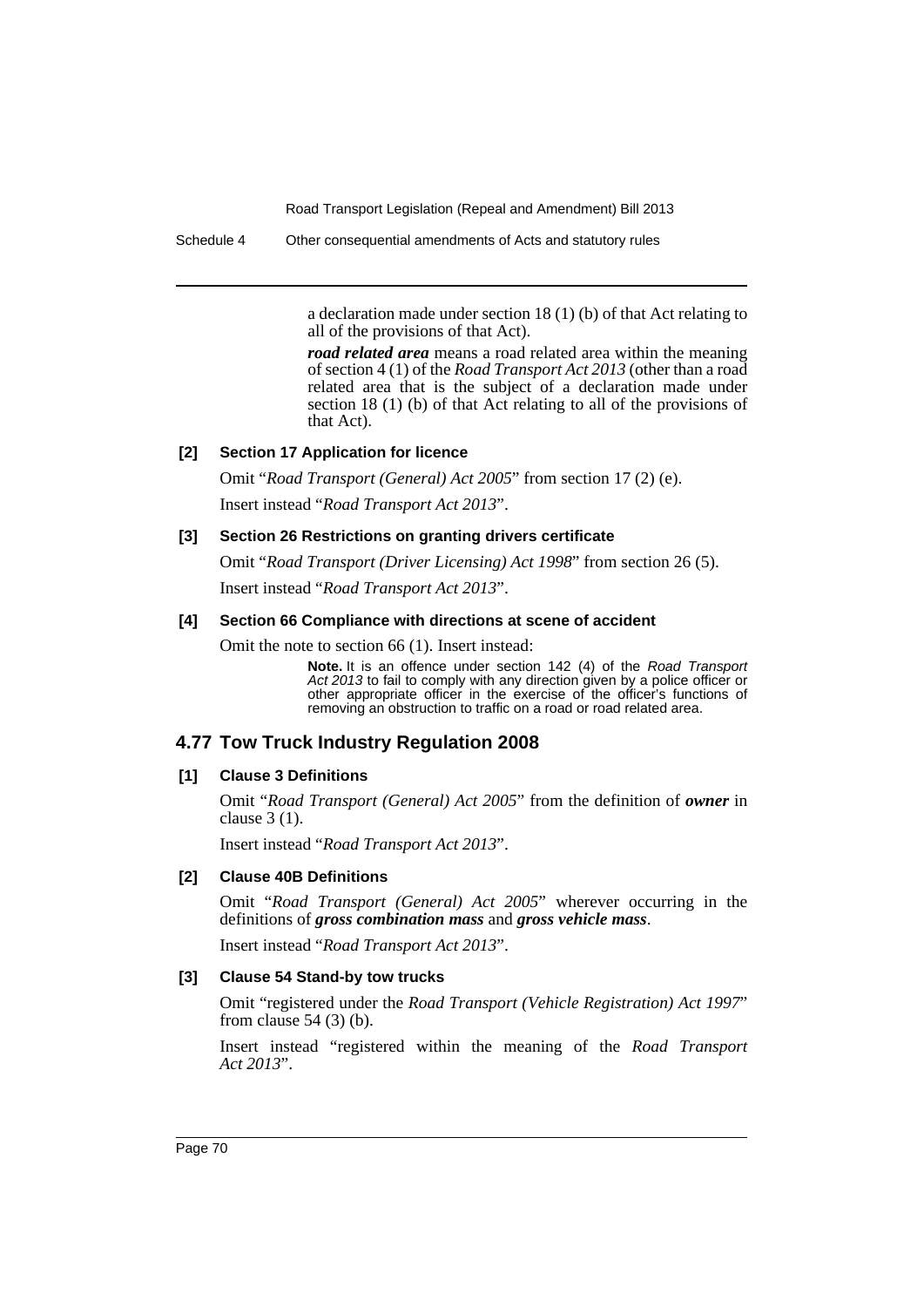a declaration made under section 18 (1) (b) of that Act relating to all of the provisions of that Act).

***road related area*** means a road related area within the meaning of section 4 (1) of the *Road Transport Act 2013* (other than a road related area that is the subject of a declaration made under section 18 (1) (b) of that Act relating to all of the provisions of that Act).

#### [2] Section 17 Application for licence

Omit "*Road Transport (General) Act 2005*" from section 17 (2) (e).

Insert instead "*Road Transport Act 2013*".

#### [3] Section 26 Restrictions on granting drivers certificate

Omit "*Road Transport (Driver Licensing) Act 1998*" from section 26 (5).

Insert instead "*Road Transport Act 2013*".

#### [4] Section 66 Compliance with directions at scene of accident

Omit the note to section 66 (1). Insert instead:

> **Note.** It is an offence under section 142 (4) of the *Road Transport Act 2013* to fail to comply with any direction given by a police officer or other appropriate officer in the exercise of the officer's functions of removing an obstruction to traffic on a road or road related area.

## 4.77 Tow Truck Industry Regulation 2008

#### [1] Clause 3 Definitions

Omit "*Road Transport (General) Act 2005*" from the definition of ***owner*** in clause 3 (1).

Insert instead "*Road Transport Act 2013*".

#### [2] Clause 40B Definitions

Omit "*Road Transport (General) Act 2005*" wherever occurring in the definitions of ***gross combination mass*** and ***gross vehicle mass***.

Insert instead "*Road Transport Act 2013*".

#### [3] Clause 54 Stand-by tow trucks

Omit "registered under the *Road Transport (Vehicle Registration) Act 1997*" from clause 54 (3) (b).

Insert instead "registered within the meaning of the *Road Transport Act 2013*".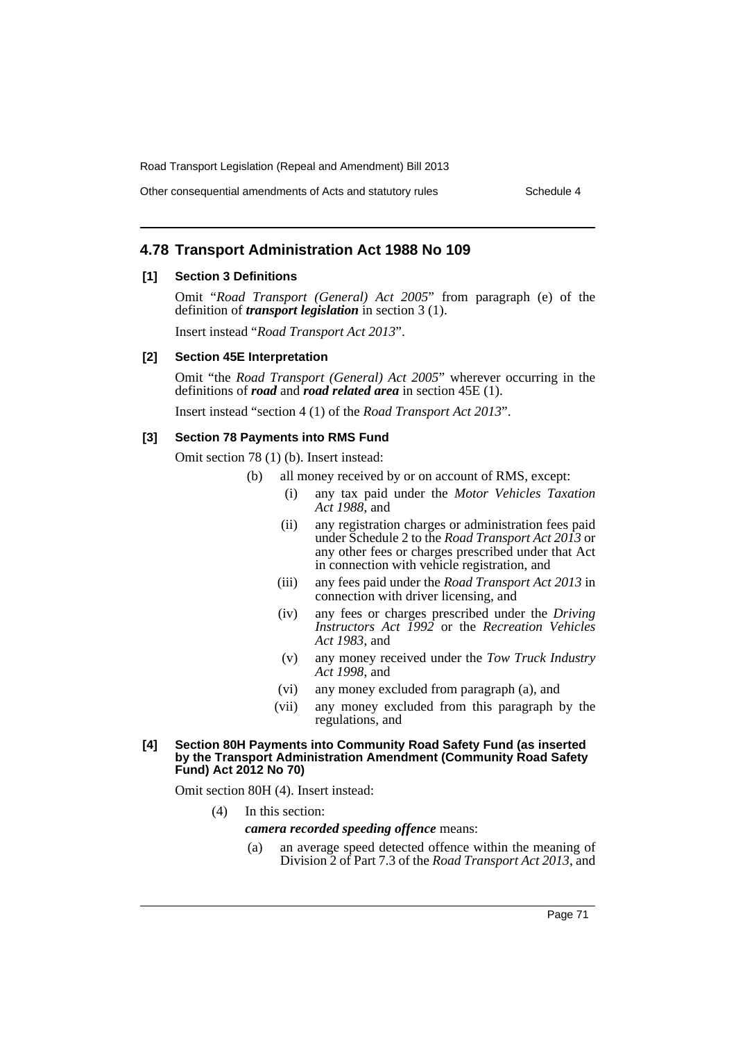## 4.78 Transport Administration Act 1988 No 109

### [1] Section 3 Definitions

Omit "*Road Transport (General) Act 2005*" from paragraph (e) of the definition of ***transport legislation*** in section 3 (1).

Insert instead "*Road Transport Act 2013*".

### [2] Section 45E Interpretation

Omit "the *Road Transport (General) Act 2005*" wherever occurring in the definitions of ***road*** and ***road related area*** in section 45E (1).

Insert instead "section 4 (1) of the *Road Transport Act 2013*".

### [3] Section 78 Payments into RMS Fund

Omit section 78 (1) (b). Insert instead:

- (b) all money received by or on account of RMS, except:
  - (i) any tax paid under the *Motor Vehicles Taxation Act 1988*, and
  - (ii) any registration charges or administration fees paid under Schedule 2 to the *Road Transport Act 2013* or any other fees or charges prescribed under that Act in connection with vehicle registration, and
  - (iii) any fees paid under the *Road Transport Act 2013* in connection with driver licensing, and
  - (iv) any fees or charges prescribed under the *Driving Instructors Act 1992* or the *Recreation Vehicles Act 1983*, and
  - (v) any money received under the *Tow Truck Industry Act 1998*, and
  - (vi) any money excluded from paragraph (a), and
  - (vii) any money excluded from this paragraph by the regulations, and

### [4] Section 80H Payments into Community Road Safety Fund (as inserted by the Transport Administration Amendment (Community Road Safety Fund) Act 2012 No 70)

Omit section 80H (4). Insert instead:

(4) In this section:

***camera recorded speeding offence*** means:

- (a) an average speed detected offence within the meaning of Division 2 of Part 7.3 of the *Road Transport Act 2013*, and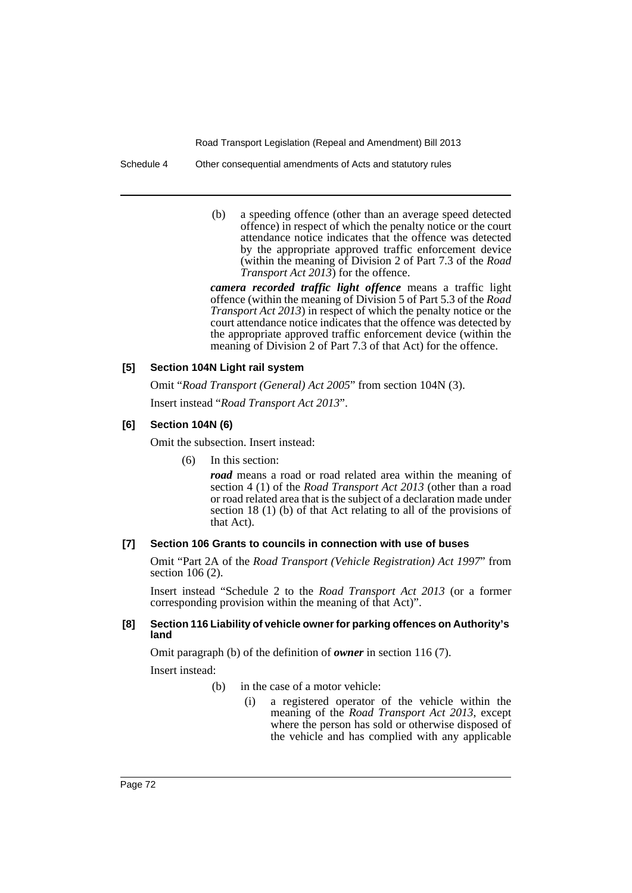(b) a speeding offence (other than an average speed detected offence) in respect of which the penalty notice or the court attendance notice indicates that the offence was detected by the appropriate approved traffic enforcement device (within the meaning of Division 2 of Part 7.3 of the *Road Transport Act 2013*) for the offence.

***camera recorded traffic light offence*** means a traffic light offence (within the meaning of Division 5 of Part 5.3 of the *Road Transport Act 2013*) in respect of which the penalty notice or the court attendance notice indicates that the offence was detected by the appropriate approved traffic enforcement device (within the meaning of Division 2 of Part 7.3 of that Act) for the offence.

#### [5] Section 104N Light rail system

Omit "*Road Transport (General) Act 2005*" from section 104N (3).

Insert instead "*Road Transport Act 2013*".

#### [6] Section 104N (6)

Omit the subsection. Insert instead:

(6) In this section:

***road*** means a road or road related area within the meaning of section 4 (1) of the *Road Transport Act 2013* (other than a road or road related area that is the subject of a declaration made under section 18 (1) (b) of that Act relating to all of the provisions of that Act).

#### [7] Section 106 Grants to councils in connection with use of buses

Omit "Part 2A of the *Road Transport (Vehicle Registration) Act 1997*" from section 106 (2).

Insert instead "Schedule 2 to the *Road Transport Act 2013* (or a former corresponding provision within the meaning of that Act)".

#### [8] Section 116 Liability of vehicle owner for parking offences on Authority's land

Omit paragraph (b) of the definition of ***owner*** in section 116 (7).

Insert instead:

(b) in the case of a motor vehicle:

(i) a registered operator of the vehicle within the meaning of the *Road Transport Act 2013*, except where the person has sold or otherwise disposed of the vehicle and has complied with any applicable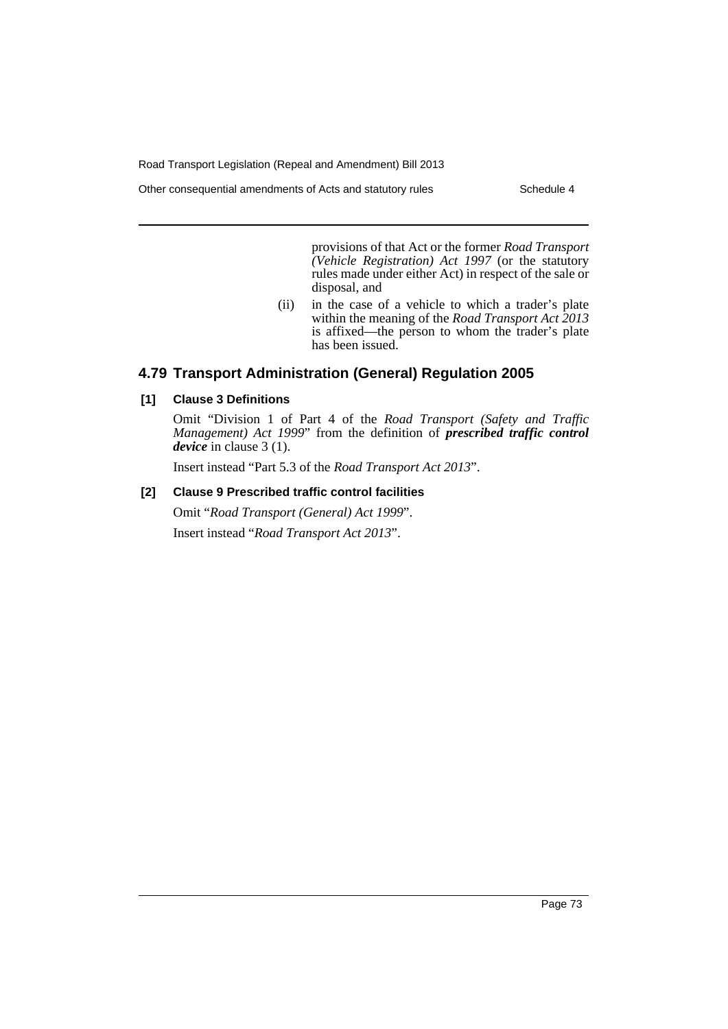provisions of that Act or the former *Road Transport (Vehicle Registration) Act 1997* (or the statutory rules made under either Act) in respect of the sale or disposal, and

(ii) in the case of a vehicle to which a trader's plate within the meaning of the *Road Transport Act 2013* is affixed—the person to whom the trader's plate has been issued.

## 4.79 Transport Administration (General) Regulation 2005

### [1] Clause 3 Definitions

Omit "Division 1 of Part 4 of the *Road Transport (Safety and Traffic Management) Act 1999*" from the definition of ***prescribed traffic control device*** in clause 3 (1).

Insert instead "Part 5.3 of the *Road Transport Act 2013*".

### [2] Clause 9 Prescribed traffic control facilities

Omit "*Road Transport (General) Act 1999*".

Insert instead "*Road Transport Act 2013*".